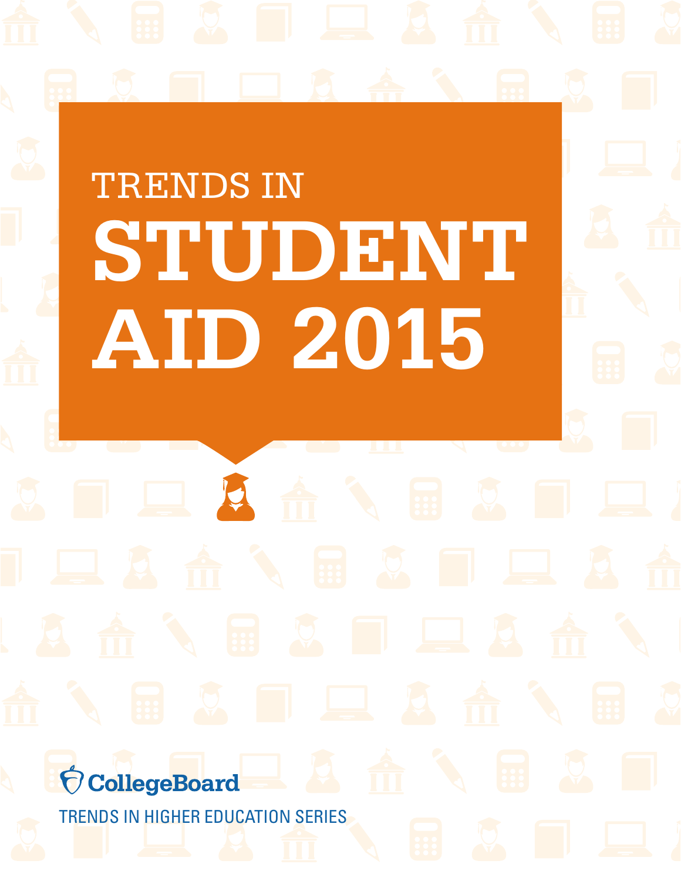# TRENDS IN STUDENT AID 2015

CollegeBoard

TRENDS IN HIGHER EDUCATION SERIES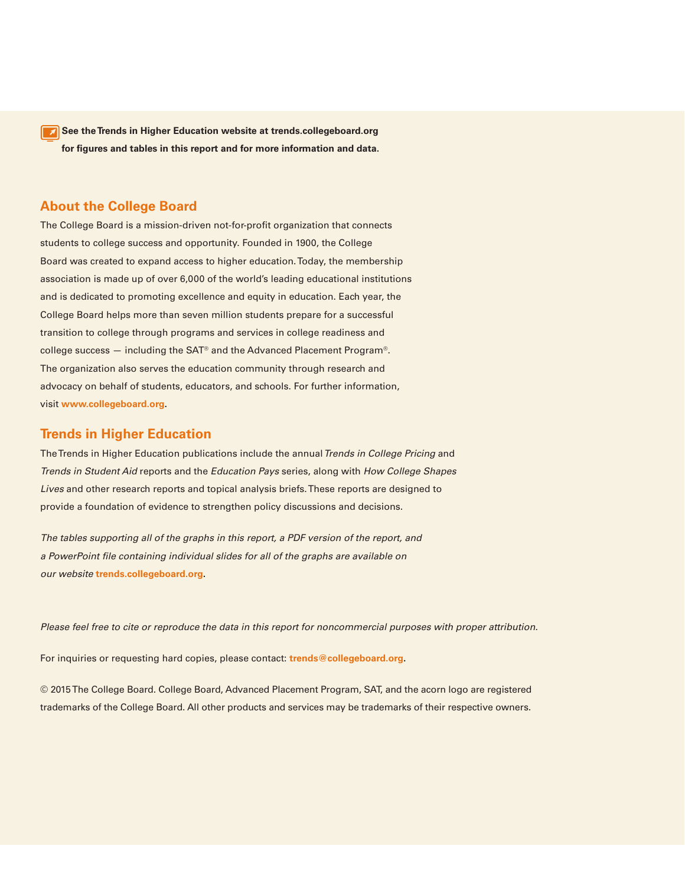**See the Trends in Higher Education website at trends.collegeboard.org for figures and tables in this report and for more information and data.**

## About the College Board

The College Board is a mission-driven not-for-profit organization that connects students to college success and opportunity. Founded in 1900, the College Board was created to expand access to higher education. Today, the membership association is made up of over 6,000 of the world's leading educational institutions and is dedicated to promoting excellence and equity in education. Each year, the College Board helps more than seven million students prepare for a successful transition to college through programs and services in college readiness and college success — including the SAT® and the Advanced Placement Program®. The organization also serves the education community through research and advocacy on behalf of students, educators, and schools. For further information, visit **www.collegeboard.org**.

## Trends in Higher Education

The Trends in Higher Education publications include the annual *Trends in College Pricing* and *Trends in Student Aid* reports and the *Education Pays* series, along with *How College Shapes Lives* and other research reports and topical analysis briefs. These reports are designed to provide a foundation of evidence to strengthen policy discussions and decisions.

*The tables supporting all of the graphs in this report, a PDF version of the report, and a PowerPoint file containing individual slides for all of the graphs are available on our website* **trends.collegeboard.org**.

*Please feel free to cite or reproduce the data in this report for noncommercial purposes with proper attribution.*

For inquiries or requesting hard copies, please contact: **trends@collegeboard.org**.

© 2015 The College Board. College Board, Advanced Placement Program, SAT, and the acorn logo are registered trademarks of the College Board. All other products and services may be trademarks of their respective owners.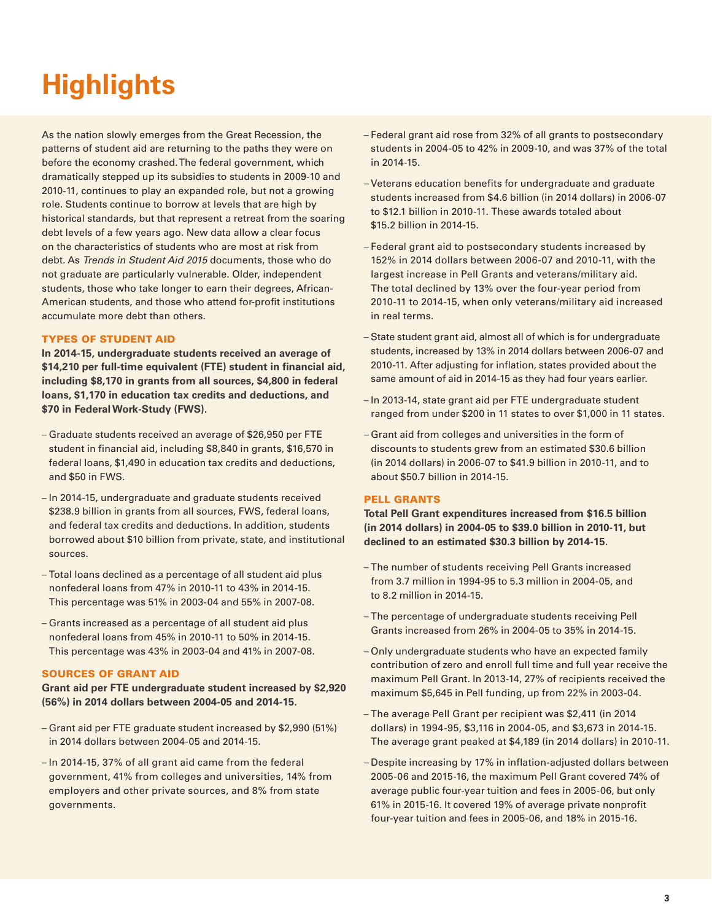# Highlights

As the nation slowly emerges from the Great Recession, the patterns of student aid are returning to the paths they were on before the economy crashed. The federal government, which dramatically stepped up its subsidies to students in 2009-10 and 2010-11, continues to play an expanded role, but not a growing role. Students continue to borrow at levels that are high by historical standards, but that represent a retreat from the soaring debt levels of a few years ago. New data allow a clear focus on the characteristics of students who are most at risk from debt. As *Trends in Student Aid 2015* documents, those who do not graduate are particularly vulnerable. Older, independent students, those who take longer to earn their degrees, African-American students, and those who attend for-profit institutions accumulate more debt than others.

## TYPES OF STUDENT AID

**In 2014-15, undergraduate students received an average of $14,210 per full-time equivalent (FTE) student in financial aid, including $8,170 in grants from all sources, $4,800 in federal loans, $1,170 in education tax credits and deductions, and $70 in Federal Work-Study (FWS).**

- Graduate students received an average of $26,950 per FTE student in financial aid, including $8,840 in grants, $16,570 in federal loans, $1,490 in education tax credits and deductions, and $50 in FWS.
- In 2014-15, undergraduate and graduate students received $238.9 billion in grants from all sources, FWS, federal loans, and federal tax credits and deductions. In addition, students borrowed about $10 billion from private, state, and institutional sources.
- Total loans declined as a percentage of all student aid plus nonfederal loans from 47% in 2010-11 to 43% in 2014-15. This percentage was 51% in 2003-04 and 55% in 2007-08.
- Grants increased as a percentage of all student aid plus nonfederal loans from 45% in 2010-11 to 50% in 2014-15. This percentage was 43% in 2003-04 and 41% in 2007-08.

## SOURCES OF GRANT AID

**Grant aid per FTE undergraduate student increased by $2,920 (56%) in 2014 dollars between 2004-05 and 2014-15.**

- Grant aid per FTE graduate student increased by $2,990 (51%) in 2014 dollars between 2004-05 and 2014-15.
- In 2014-15, 37% of all grant aid came from the federal government, 41% from colleges and universities, 14% from employers and other private sources, and 8% from state governments.
- Federal grant aid rose from 32% of all grants to postsecondary students in 2004-05 to 42% in 2009-10, and was 37% of the total in 2014-15.
- Veterans education benefits for undergraduate and graduate students increased from $4.6 billion (in 2014 dollars) in 2006-07 to $12.1 billion in 2010-11. These awards totaled about $15.2 billion in 2014-15.
- Federal grant aid to postsecondary students increased by 152% in 2014 dollars between 2006-07 and 2010-11, with the largest increase in Pell Grants and veterans/military aid. The total declined by 13% over the four-year period from 2010-11 to 2014-15, when only veterans/military aid increased in real terms.
- State student grant aid, almost all of which is for undergraduate students, increased by 13% in 2014 dollars between 2006-07 and 2010-11. After adjusting for inflation, states provided about the same amount of aid in 2014-15 as they had four years earlier.
- In 2013-14, state grant aid per FTE undergraduate student ranged from under $200 in 11 states to over $1,000 in 11 states.
- Grant aid from colleges and universities in the form of discounts to students grew from an estimated $30.6 billion (in 2014 dollars) in 2006-07 to $41.9 billion in 2010-11, and to about $50.7 billion in 2014-15.

## PELL GRANTS

**Total Pell Grant expenditures increased from $16.5 billion (in 2014 dollars) in 2004-05 to $39.0 billion in 2010-11, but declined to an estimated $30.3 billion by 2014-15.**

- The number of students receiving Pell Grants increased from 3.7 million in 1994-95 to 5.3 million in 2004-05, and to 8.2 million in 2014-15.
- The percentage of undergraduate students receiving Pell Grants increased from 26% in 2004-05 to 35% in 2014-15.
- Only undergraduate students who have an expected family contribution of zero and enroll full time and full year receive the maximum Pell Grant. In 2013-14, 27% of recipients received the maximum $5,645 in Pell funding, up from 22% in 2003-04.
- The average Pell Grant per recipient was $2,411 (in 2014 dollars) in 1994-95, $3,116 in 2004-05, and $3,673 in 2014-15. The average grant peaked at $4,189 (in 2014 dollars) in 2010-11.
- Despite increasing by 17% in inflation-adjusted dollars between 2005-06 and 2015-16, the maximum Pell Grant covered 74% of average public four-year tuition and fees in 2005-06, but only 61% in 2015-16. It covered 19% of average private nonprofit four-year tuition and fees in 2005-06, and 18% in 2015-16.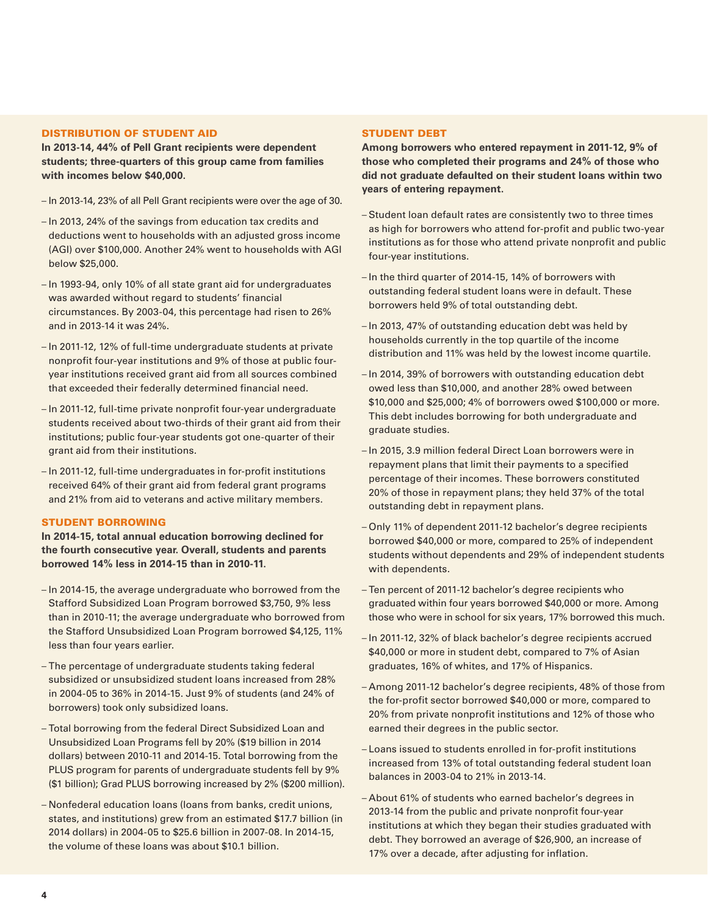## DISTRIBUTION OF STUDENT AID

**In 2013-14, 44% of Pell Grant recipients were dependent students; three-quarters of this group came from families with incomes below $40,000.**

- In 2013-14, 23% of all Pell Grant recipients were over the age of 30.
- In 2013, 24% of the savings from education tax credits and deductions went to households with an adjusted gross income (AGI) over $100,000. Another 24% went to households with AGI below $25,000.
- In 1993-94, only 10% of all state grant aid for undergraduates was awarded without regard to students' financial circumstances. By 2003-04, this percentage had risen to 26% and in 2013-14 it was 24%.
- In 2011-12, 12% of full-time undergraduate students at private nonprofit four-year institutions and 9% of those at public four-year institutions received grant aid from all sources combined that exceeded their federally determined financial need.
- In 2011-12, full-time private nonprofit four-year undergraduate students received about two-thirds of their grant aid from their institutions; public four-year students got one-quarter of their grant aid from their institutions.
- In 2011-12, full-time undergraduates in for-profit institutions received 64% of their grant aid from federal grant programs and 21% from aid to veterans and active military members.

## STUDENT BORROWING

**In 2014-15, total annual education borrowing declined for the fourth consecutive year. Overall, students and parents borrowed 14% less in 2014-15 than in 2010-11.**

- In 2014-15, the average undergraduate who borrowed from the Stafford Subsidized Loan Program borrowed $3,750, 9% less than in 2010-11; the average undergraduate who borrowed from the Stafford Unsubsidized Loan Program borrowed $4,125, 11% less than four years earlier.
- The percentage of undergraduate students taking federal subsidized or unsubsidized student loans increased from 28% in 2004-05 to 36% in 2014-15. Just 9% of students (and 24% of borrowers) took only subsidized loans.
- Total borrowing from the federal Direct Subsidized Loan and Unsubsidized Loan Programs fell by 20% ($19 billion in 2014 dollars) between 2010-11 and 2014-15. Total borrowing from the PLUS program for parents of undergraduate students fell by 9% ($1 billion); Grad PLUS borrowing increased by 2% ($200 million).
- Nonfederal education loans (loans from banks, credit unions, states, and institutions) grew from an estimated $17.7 billion (in 2014 dollars) in 2004-05 to $25.6 billion in 2007-08. In 2014-15, the volume of these loans was about $10.1 billion.

## STUDENT DEBT

**Among borrowers who entered repayment in 2011-12, 9% of those who completed their programs and 24% of those who did not graduate defaulted on their student loans within two years of entering repayment.**

- Student loan default rates are consistently two to three times as high for borrowers who attend for-profit and public two-year institutions as for those who attend private nonprofit and public four-year institutions.
- In the third quarter of 2014-15, 14% of borrowers with outstanding federal student loans were in default. These borrowers held 9% of total outstanding debt.
- In 2013, 47% of outstanding education debt was held by households currently in the top quartile of the income distribution and 11% was held by the lowest income quartile.
- In 2014, 39% of borrowers with outstanding education debt owed less than $10,000, and another 28% owed between $10,000 and $25,000; 4% of borrowers owed $100,000 or more. This debt includes borrowing for both undergraduate and graduate studies.
- In 2015, 3.9 million federal Direct Loan borrowers were in repayment plans that limit their payments to a specified percentage of their incomes. These borrowers constituted 20% of those in repayment plans; they held 37% of the total outstanding debt in repayment plans.
- Only 11% of dependent 2011-12 bachelor's degree recipients borrowed $40,000 or more, compared to 25% of independent students without dependents and 29% of independent students with dependents.
- Ten percent of 2011-12 bachelor's degree recipients who graduated within four years borrowed $40,000 or more. Among those who were in school for six years, 17% borrowed this much.
- In 2011-12, 32% of black bachelor's degree recipients accrued $40,000 or more in student debt, compared to 7% of Asian graduates, 16% of whites, and 17% of Hispanics.
- Among 2011-12 bachelor's degree recipients, 48% of those from the for-profit sector borrowed $40,000 or more, compared to 20% from private nonprofit institutions and 12% of those who earned their degrees in the public sector.
- Loans issued to students enrolled in for-profit institutions increased from 13% of total outstanding federal student loan balances in 2003-04 to 21% in 2013-14.
- About 61% of students who earned bachelor's degrees in 2013-14 from the public and private nonprofit four-year institutions at which they began their studies graduated with debt. They borrowed an average of $26,900, an increase of 17% over a decade, after adjusting for inflation.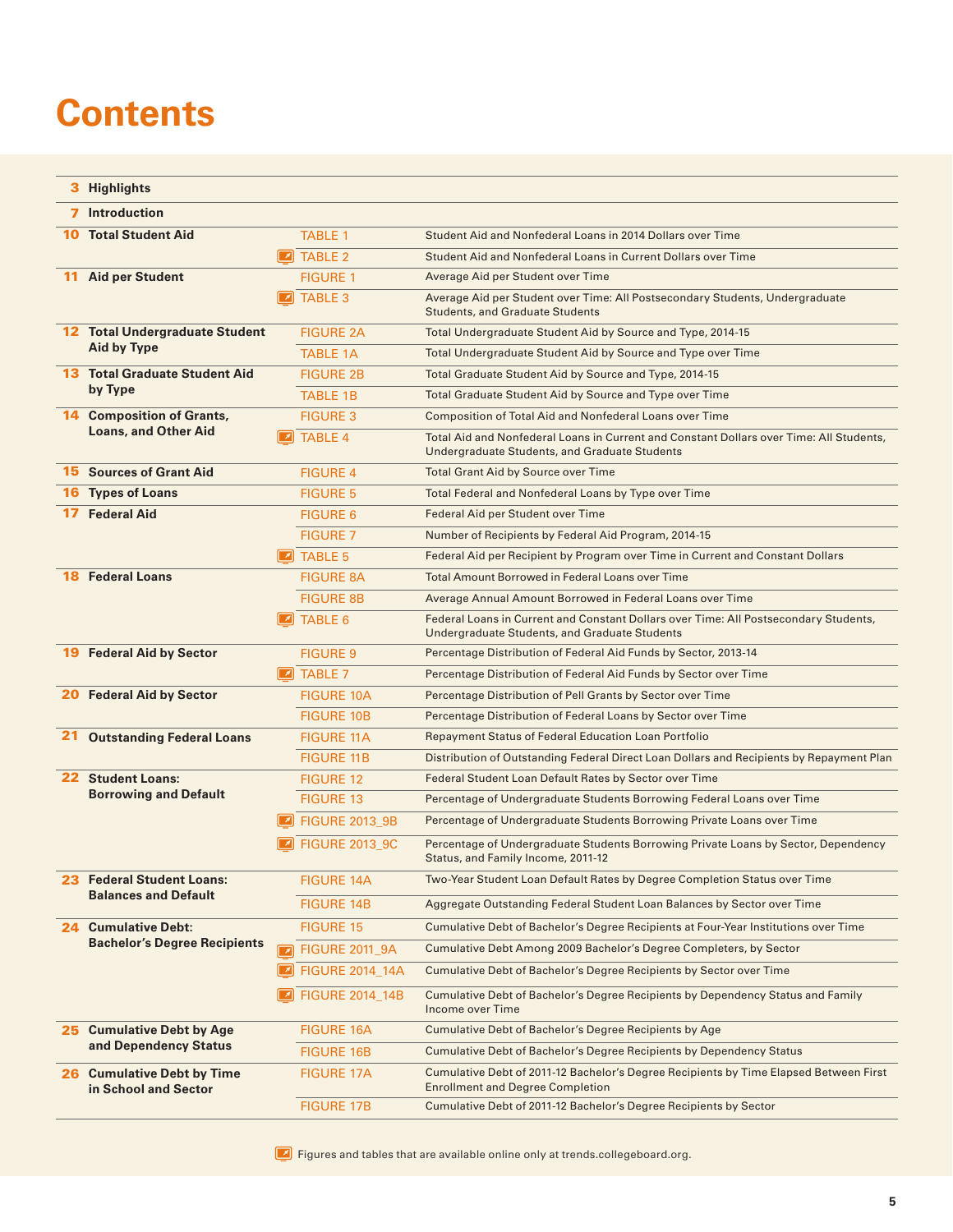# Contents

| Page | Section | | Item | Description |
|---|---|---|---|---|
| 3 | **Highlights** | | | |
| 7 | **Introduction** | | | |
| 10 | **Total Student Aid** | | TABLE 1 | Student Aid and Nonfederal Loans in 2014 Dollars over Time |
| | | 🖥 | TABLE 2 | Student Aid and Nonfederal Loans in Current Dollars over Time |
| 11 | **Aid per Student** | | FIGURE 1 | Average Aid per Student over Time |
| | | 🖥 | TABLE 3 | Average Aid per Student over Time: All Postsecondary Students, Undergraduate Students, and Graduate Students |
| 12 | **Total Undergraduate Student Aid by Type** | | FIGURE 2A | Total Undergraduate Student Aid by Source and Type, 2014-15 |
| | | | TABLE 1A | Total Undergraduate Student Aid by Source and Type over Time |
| 13 | **Total Graduate Student Aid by Type** | | FIGURE 2B | Total Graduate Student Aid by Source and Type, 2014-15 |
| | | | TABLE 1B | Total Graduate Student Aid by Source and Type over Time |
| 14 | **Composition of Grants, Loans, and Other Aid** | | FIGURE 3 | Composition of Total Aid and Nonfederal Loans over Time |
| | | 🖥 | TABLE 4 | Total Aid and Nonfederal Loans in Current and Constant Dollars over Time: All Students, Undergraduate Students, and Graduate Students |
| 15 | **Sources of Grant Aid** | | FIGURE 4 | Total Grant Aid by Source over Time |
| 16 | **Types of Loans** | | FIGURE 5 | Total Federal and Nonfederal Loans by Type over Time |
| 17 | **Federal Aid** | | FIGURE 6 | Federal Aid per Student over Time |
| | | | FIGURE 7 | Number of Recipients by Federal Aid Program, 2014-15 |
| | | 🖥 | TABLE 5 | Federal Aid per Recipient by Program over Time in Current and Constant Dollars |
| 18 | **Federal Loans** | | FIGURE 8A | Total Amount Borrowed in Federal Loans over Time |
| | | | FIGURE 8B | Average Annual Amount Borrowed in Federal Loans over Time |
| | | 🖥 | TABLE 6 | Federal Loans in Current and Constant Dollars over Time: All Postsecondary Students, Undergraduate Students, and Graduate Students |
| 19 | **Federal Aid by Sector** | | FIGURE 9 | Percentage Distribution of Federal Aid Funds by Sector, 2013-14 |
| | | 🖥 | TABLE 7 | Percentage Distribution of Federal Aid Funds by Sector over Time |
| 20 | **Federal Aid by Sector** | | FIGURE 10A | Percentage Distribution of Pell Grants by Sector over Time |
| | | | FIGURE 10B | Percentage Distribution of Federal Loans by Sector over Time |
| 21 | **Outstanding Federal Loans** | | FIGURE 11A | Repayment Status of Federal Education Loan Portfolio |
| | | | FIGURE 11B | Distribution of Outstanding Federal Direct Loan Dollars and Recipients by Repayment Plan |
| 22 | **Student Loans: Borrowing and Default** | | FIGURE 12 | Federal Student Loan Default Rates by Sector over Time |
| | | | FIGURE 13 | Percentage of Undergraduate Students Borrowing Federal Loans over Time |
| | | 🖥 | FIGURE 2013_9B | Percentage of Undergraduate Students Borrowing Private Loans over Time |
| | | 🖥 | FIGURE 2013_9C | Percentage of Undergraduate Students Borrowing Private Loans by Sector, Dependency Status, and Family Income, 2011-12 |
| 23 | **Federal Student Loans: Balances and Default** | | FIGURE 14A | Two-Year Student Loan Default Rates by Degree Completion Status over Time |
| | | | FIGURE 14B | Aggregate Outstanding Federal Student Loan Balances by Sector over Time |
| 24 | **Cumulative Debt: Bachelor's Degree Recipients** | | FIGURE 15 | Cumulative Debt of Bachelor's Degree Recipients at Four-Year Institutions over Time |
| | | 🖥 | FIGURE 2011_9A | Cumulative Debt Among 2009 Bachelor's Degree Completers, by Sector |
| | | 🖥 | FIGURE 2014_14A | Cumulative Debt of Bachelor's Degree Recipients by Sector over Time |
| | | 🖥 | FIGURE 2014_14B | Cumulative Debt of Bachelor's Degree Recipients by Dependency Status and Family Income over Time |
| 25 | **Cumulative Debt by Age and Dependency Status** | | FIGURE 16A | Cumulative Debt of Bachelor's Degree Recipients by Age |
| | | | FIGURE 16B | Cumulative Debt of Bachelor's Degree Recipients by Dependency Status |
| 26 | **Cumulative Debt by Time in School and Sector** | | FIGURE 17A | Cumulative Debt of 2011-12 Bachelor's Degree Recipients by Time Elapsed Between First Enrollment and Degree Completion |
| | | | FIGURE 17B | Cumulative Debt of 2011-12 Bachelor's Degree Recipients by Sector |

🖥 Figures and tables that are available online only at trends.collegeboard.org.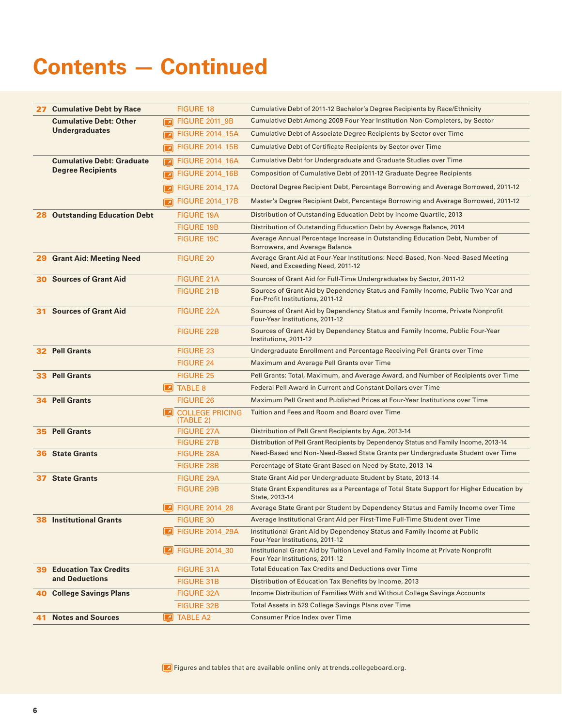# Contents — Continued

| Page | Section | | Figure/Table | Description |
|---|---|---|---|---|
| 27 | Cumulative Debt by Race | | FIGURE 18 | Cumulative Debt of 2011-12 Bachelor's Degree Recipients by Race/Ethnicity |
| | Cumulative Debt: Other Undergraduates | ☑ | FIGURE 2011_9B | Cumulative Debt Among 2009 Four-Year Institution Non-Completers, by Sector |
| | | ☑ | FIGURE 2014_15A | Cumulative Debt of Associate Degree Recipients by Sector over Time |
| | | ☑ | FIGURE 2014_15B | Cumulative Debt of Certificate Recipients by Sector over Time |
| | Cumulative Debt: Graduate Degree Recipients | ☑ | FIGURE 2014_16A | Cumulative Debt for Undergraduate and Graduate Studies over Time |
| | | ☑ | FIGURE 2014_16B | Composition of Cumulative Debt of 2011-12 Graduate Degree Recipients |
| | | ☑ | FIGURE 2014_17A | Doctoral Degree Recipient Debt, Percentage Borrowing and Average Borrowed, 2011-12 |
| | | ☑ | FIGURE 2014_17B | Master's Degree Recipient Debt, Percentage Borrowing and Average Borrowed, 2011-12 |
| 28 | Outstanding Education Debt | | FIGURE 19A | Distribution of Outstanding Education Debt by Income Quartile, 2013 |
| | | | FIGURE 19B | Distribution of Outstanding Education Debt by Average Balance, 2014 |
| | | | FIGURE 19C | Average Annual Percentage Increase in Outstanding Education Debt, Number of Borrowers, and Average Balance |
| 29 | Grant Aid: Meeting Need | | FIGURE 20 | Average Grant Aid at Four-Year Institutions: Need-Based, Non-Need-Based Meeting Need, and Exceeding Need, 2011-12 |
| 30 | Sources of Grant Aid | | FIGURE 21A | Sources of Grant Aid for Full-Time Undergraduates by Sector, 2011-12 |
| | | | FIGURE 21B | Sources of Grant Aid by Dependency Status and Family Income, Public Two-Year and For-Profit Institutions, 2011-12 |
| 31 | Sources of Grant Aid | | FIGURE 22A | Sources of Grant Aid by Dependency Status and Family Income, Private Nonprofit Four-Year Institutions, 2011-12 |
| | | | FIGURE 22B | Sources of Grant Aid by Dependency Status and Family Income, Public Four-Year Institutions, 2011-12 |
| 32 | Pell Grants | | FIGURE 23 | Undergraduate Enrollment and Percentage Receiving Pell Grants over Time |
| | | | FIGURE 24 | Maximum and Average Pell Grants over Time |
| 33 | Pell Grants | | FIGURE 25 | Pell Grants: Total, Maximum, and Average Award, and Number of Recipients over Time |
| | | ☑ | TABLE 8 | Federal Pell Award in Current and Constant Dollars over Time |
| 34 | Pell Grants | | FIGURE 26 | Maximum Pell Grant and Published Prices at Four-Year Institutions over Time |
| | | ☑ | COLLEGE PRICING (TABLE 2) | Tuition and Fees and Room and Board over Time |
| 35 | Pell Grants | | FIGURE 27A | Distribution of Pell Grant Recipients by Age, 2013-14 |
| | | | FIGURE 27B | Distribution of Pell Grant Recipients by Dependency Status and Family Income, 2013-14 |
| 36 | State Grants | | FIGURE 28A | Need-Based and Non-Need-Based State Grants per Undergraduate Student over Time |
| | | | FIGURE 28B | Percentage of State Grant Based on Need by State, 2013-14 |
| 37 | State Grants | | FIGURE 29A | State Grant Aid per Undergraduate Student by State, 2013-14 |
| | | | FIGURE 29B | State Grant Expenditures as a Percentage of Total State Support for Higher Education by State, 2013-14 |
| | | ☑ | FIGURE 2014_28 | Average State Grant per Student by Dependency Status and Family Income over Time |
| 38 | Institutional Grants | | FIGURE 30 | Average Institutional Grant Aid per First-Time Full-Time Student over Time |
| | | ☑ | FIGURE 2014_29A | Institutional Grant Aid by Dependency Status and Family Income at Public Four-Year Institutions, 2011-12 |
| | | ☑ | FIGURE 2014_30 | Institutional Grant Aid by Tuition Level and Family Income at Private Nonprofit Four-Year Institutions, 2011-12 |
| 39 | Education Tax Credits and Deductions | | FIGURE 31A | Total Education Tax Credits and Deductions over Time |
| | | | FIGURE 31B | Distribution of Education Tax Benefits by Income, 2013 |
| 40 | College Savings Plans | | FIGURE 32A | Income Distribution of Families With and Without College Savings Accounts |
| | | | FIGURE 32B | Total Assets in 529 College Savings Plans over Time |
| 41 | Notes and Sources | ☑ | TABLE A2 | Consumer Price Index over Time |

☑ Figures and tables that are available online only at trends.collegeboard.org.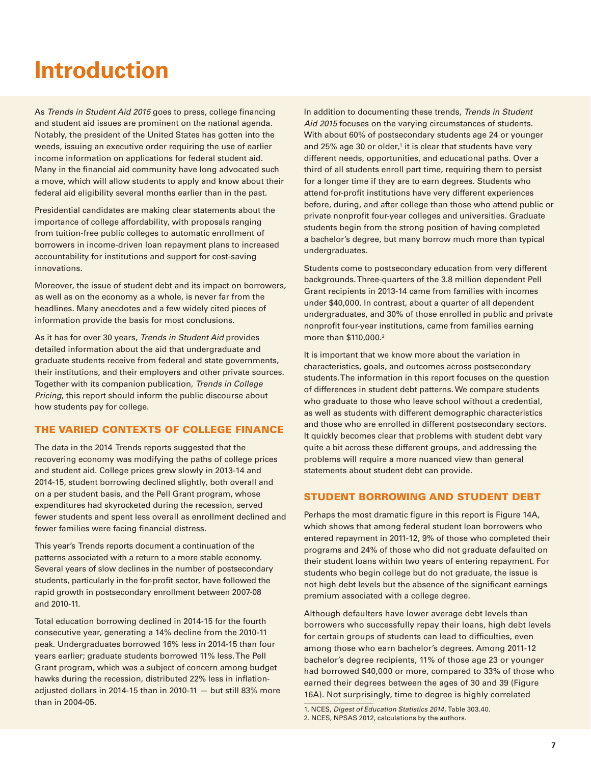# Introduction

As *Trends in Student Aid 2015* goes to press, college financing and student aid issues are prominent on the national agenda. Notably, the president of the United States has gotten into the weeds, issuing an executive order requiring the use of earlier income information on applications for federal student aid. Many in the financial aid community have long advocated such a move, which will allow students to apply and know about their federal aid eligibility several months earlier than in the past.

Presidential candidates are making clear statements about the importance of college affordability, with proposals ranging from tuition-free public colleges to automatic enrollment of borrowers in income-driven loan repayment plans to increased accountability for institutions and support for cost-saving innovations.

Moreover, the issue of student debt and its impact on borrowers, as well as on the economy as a whole, is never far from the headlines. Many anecdotes and a few widely cited pieces of information provide the basis for most conclusions.

As it has for over 30 years, *Trends in Student Aid* provides detailed information about the aid that undergraduate and graduate students receive from federal and state governments, their institutions, and their employers and other private sources. Together with its companion publication, *Trends in College Pricing*, this report should inform the public discourse about how students pay for college.

## THE VARIED CONTEXTS OF COLLEGE FINANCE

The data in the 2014 Trends reports suggested that the recovering economy was modifying the paths of college prices and student aid. College prices grew slowly in 2013-14 and 2014-15, student borrowing declined slightly, both overall and on a per student basis, and the Pell Grant program, whose expenditures had skyrocketed during the recession, served fewer students and spent less overall as enrollment declined and fewer families were facing financial distress.

This year's Trends reports document a continuation of the patterns associated with a return to a more stable economy. Several years of slow declines in the number of postsecondary students, particularly in the for-profit sector, have followed the rapid growth in postsecondary enrollment between 2007-08 and 2010-11.

Total education borrowing declined in 2014-15 for the fourth consecutive year, generating a 14% decline from the 2010-11 peak. Undergraduates borrowed 16% less in 2014-15 than four years earlier; graduate students borrowed 11% less. The Pell Grant program, which was a subject of concern among budget hawks during the recession, distributed 22% less in inflation-adjusted dollars in 2014-15 than in 2010-11 — but still 83% more than in 2004-05.

In addition to documenting these trends, *Trends in Student Aid 2015* focuses on the varying circumstances of students. With about 60% of postsecondary students age 24 or younger and 25% age 30 or older,[1] it is clear that students have very different needs, opportunities, and educational paths. Over a third of all students enroll part time, requiring them to persist for a longer time if they are to earn degrees. Students who attend for-profit institutions have very different experiences before, during, and after college than those who attend public or private nonprofit four-year colleges and universities. Graduate students begin from the strong position of having completed a bachelor's degree, but many borrow much more than typical undergraduates.

Students come to postsecondary education from very different backgrounds. Three-quarters of the 3.8 million dependent Pell Grant recipients in 2013-14 came from families with incomes under $40,000. In contrast, about a quarter of all dependent undergraduates, and 30% of those enrolled in public and private nonprofit four-year institutions, came from families earning more than $110,000.[2]

It is important that we know more about the variation in characteristics, goals, and outcomes across postsecondary students. The information in this report focuses on the question of differences in student debt patterns. We compare students who graduate to those who leave school without a credential, as well as students with different demographic characteristics and those who are enrolled in different postsecondary sectors. It quickly becomes clear that problems with student debt vary quite a bit across these different groups, and addressing the problems will require a more nuanced view than general statements about student debt can provide.

## STUDENT BORROWING AND STUDENT DEBT

Perhaps the most dramatic figure in this report is Figure 14A, which shows that among federal student loan borrowers who entered repayment in 2011-12, 9% of those who completed their programs and 24% of those who did not graduate defaulted on their student loans within two years of entering repayment. For students who begin college but do not graduate, the issue is not high debt levels but the absence of the significant earnings premium associated with a college degree.

Although defaulters have lower average debt levels than borrowers who successfully repay their loans, high debt levels for certain groups of students can lead to difficulties, even among those who earn bachelor's degrees. Among 2011-12 bachelor's degree recipients, 11% of those age 23 or younger had borrowed $40,000 or more, compared to 33% of those who earned their degrees between the ages of 30 and 39 (Figure 16A). Not surprisingly, time to degree is highly correlated

1. NCES, *Digest of Education Statistics 2014*, Table 303.40.
2. NCES, NPSAS 2012, calculations by the authors.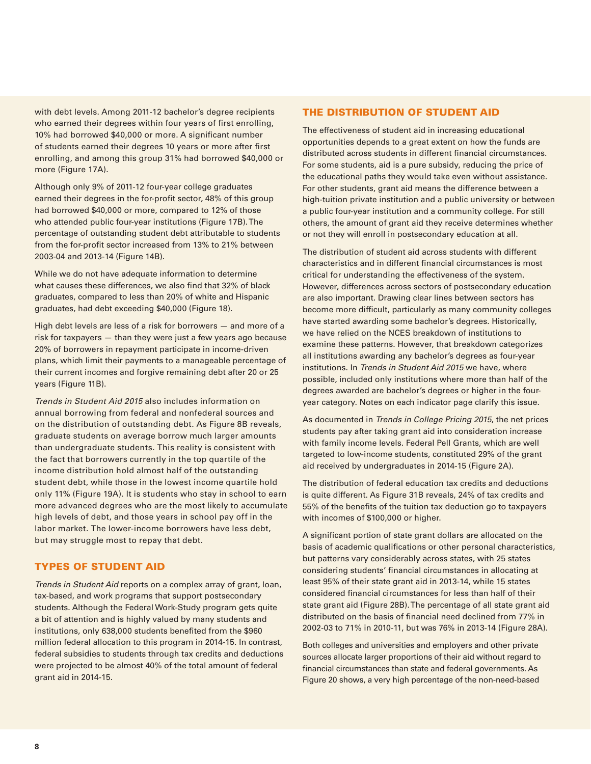with debt levels. Among 2011-12 bachelor's degree recipients who earned their degrees within four years of first enrolling, 10% had borrowed $40,000 or more. A significant number of students earned their degrees 10 years or more after first enrolling, and among this group 31% had borrowed $40,000 or more (Figure 17A).

Although only 9% of 2011-12 four-year college graduates earned their degrees in the for-profit sector, 48% of this group had borrowed $40,000 or more, compared to 12% of those who attended public four-year institutions (Figure 17B). The percentage of outstanding student debt attributable to students from the for-profit sector increased from 13% to 21% between 2003-04 and 2013-14 (Figure 14B).

While we do not have adequate information to determine what causes these differences, we also find that 32% of black graduates, compared to less than 20% of white and Hispanic graduates, had debt exceeding $40,000 (Figure 18).

High debt levels are less of a risk for borrowers — and more of a risk for taxpayers — than they were just a few years ago because 20% of borrowers in repayment participate in income-driven plans, which limit their payments to a manageable percentage of their current incomes and forgive remaining debt after 20 or 25 years (Figure 11B).

*Trends in Student Aid 2015* also includes information on annual borrowing from federal and nonfederal sources and on the distribution of outstanding debt. As Figure 8B reveals, graduate students on average borrow much larger amounts than undergraduate students. This reality is consistent with the fact that borrowers currently in the top quartile of the income distribution hold almost half of the outstanding student debt, while those in the lowest income quartile hold only 11% (Figure 19A). It is students who stay in school to earn more advanced degrees who are the most likely to accumulate high levels of debt, and those years in school pay off in the labor market. The lower-income borrowers have less debt, but may struggle most to repay that debt.

## TYPES OF STUDENT AID

*Trends in Student Aid* reports on a complex array of grant, loan, tax-based, and work programs that support postsecondary students. Although the Federal Work-Study program gets quite a bit of attention and is highly valued by many students and institutions, only 638,000 students benefited from the $960 million federal allocation to this program in 2014-15. In contrast, federal subsidies to students through tax credits and deductions were projected to be almost 40% of the total amount of federal grant aid in 2014-15.

## THE DISTRIBUTION OF STUDENT AID

The effectiveness of student aid in increasing educational opportunities depends to a great extent on how the funds are distributed across students in different financial circumstances. For some students, aid is a pure subsidy, reducing the price of the educational paths they would take even without assistance. For other students, grant aid means the difference between a high-tuition private institution and a public university or between a public four-year institution and a community college. For still others, the amount of grant aid they receive determines whether or not they will enroll in postsecondary education at all.

The distribution of student aid across students with different characteristics and in different financial circumstances is most critical for understanding the effectiveness of the system. However, differences across sectors of postsecondary education are also important. Drawing clear lines between sectors has become more difficult, particularly as many community colleges have started awarding some bachelor's degrees. Historically, we have relied on the NCES breakdown of institutions to examine these patterns. However, that breakdown categorizes all institutions awarding any bachelor's degrees as four-year institutions. In *Trends in Student Aid 2015* we have, where possible, included only institutions where more than half of the degrees awarded are bachelor's degrees or higher in the four-year category. Notes on each indicator page clarify this issue.

As documented in *Trends in College Pricing 2015*, the net prices students pay after taking grant aid into consideration increase with family income levels. Federal Pell Grants, which are well targeted to low-income students, constituted 29% of the grant aid received by undergraduates in 2014-15 (Figure 2A).

The distribution of federal education tax credits and deductions is quite different. As Figure 31B reveals, 24% of tax credits and 55% of the benefits of the tuition tax deduction go to taxpayers with incomes of $100,000 or higher.

A significant portion of state grant dollars are allocated on the basis of academic qualifications or other personal characteristics, but patterns vary considerably across states, with 25 states considering students' financial circumstances in allocating at least 95% of their state grant aid in 2013-14, while 15 states considered financial circumstances for less than half of their state grant aid (Figure 28B). The percentage of all state grant aid distributed on the basis of financial need declined from 77% in 2002-03 to 71% in 2010-11, but was 76% in 2013-14 (Figure 28A).

Both colleges and universities and employers and other private sources allocate larger proportions of their aid without regard to financial circumstances than state and federal governments. As Figure 20 shows, a very high percentage of the non-need-based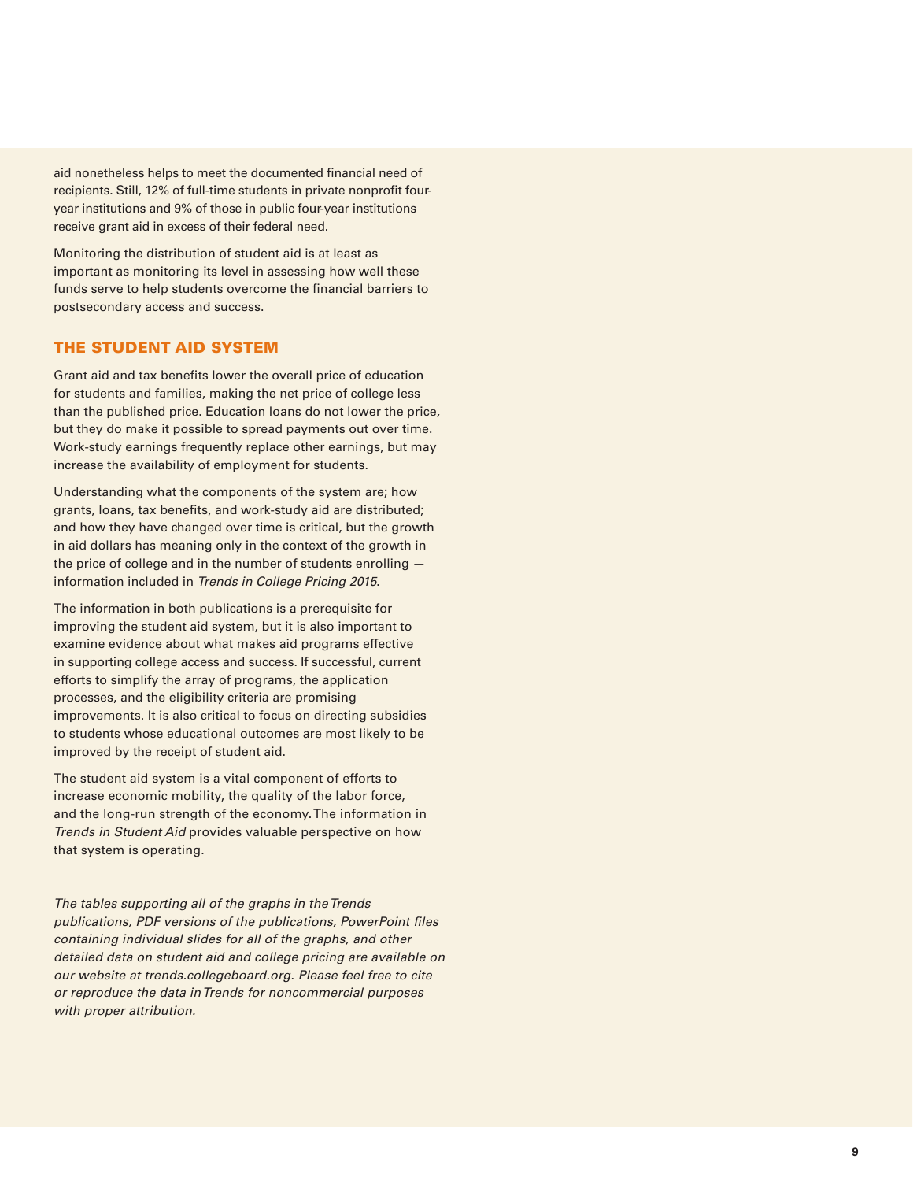aid nonetheless helps to meet the documented financial need of recipients. Still, 12% of full-time students in private nonprofit four-year institutions and 9% of those in public four-year institutions receive grant aid in excess of their federal need.

Monitoring the distribution of student aid is at least as important as monitoring its level in assessing how well these funds serve to help students overcome the financial barriers to postsecondary access and success.

## THE STUDENT AID SYSTEM

Grant aid and tax benefits lower the overall price of education for students and families, making the net price of college less than the published price. Education loans do not lower the price, but they do make it possible to spread payments out over time. Work-study earnings frequently replace other earnings, but may increase the availability of employment for students.

Understanding what the components of the system are; how grants, loans, tax benefits, and work-study aid are distributed; and how they have changed over time is critical, but the growth in aid dollars has meaning only in the context of the growth in the price of college and in the number of students enrolling — information included in *Trends in College Pricing 2015*.

The information in both publications is a prerequisite for improving the student aid system, but it is also important to examine evidence about what makes aid programs effective in supporting college access and success. If successful, current efforts to simplify the array of programs, the application processes, and the eligibility criteria are promising improvements. It is also critical to focus on directing subsidies to students whose educational outcomes are most likely to be improved by the receipt of student aid.

The student aid system is a vital component of efforts to increase economic mobility, the quality of the labor force, and the long-run strength of the economy. The information in *Trends in Student Aid* provides valuable perspective on how that system is operating.

*The tables supporting all of the graphs in the Trends publications, PDF versions of the publications, PowerPoint files containing individual slides for all of the graphs, and other detailed data on student aid and college pricing are available on our website at trends.collegeboard.org. Please feel free to cite or reproduce the data in Trends for noncommercial purposes with proper attribution.*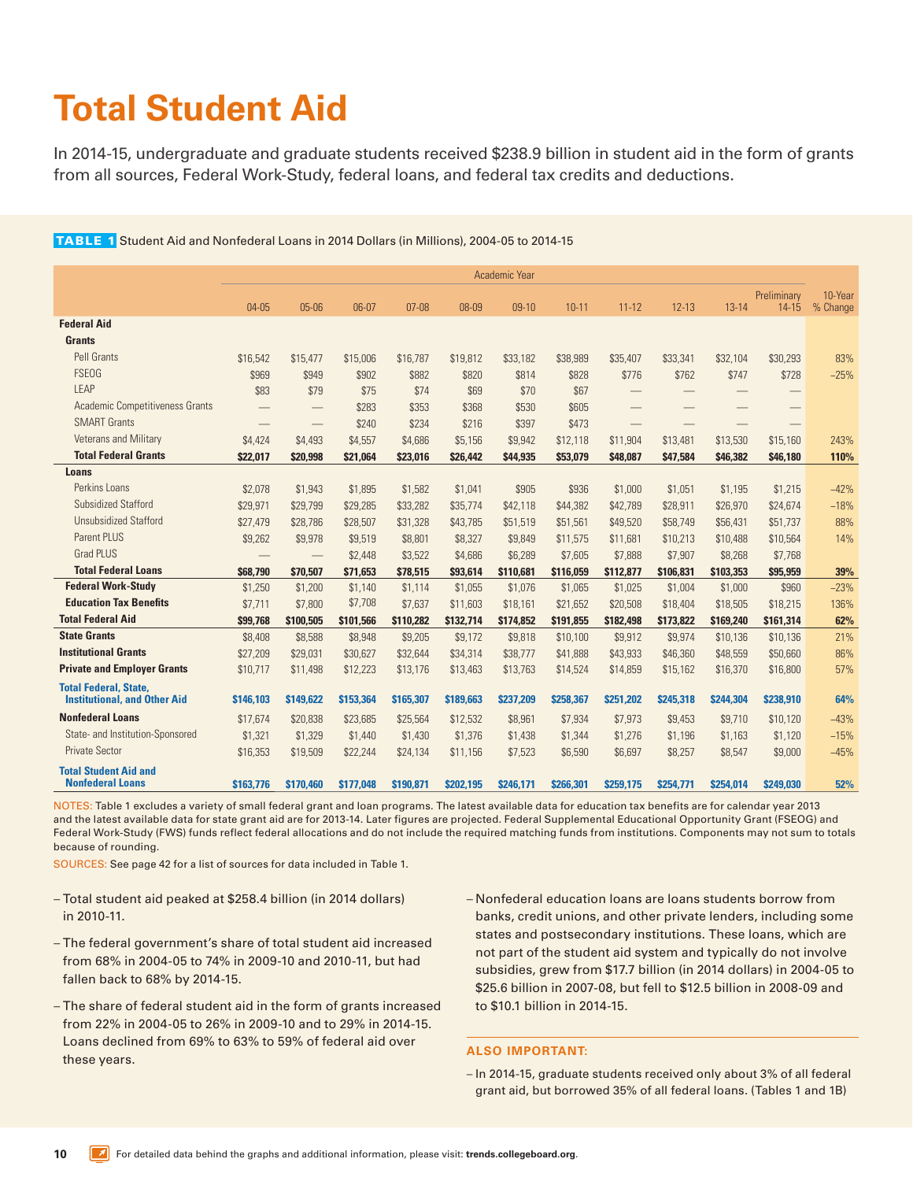# Total Student Aid

In 2014-15, undergraduate and graduate students received $238.9 billion in student aid in the form of grants from all sources, Federal Work-Study, federal loans, and federal tax credits and deductions.

**TABLE 1** Student Aid and Nonfederal Loans in 2014 Dollars (in Millions), 2004-05 to 2014-15

| | Academic Year | | | | | | | | | | | |
|---|---|---|---|---|---|---|---|---|---|---|---|---|
| | 04-05 | 05-06 | 06-07 | 07-08 | 08-09 | 09-10 | 10-11 | 11-12 | 12-13 | 13-14 | Preliminary 14-15 | 10-Year % Change |
| **Federal Aid** | | | | | | | | | | | | |
| **Grants** | | | | | | | | | | | | |
| Pell Grants | $16,542 | $15,477 | $15,006 | $16,787 | $19,812 | $33,182 | $38,989 | $35,407 | $33,341 | $32,104 | $30,293 | 83% |
| FSEOG | $969 | $949 | $902 | $882 | $820 | $814 | $828 | $776 | $762 | $747 | $728 | –25% |
| LEAP | $83 | $79 | $75 | $74 | $69 | $70 | $67 | — | — | — | — | |
| Academic Competitiveness Grants | — | — | $283 | $353 | $368 | $530 | $605 | — | — | — | — | |
| SMART Grants | — | — | $240 | $234 | $216 | $397 | $473 | — | — | — | — | |
| Veterans and Military | $4,424 | $4,493 | $4,557 | $4,686 | $5,156 | $9,942 | $12,118 | $11,904 | $13,481 | $13,530 | $15,160 | 243% |
| **Total Federal Grants** | **$22,017** | **$20,998** | **$21,064** | **$23,016** | **$26,442** | **$44,935** | **$53,079** | **$48,087** | **$47,584** | **$46,382** | **$46,180** | **110%** |
| **Loans** | | | | | | | | | | | | |
| Perkins Loans | $2,078 | $1,943 | $1,895 | $1,582 | $1,041 | $905 | $936 | $1,000 | $1,051 | $1,195 | $1,215 | –42% |
| Subsidized Stafford | $29,971 | $29,799 | $29,285 | $33,282 | $35,774 | $42,118 | $44,382 | $42,789 | $28,911 | $26,970 | $24,674 | –18% |
| Unsubsidized Stafford | $27,479 | $28,786 | $28,507 | $31,328 | $43,785 | $51,519 | $51,561 | $49,520 | $58,749 | $56,431 | $51,737 | 88% |
| Parent PLUS | $9,262 | $9,978 | $9,519 | $8,801 | $8,327 | $9,849 | $11,575 | $11,681 | $10,213 | $10,488 | $10,564 | 14% |
| Grad PLUS | — | — | $2,448 | $3,522 | $4,686 | $6,289 | $7,605 | $7,888 | $7,907 | $8,268 | $7,768 | |
| **Total Federal Loans** | **$68,790** | **$70,507** | **$71,653** | **$78,515** | **$93,614** | **$110,681** | **$116,059** | **$112,877** | **$106,831** | **$103,353** | **$95,959** | **39%** |
| **Federal Work-Study** | $1,250 | $1,200 | $1,140 | $1,114 | $1,055 | $1,076 | $1,065 | $1,025 | $1,004 | $1,000 | $960 | –23% |
| **Education Tax Benefits** | $7,711 | $7,800 | $7,708 | $7,637 | $11,603 | $18,161 | $21,652 | $20,508 | $18,404 | $18,505 | $18,215 | 136% |
| **Total Federal Aid** | **$99,768** | **$100,505** | **$101,566** | **$110,282** | **$132,714** | **$174,852** | **$191,855** | **$182,498** | **$173,822** | **$169,240** | **$161,314** | **62%** |
| **State Grants** | $8,408 | $8,588 | $8,948 | $9,205 | $9,172 | $9,818 | $10,100 | $9,912 | $9,974 | $10,136 | $10,136 | 21% |
| **Institutional Grants** | $27,209 | $29,031 | $30,627 | $32,644 | $34,314 | $38,777 | $41,888 | $43,933 | $46,360 | $48,559 | $50,660 | 86% |
| **Private and Employer Grants** | $10,717 | $11,498 | $12,223 | $13,176 | $13,463 | $13,763 | $14,524 | $14,859 | $15,162 | $16,370 | $16,800 | 57% |
| **Total Federal, State, Institutional, and Other Aid** | **$146,103** | **$149,622** | **$153,364** | **$165,307** | **$189,663** | **$237,209** | **$258,367** | **$251,202** | **$245,318** | **$244,304** | **$238,910** | **64%** |
| **Nonfederal Loans** | $17,674 | $20,838 | $23,685 | $25,564 | $12,532 | $8,961 | $7,934 | $7,973 | $9,453 | $9,710 | $10,120 | –43% |
| State- and Institution-Sponsored | $1,321 | $1,329 | $1,440 | $1,430 | $1,376 | $1,438 | $1,344 | $1,276 | $1,196 | $1,163 | $1,120 | –15% |
| Private Sector | $16,353 | $19,509 | $22,244 | $24,134 | $11,156 | $7,523 | $6,590 | $6,697 | $8,257 | $8,547 | $9,000 | –45% |
| **Total Student Aid and Nonfederal Loans** | **$163,776** | **$170,460** | **$177,048** | **$190,871** | **$202,195** | **$246,171** | **$266,301** | **$259,175** | **$254,771** | **$254,014** | **$249,030** | **52%** |

NOTES: Table 1 excludes a variety of small federal grant and loan programs. The latest available data for education tax benefits are for calendar year 2013 and the latest available data for state grant aid are for 2013-14. Later figures are projected. Federal Supplemental Educational Opportunity Grant (FSEOG) and Federal Work-Study (FWS) funds reflect federal allocations and do not include the required matching funds from institutions. Components may not sum to totals because of rounding.

SOURCES: See page 42 for a list of sources for data included in Table 1.

- Total student aid peaked at $258.4 billion (in 2014 dollars) in 2010-11.
- The federal government's share of total student aid increased from 68% in 2004-05 to 74% in 2009-10 and 2010-11, but had fallen back to 68% by 2014-15.
- The share of federal student aid in the form of grants increased from 22% in 2004-05 to 26% in 2009-10 and to 29% in 2014-15. Loans declined from 69% to 63% to 59% of federal aid over these years.
- Nonfederal education loans are loans students borrow from banks, credit unions, and other private lenders, including some states and postsecondary institutions. These loans, which are not part of the student aid system and typically do not involve subsidies, grew from $17.7 billion (in 2014 dollars) in 2004-05 to $25.6 billion in 2007-08, but fell to $12.5 billion in 2008-09 and to $10.1 billion in 2014-15.

**ALSO IMPORTANT:**

- In 2014-15, graduate students received only about 3% of all federal grant aid, but borrowed 35% of all federal loans. (Tables 1 and 1B)

For detailed data behind the graphs and additional information, please visit: **trends.collegeboard.org**.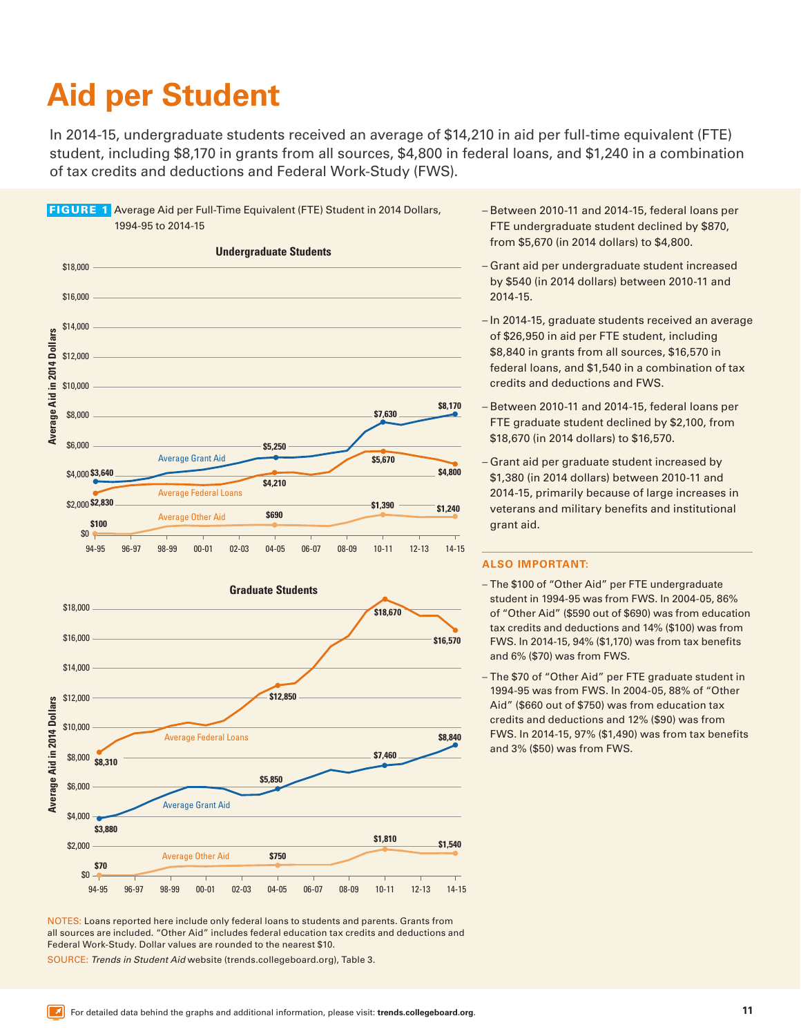# Aid per Student

In 2014-15, undergraduate students received an average of $14,210 in aid per full-time equivalent (FTE) student, including $8,170 in grants from all sources, $4,800 in federal loans, and $1,240 in a combination of tax credits and deductions and Federal Work-Study (FWS).

**FIGURE 1** Average Aid per Full-Time Equivalent (FTE) Student in 2014 Dollars, 1994-95 to 2014-15

**Undergraduate Students**

| | 94-95 | 04-05 | 10-11 | 14-15 |
|---|---|---|---|---|
| Average Grant Aid | $3,640 | $5,250 | $7,630 | $8,170 |
| Average Federal Loans | $2,830 | $4,210 | $5,670 | $4,800 |
| Average Other Aid | $100 | $690 | $1,390 | $1,240 |

**Graduate Students**

| | 94-95 | 04-05 | 10-11 | 14-15 |
|---|---|---|---|---|
| Average Federal Loans | $8,310 | $12,850 | $18,670 | $16,570 |
| Average Grant Aid | $3,880 | $5,850 | $7,460 | $8,840 |
| Average Other Aid | $70 | $750 | $1,810 | $1,540 |

NOTES: Loans reported here include only federal loans to students and parents. Grants from all sources are included. "Other Aid" includes federal education tax credits and deductions and Federal Work-Study. Dollar values are rounded to the nearest $10.

SOURCE: *Trends in Student Aid* website (trends.collegeboard.org), Table 3.

- Between 2010-11 and 2014-15, federal loans per FTE undergraduate student declined by $870, from $5,670 (in 2014 dollars) to $4,800.
- Grant aid per undergraduate student increased by $540 (in 2014 dollars) between 2010-11 and 2014-15.
- In 2014-15, graduate students received an average of $26,950 in aid per FTE student, including $8,840 in grants from all sources, $16,570 in federal loans, and $1,540 in a combination of tax credits and deductions and FWS.
- Between 2010-11 and 2014-15, federal loans per FTE graduate student declined by $2,100, from $18,670 (in 2014 dollars) to $16,570.
- Grant aid per graduate student increased by $1,380 (in 2014 dollars) between 2010-11 and 2014-15, primarily because of large increases in veterans and military benefits and institutional grant aid.

**ALSO IMPORTANT:**

- The $100 of "Other Aid" per FTE undergraduate student in 1994-95 was from FWS. In 2004-05, 86% of "Other Aid" ($590 out of $690) was from education tax credits and deductions and 14% ($100) was from FWS. In 2014-15, 94% ($1,170) was from tax benefits and 6% ($70) was from FWS.
- The $70 of "Other Aid" per FTE graduate student in 1994-95 was from FWS. In 2004-05, 88% of "Other Aid" ($660 out of $750) was from education tax credits and deductions and 12% ($90) was from FWS. In 2014-15, 97% ($1,490) was from tax benefits and 3% ($50) was from FWS.

For detailed data behind the graphs and additional information, please visit: **trends.collegeboard.org**.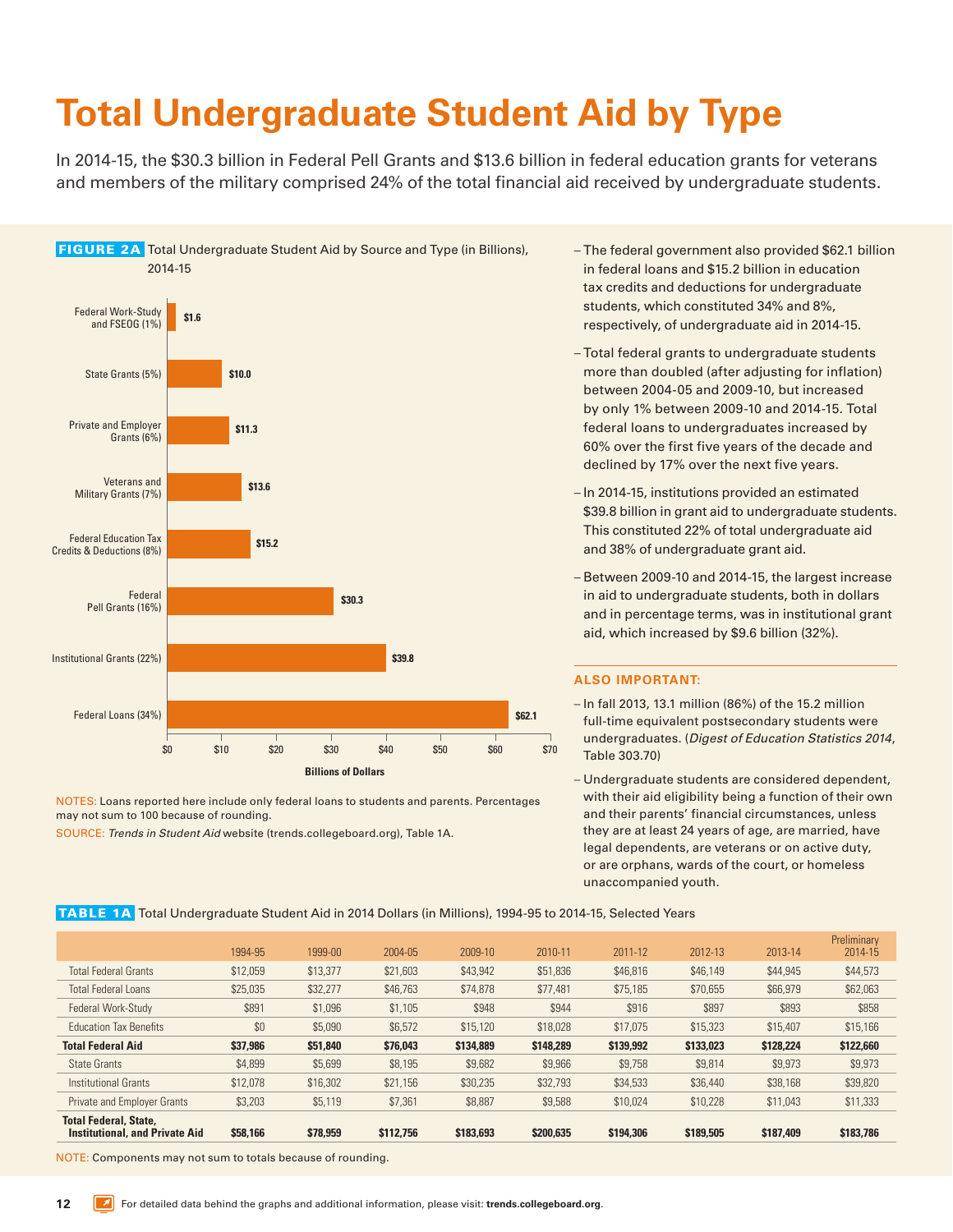# Total Undergraduate Student Aid by Type

In 2014-15, the $30.3 billion in Federal Pell Grants and $13.6 billion in federal education grants for veterans and members of the military comprised 24% of the total financial aid received by undergraduate students.

**FIGURE 2A** Total Undergraduate Student Aid by Source and Type (in Billions), 2014-15

| Source and Type | Billions of Dollars |
|---|---|
| Federal Work-Study and FSEOG (1%) | $1.6 |
| State Grants (5%) | $10.0 |
| Private and Employer Grants (6%) | $11.3 |
| Veterans and Military Grants (7%) | $13.6 |
| Federal Education Tax Credits & Deductions (8%) | $15.2 |
| Federal Pell Grants (16%) | $30.3 |
| Institutional Grants (22%) | $39.8 |
| Federal Loans (34%) | $62.1 |

NOTES: Loans reported here include only federal loans to students and parents. Percentages may not sum to 100 because of rounding.

SOURCE: *Trends in Student Aid* website (trends.collegeboard.org), Table 1A.

- The federal government also provided $62.1 billion in federal loans and $15.2 billion in education tax credits and deductions for undergraduate students, which constituted 34% and 8%, respectively, of undergraduate aid in 2014-15.
- Total federal grants to undergraduate students more than doubled (after adjusting for inflation) between 2004-05 and 2009-10, but increased by only 1% between 2009-10 and 2014-15. Total federal loans to undergraduates increased by 60% over the first five years of the decade and declined by 17% over the next five years.
- In 2014-15, institutions provided an estimated $39.8 billion in grant aid to undergraduate students. This constituted 22% of total undergraduate aid and 38% of undergraduate grant aid.
- Between 2009-10 and 2014-15, the largest increase in aid to undergraduate students, both in dollars and in percentage terms, was in institutional grant aid, which increased by $9.6 billion (32%).

**ALSO IMPORTANT:**

- In fall 2013, 13.1 million (86%) of the 15.2 million full-time equivalent postsecondary students were undergraduates. (*Digest of Education Statistics 2014*, Table 303.70)
- Undergraduate students are considered dependent, with their aid eligibility being a function of their own and their parents' financial circumstances, unless they are at least 24 years of age, are married, have legal dependents, are veterans or on active duty, or are orphans, wards of the court, or homeless unaccompanied youth.

**TABLE 1A** Total Undergraduate Student Aid in 2014 Dollars (in Millions), 1994-95 to 2014-15, Selected Years

| | 1994-95 | 1999-00 | 2004-05 | 2009-10 | 2010-11 | 2011-12 | 2012-13 | 2013-14 | Preliminary 2014-15 |
|---|---|---|---|---|---|---|---|---|---|
| Total Federal Grants | $12,059 | $13,377 | $21,603 | $43,942 | $51,836 | $46,816 | $46,149 | $44,945 | $44,573 |
| Total Federal Loans | $25,035 | $32,277 | $46,763 | $74,878 | $77,481 | $75,185 | $70,655 | $66,979 | $62,063 |
| Federal Work-Study | $891 | $1,096 | $1,105 | $948 | $944 | $916 | $897 | $893 | $858 |
| Education Tax Benefits | $0 | $5,090 | $6,572 | $15,120 | $18,028 | $17,075 | $15,323 | $15,407 | $15,166 |
| **Total Federal Aid** | **$37,986** | **$51,840** | **$76,043** | **$134,889** | **$148,289** | **$139,992** | **$133,023** | **$128,224** | **$122,660** |
| State Grants | $4,899 | $5,699 | $8,195 | $9,682 | $9,966 | $9,758 | $9,814 | $9,973 | $9,973 |
| Institutional Grants | $12,078 | $16,302 | $21,156 | $30,235 | $32,793 | $34,533 | $36,440 | $38,168 | $39,820 |
| Private and Employer Grants | $3,203 | $5,119 | $7,361 | $8,887 | $9,588 | $10,024 | $10,228 | $11,043 | $11,333 |
| **Total Federal, State, Institutional, and Private Aid** | **$58,166** | **$78,959** | **$112,756** | **$183,693** | **$200,635** | **$194,306** | **$189,505** | **$187,409** | **$183,786** |

NOTE: Components may not sum to totals because of rounding.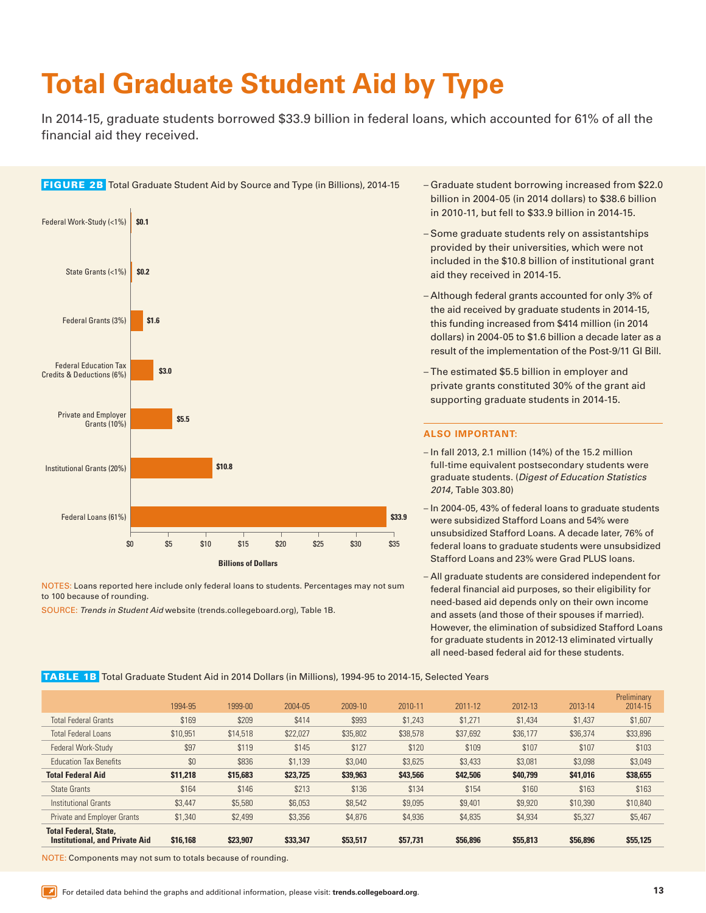# Total Graduate Student Aid by Type

In 2014-15, graduate students borrowed $33.9 billion in federal loans, which accounted for 61% of all the financial aid they received.

**FIGURE 2B** Total Graduate Student Aid by Source and Type (in Billions), 2014-15

| Source and Type | Billions of Dollars |
|---|---|
| Federal Work-Study (<1%) | $0.1 |
| State Grants (<1%) | $0.2 |
| Federal Grants (3%) | $1.6 |
| Federal Education Tax Credits & Deductions (6%) | $3.0 |
| Private and Employer Grants (10%) | $5.5 |
| Institutional Grants (20%) | $10.8 |
| Federal Loans (61%) | $33.9 |

NOTES: Loans reported here include only federal loans to students. Percentages may not sum to 100 because of rounding.

SOURCE: *Trends in Student Aid* website (trends.collegeboard.org), Table 1B.

- Graduate student borrowing increased from $22.0 billion in 2004-05 (in 2014 dollars) to $38.6 billion in 2010-11, but fell to $33.9 billion in 2014-15.
- Some graduate students rely on assistantships provided by their universities, which were not included in the $10.8 billion of institutional grant aid they received in 2014-15.
- Although federal grants accounted for only 3% of the aid received by graduate students in 2014-15, this funding increased from $414 million (in 2014 dollars) in 2004-05 to $1.6 billion a decade later as a result of the implementation of the Post-9/11 GI Bill.
- The estimated $5.5 billion in employer and private grants constituted 30% of the grant aid supporting graduate students in 2014-15.

**ALSO IMPORTANT:**

- In fall 2013, 2.1 million (14%) of the 15.2 million full-time equivalent postsecondary students were graduate students. (*Digest of Education Statistics 2014*, Table 303.80)
- In 2004-05, 43% of federal loans to graduate students were subsidized Stafford Loans and 54% were unsubsidized Stafford Loans. A decade later, 76% of federal loans to graduate students were unsubsidized Stafford Loans and 23% were Grad PLUS loans.
- All graduate students are considered independent for federal financial aid purposes, so their eligibility for need-based aid depends only on their own income and assets (and those of their spouses if married). However, the elimination of subsidized Stafford Loans for graduate students in 2012-13 eliminated virtually all need-based federal aid for these students.

**TABLE 1B** Total Graduate Student Aid in 2014 Dollars (in Millions), 1994-95 to 2014-15, Selected Years

| | 1994-95 | 1999-00 | 2004-05 | 2009-10 | 2010-11 | 2011-12 | 2012-13 | 2013-14 | Preliminary 2014-15 |
|---|---|---|---|---|---|---|---|---|---|
| Total Federal Grants | $169 | $209 | $414 | $993 | $1,243 | $1,271 | $1,434 | $1,437 | $1,607 |
| Total Federal Loans | $10,951 | $14,518 | $22,027 | $35,802 | $38,578 | $37,692 | $36,177 | $36,374 | $33,896 |
| Federal Work-Study | $97 | $119 | $145 | $127 | $120 | $109 | $107 | $107 | $103 |
| Education Tax Benefits | $0 | $836 | $1,139 | $3,040 | $3,625 | $3,433 | $3,081 | $3,098 | $3,049 |
| **Total Federal Aid** | **$11,218** | **$15,683** | **$23,725** | **$39,963** | **$43,566** | **$42,506** | **$40,799** | **$41,016** | **$38,655** |
| State Grants | $164 | $146 | $213 | $136 | $134 | $154 | $160 | $163 | $163 |
| Institutional Grants | $3,447 | $5,580 | $6,053 | $8,542 | $9,095 | $9,401 | $9,920 | $10,390 | $10,840 |
| Private and Employer Grants | $1,340 | $2,499 | $3,356 | $4,876 | $4,936 | $4,835 | $4,934 | $5,327 | $5,467 |
| **Total Federal, State, Institutional, and Private Aid** | **$16,168** | **$23,907** | **$33,347** | **$53,517** | **$57,731** | **$56,896** | **$55,813** | **$56,896** | **$55,125** |

NOTE: Components may not sum to totals because of rounding.

For detailed data behind the graphs and additional information, please visit: **trends.collegeboard.org**.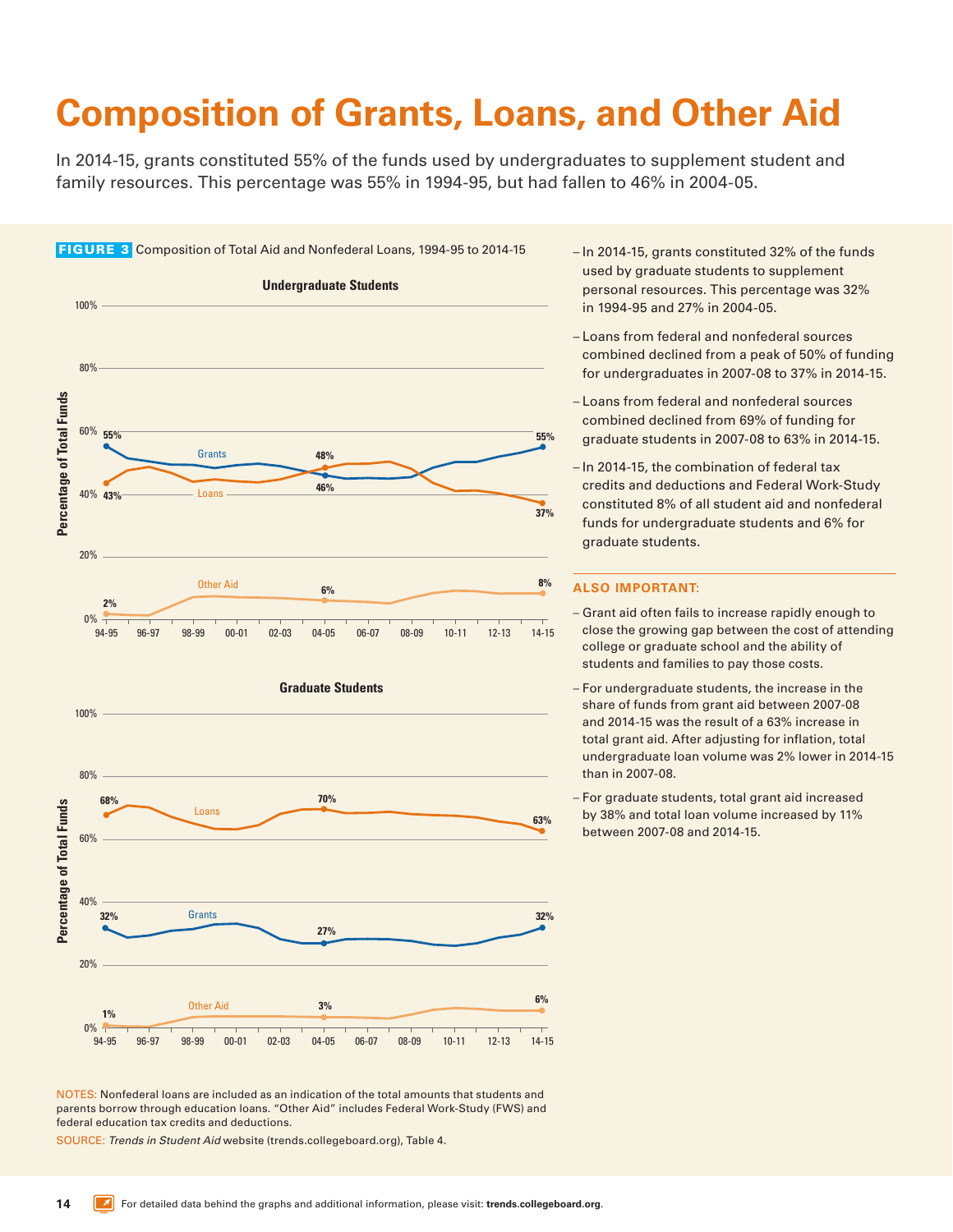# Composition of Grants, Loans, and Other Aid

In 2014-15, grants constituted 55% of the funds used by undergraduates to supplement student and family resources. This percentage was 55% in 1994-95, but had fallen to 46% in 2004-05.

**FIGURE 3** Composition of Total Aid and Nonfederal Loans, 1994-95 to 2014-15

NOTES: Nonfederal loans are included as an indication of the total amounts that students and parents borrow through education loans. "Other Aid" includes Federal Work-Study (FWS) and federal education tax credits and deductions.

SOURCE: *Trends in Student Aid* website (trends.collegeboard.org), Table 4.

- In 2014-15, grants constituted 32% of the funds used by graduate students to supplement personal resources. This percentage was 32% in 1994-95 and 27% in 2004-05.
- Loans from federal and nonfederal sources combined declined from a peak of 50% of funding for undergraduates in 2007-08 to 37% in 2014-15.
- Loans from federal and nonfederal sources combined declined from 69% of funding for graduate students in 2007-08 to 63% in 2014-15.
- In 2014-15, the combination of federal tax credits and deductions and Federal Work-Study constituted 8% of all student aid and nonfederal funds for undergraduate students and 6% for graduate students.

### ALSO IMPORTANT:

- Grant aid often fails to increase rapidly enough to close the growing gap between the cost of attending college or graduate school and the ability of students and families to pay those costs.
- For undergraduate students, the increase in the share of funds from grant aid between 2007-08 and 2014-15 was the result of a 63% increase in total grant aid. After adjusting for inflation, total undergraduate loan volume was 2% lower in 2014-15 than in 2007-08.
- For graduate students, total grant aid increased by 38% and total loan volume increased by 11% between 2007-08 and 2014-15.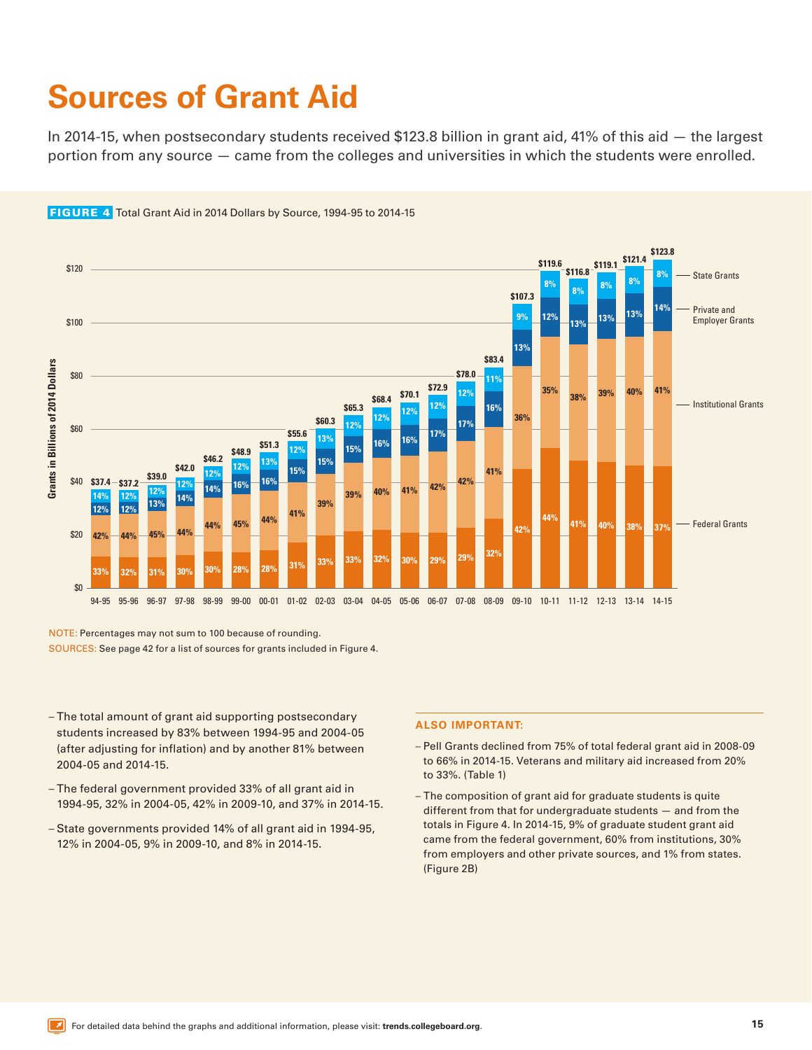# Sources of Grant Aid

In 2014-15, when postsecondary students received $123.8 billion in grant aid, 41% of this aid — the largest portion from any source — came from the colleges and universities in which the students were enrolled.

**FIGURE 4** Total Grant Aid in 2014 Dollars by Source, 1994-95 to 2014-15

| Year | Total (Billions of 2014 Dollars) | Federal Grants | Institutional Grants | Private and Employer Grants | State Grants |
|---|---|---|---|---|---|
| 94-95 | $37.4 | 33% | 42% | 12% | 14% |
| 95-96 | $37.2 | 32% | 44% | 12% | 12% |
| 96-97 | $39.0 | 31% | 45% | 13% | 12% |
| 97-98 | $42.0 | 30% | 44% | 14% | 12% |
| 98-99 | $46.2 | 30% | 44% | 14% | 12% |
| 99-00 | $48.9 | 28% | 45% | 16% | 12% |
| 00-01 | $51.3 | 28% | 44% | 16% | 13% |
| 01-02 | $55.6 | 31% | 41% | 15% | 12% |
| 02-03 | $60.3 | 33% | 39% | 15% | 13% |
| 03-04 | $65.3 | 33% | 39% | 15% | 12% |
| 04-05 | $68.4 | 32% | 40% | 16% | 12% |
| 05-06 | $70.1 | 30% | 41% | 16% | 12% |
| 06-07 | $72.9 | 29% | 42% | 17% | 12% |
| 07-08 | $78.0 | 29% | 42% | 17% | 12% |
| 08-09 | $83.4 | 32% | 41% | 16% | 11% |
| 09-10 | $107.3 | 42% | 36% | 13% | 9% |
| 10-11 | $119.6 | 44% | 35% | 12% | 8% |
| 11-12 | $116.8 | 41% | 38% | 13% | 8% |
| 12-13 | $119.1 | 40% | 39% | 13% | 8% |
| 13-14 | $121.4 | 38% | 40% | 13% | 8% |
| 14-15 | $123.8 | 37% | 41% | 14% | 8% |

NOTE: Percentages may not sum to 100 because of rounding.

SOURCES: See page 42 for a list of sources for grants included in Figure 4.

- The total amount of grant aid supporting postsecondary students increased by 83% between 1994-95 and 2004-05 (after adjusting for inflation) and by another 81% between 2004-05 and 2014-15.
- The federal government provided 33% of all grant aid in 1994-95, 32% in 2004-05, 42% in 2009-10, and 37% in 2014-15.
- State governments provided 14% of all grant aid in 1994-95, 12% in 2004-05, 9% in 2009-10, and 8% in 2014-15.

### ALSO IMPORTANT:

- Pell Grants declined from 75% of total federal grant aid in 2008-09 to 66% in 2014-15. Veterans and military aid increased from 20% to 33%. (Table 1)
- The composition of grant aid for graduate students is quite different from that for undergraduate students — and from the totals in Figure 4. In 2014-15, 9% of graduate student grant aid came from the federal government, 60% from institutions, 30% from employers and other private sources, and 1% from states. (Figure 2B)

For detailed data behind the graphs and additional information, please visit: **trends.collegeboard.org**.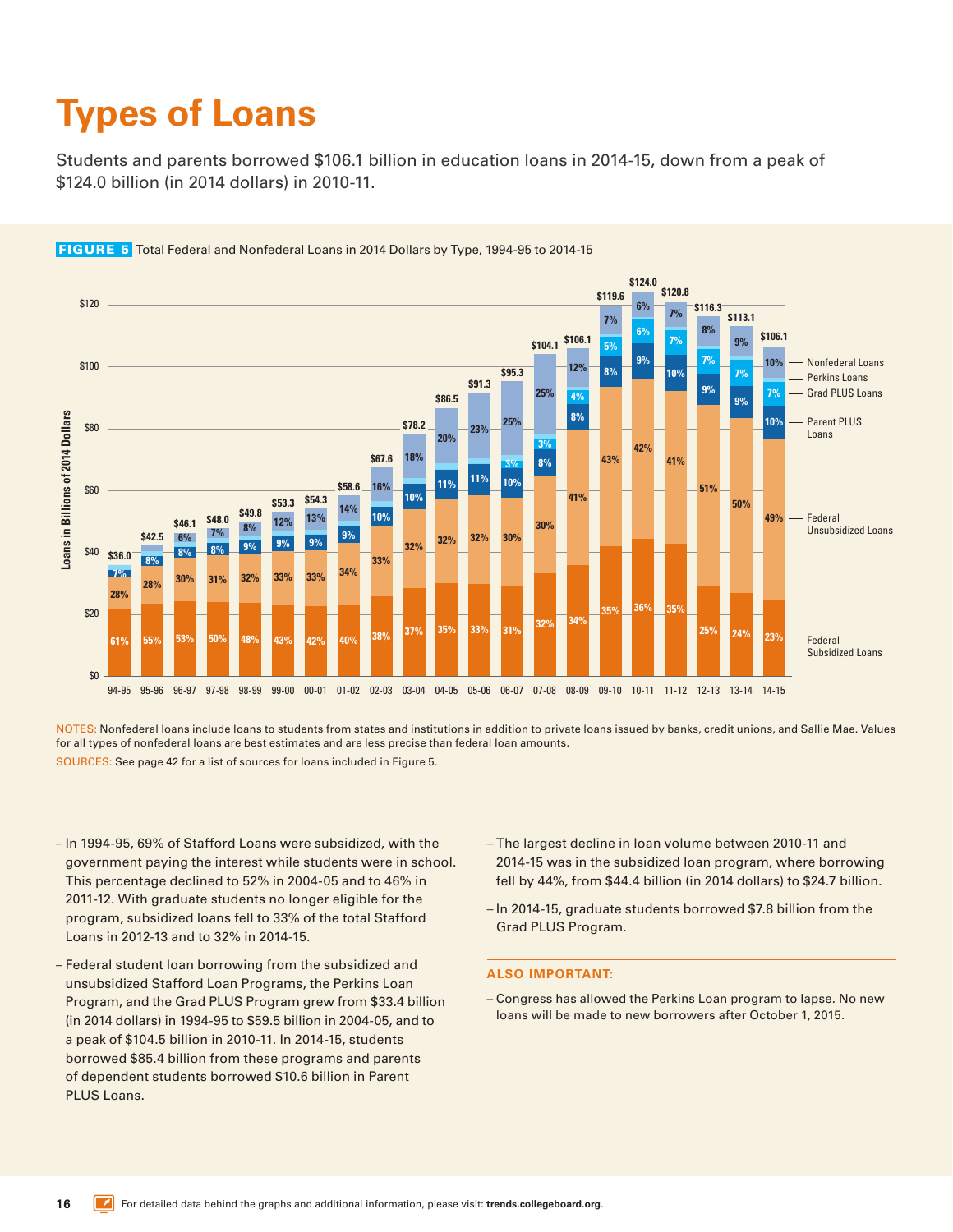# Types of Loans

Students and parents borrowed $106.1 billion in education loans in 2014-15, down from a peak of $124.0 billion (in 2014 dollars) in 2010-11.

**FIGURE 5** Total Federal and Nonfederal Loans in 2014 Dollars by Type, 1994-95 to 2014-15

| Year | Total | Federal Subsidized Loans | Federal Unsubsidized Loans | Parent PLUS Loans | Grad PLUS Loans | Perkins Loans | Nonfederal Loans |
|---|---|---|---|---|---|---|---|
| 94-95 | $36.0 | 61% | 28% | 7% | | | |
| 95-96 | $42.5 | 55% | 28% | 8% | | | |
| 96-97 | $46.1 | 53% | 30% | 8% | | | 6% |
| 97-98 | $48.0 | 50% | 31% | 8% | | | 7% |
| 98-99 | $49.8 | 48% | 32% | 9% | | | 8% |
| 99-00 | $53.3 | 43% | 33% | 9% | | | 12% |
| 00-01 | $54.3 | 42% | 33% | 9% | | | 13% |
| 01-02 | $58.6 | 40% | 34% | 9% | | | 14% |
| 02-03 | $67.6 | 38% | 33% | 10% | | | 16% |
| 03-04 | $78.2 | 37% | 32% | 10% | | | 18% |
| 04-05 | $86.5 | 35% | 32% | 11% | | | 20% |
| 05-06 | $91.3 | 33% | 32% | 11% | | | 23% |
| 06-07 | $95.3 | 31% | 30% | 10% | 3% | | 25% |
| 07-08 | $104.1 | 32% | 30% | 8% | 3% | | 25% |
| 08-09 | $106.1 | 34% | 41% | 8% | 4% | | 12% |
| 09-10 | $119.6 | 35% | 43% | 8% | 5% | | 7% |
| 10-11 | $124.0 | 36% | 42% | 9% | 6% | | 6% |
| 11-12 | $120.8 | 35% | 41% | 10% | 7% | | 7% |
| 12-13 | $116.3 | 25% | 51% | 9% | 7% | | 8% |
| 13-14 | $113.1 | 24% | 50% | 9% | 7% | | 9% |
| 14-15 | $106.1 | 23% | 49% | 10% | 7% | | 10% |

NOTES: Nonfederal loans include loans to students from states and institutions in addition to private loans issued by banks, credit unions, and Sallie Mae. Values for all types of nonfederal loans are best estimates and are less precise than federal loan amounts.

SOURCES: See page 42 for a list of sources for loans included in Figure 5.

- In 1994-95, 69% of Stafford Loans were subsidized, with the government paying the interest while students were in school. This percentage declined to 52% in 2004-05 and to 46% in 2011-12. With graduate students no longer eligible for the program, subsidized loans fell to 33% of the total Stafford Loans in 2012-13 and to 32% in 2014-15.
- Federal student loan borrowing from the subsidized and unsubsidized Stafford Loan Programs, the Perkins Loan Program, and the Grad PLUS Program grew from $33.4 billion (in 2014 dollars) in 1994-95 to $59.5 billion in 2004-05, and to a peak of $104.5 billion in 2010-11. In 2014-15, students borrowed $85.4 billion from these programs and parents of dependent students borrowed $10.6 billion in Parent PLUS Loans.
- The largest decline in loan volume between 2010-11 and 2014-15 was in the subsidized loan program, where borrowing fell by 44%, from $44.4 billion (in 2014 dollars) to $24.7 billion.
- In 2014-15, graduate students borrowed $7.8 billion from the Grad PLUS Program.

**ALSO IMPORTANT:**

- Congress has allowed the Perkins Loan program to lapse. No new loans will be made to new borrowers after October 1, 2015.

For detailed data behind the graphs and additional information, please visit: **trends.collegeboard.org**.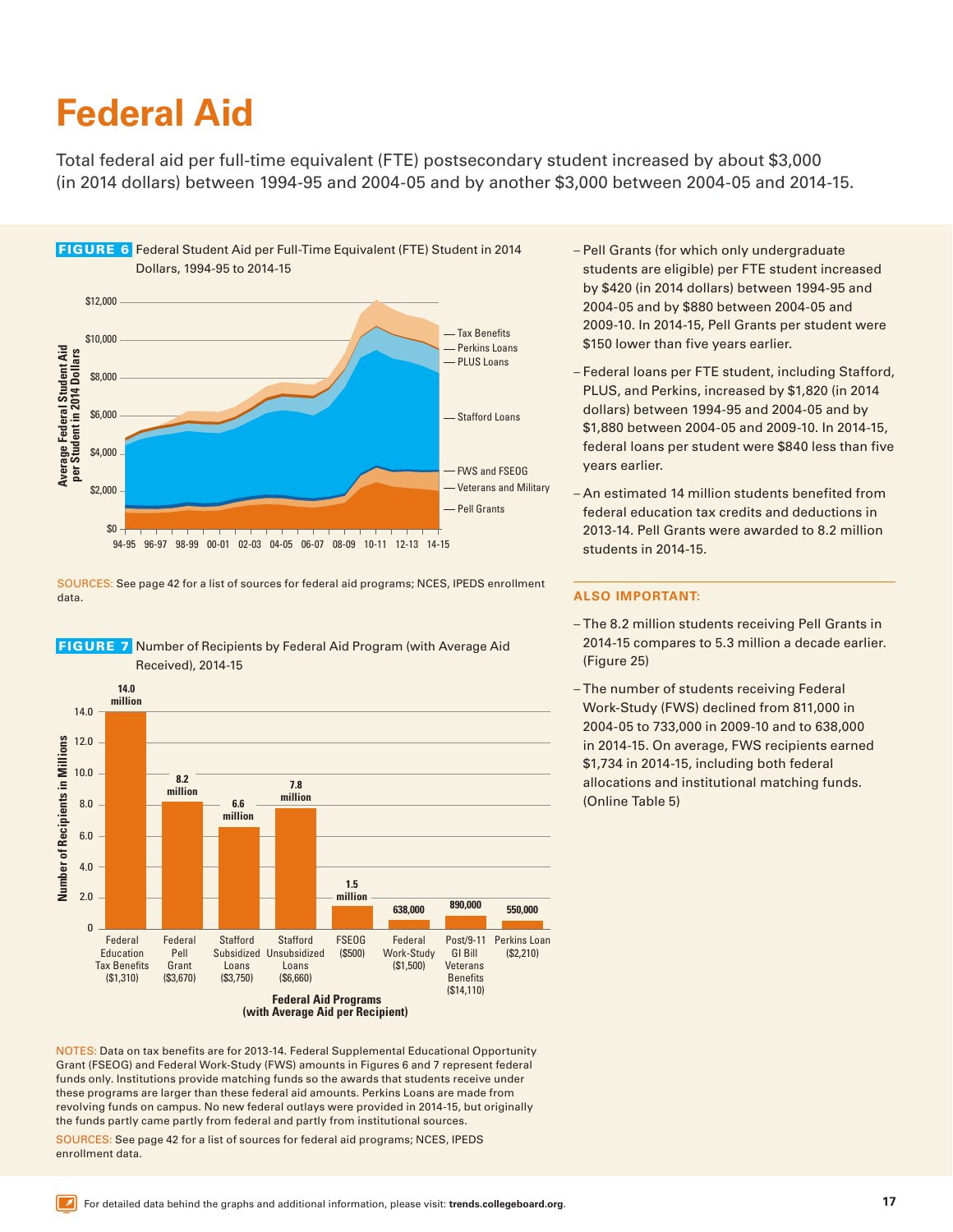# Federal Aid

Total federal aid per full-time equivalent (FTE) postsecondary student increased by about $3,000 (in 2014 dollars) between 1994-95 and 2004-05 and by another $3,000 between 2004-05 and 2014-15.

**FIGURE 6** Federal Student Aid per Full-Time Equivalent (FTE) Student in 2014 Dollars, 1994-95 to 2014-15

SOURCES: See page 42 for a list of sources for federal aid programs; NCES, IPEDS enrollment data.

**FIGURE 7** Number of Recipients by Federal Aid Program (with Average Aid Received), 2014-15

| Federal Aid Program (Average Aid per Recipient) | Number of Recipients |
|---|---|
| Federal Education Tax Benefits ($1,310) | 14.0 million |
| Federal Pell Grant ($3,670) | 8.2 million |
| Stafford Subsidized Loans ($3,750) | 6.6 million |
| Stafford Unsubsidized Loans ($6,660) | 7.8 million |
| FSEOG ($500) | 1.5 million |
| Federal Work-Study ($1,500) | 638,000 |
| Post/9-11 GI Bill Veterans Benefits ($14,110) | 890,000 |
| Perkins Loan ($2,210) | 550,000 |

NOTES: Data on tax benefits are for 2013-14. Federal Supplemental Educational Opportunity Grant (FSEOG) and Federal Work-Study (FWS) amounts in Figures 6 and 7 represent federal funds only. Institutions provide matching funds so the awards that students receive under these programs are larger than these federal aid amounts. Perkins Loans are made from revolving funds on campus. No new federal outlays were provided in 2014-15, but originally the funds partly came partly from federal and partly from institutional sources.

SOURCES: See page 42 for a list of sources for federal aid programs; NCES, IPEDS enrollment data.

- Pell Grants (for which only undergraduate students are eligible) per FTE student increased by $420 (in 2014 dollars) between 1994-95 and 2004-05 and by $880 between 2004-05 and 2009-10. In 2014-15, Pell Grants per student were $150 lower than five years earlier.
- Federal loans per FTE student, including Stafford, PLUS, and Perkins, increased by $1,820 (in 2014 dollars) between 1994-95 and 2004-05 and by $1,880 between 2004-05 and 2009-10. In 2014-15, federal loans per student were $840 less than five years earlier.
- An estimated 14 million students benefited from federal education tax credits and deductions in 2013-14. Pell Grants were awarded to 8.2 million students in 2014-15.

## ALSO IMPORTANT:

- The 8.2 million students receiving Pell Grants in 2014-15 compares to 5.3 million a decade earlier. (Figure 25)
- The number of students receiving Federal Work-Study (FWS) declined from 811,000 in 2004-05 to 733,000 in 2009-10 and to 638,000 in 2014-15. On average, FWS recipients earned $1,734 in 2014-15, including both federal allocations and institutional matching funds. (Online Table 5)

For detailed data behind the graphs and additional information, please visit: **trends.collegeboard.org**.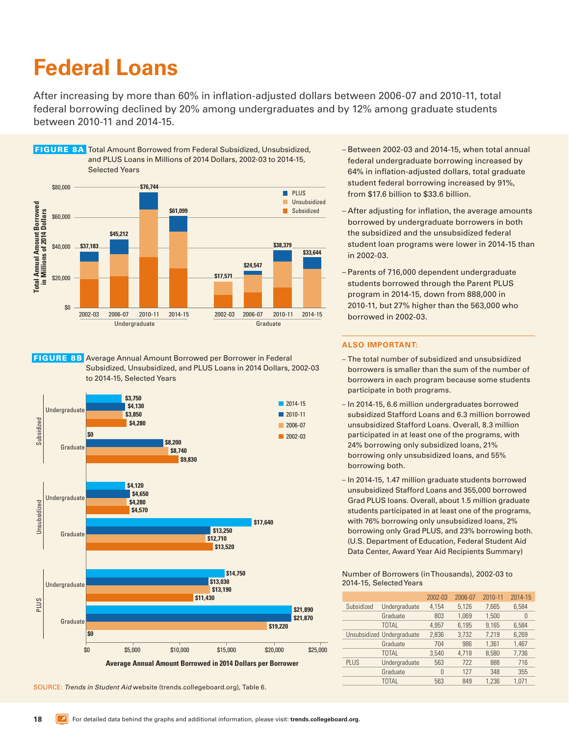# Federal Loans

After increasing by more than 60% in inflation-adjusted dollars between 2006-07 and 2010-11, total federal borrowing declined by 20% among undergraduates and by 12% among graduate students between 2010-11 and 2014-15.

**FIGURE 8A** Total Amount Borrowed from Federal Subsidized, Unsubsidized, and PLUS Loans in Millions of 2014 Dollars, 2002-03 to 2014-15, Selected Years

| | Undergraduate 2002-03 | Undergraduate 2006-07 | Undergraduate 2010-11 | Undergraduate 2014-15 | Graduate 2002-03 | Graduate 2006-07 | Graduate 2010-11 | Graduate 2014-15 |
|---|---|---|---|---|---|---|---|---|
| Total | $37,183 | $45,212 | $76,744 | $61,099 | $17,571 | $24,547 | $38,379 | $33,644 |

**FIGURE 8B** Average Annual Amount Borrowed per Borrower in Federal Subsidized, Unsubsidized, and PLUS Loans in 2014 Dollars, 2002-03 to 2014-15, Selected Years

| | | 2014-15 | 2010-11 | 2006-07 | 2002-03 |
|---|---|---|---|---|---|
| Subsidized | Undergraduate | $3,750 | $4,130 | $3,850 | $4,280 |
| | Graduate | $0 | $8,200 | $8,740 | $9,830 |
| Unsubsidized | Undergraduate | $4,120 | $4,650 | $4,280 | $4,570 |
| | Graduate | $17,640 | $13,250 | $12,710 | $13,520 |
| PLUS | Undergraduate | $14,750 | $13,030 | $13,190 | $11,430 |
| | Graduate | $21,890 | $21,870 | $19,220 | $0 |

SOURCE: *Trends in Student Aid* website (trends.collegeboard.org), Table 6.

– Between 2002-03 and 2014-15, when total annual federal undergraduate borrowing increased by 64% in inflation-adjusted dollars, total graduate student federal borrowing increased by 91%, from $17.6 billion to $33.6 billion.

– After adjusting for inflation, the average amounts borrowed by undergraduate borrowers in both the subsidized and the unsubsidized federal student loan programs were lower in 2014-15 than in 2002-03.

– Parents of 716,000 dependent undergraduate students borrowed through the Parent PLUS program in 2014-15, down from 888,000 in 2010-11, but 27% higher than the 563,000 who borrowed in 2002-03.

**ALSO IMPORTANT:**

– The total number of subsidized and unsubsidized borrowers is smaller than the sum of the number of borrowers in each program because some students participate in both programs.

– In 2014-15, 6.6 million undergraduates borrowed subsidized Stafford Loans and 6.3 million borrowed unsubsidized Stafford Loans. Overall, 8.3 million participated in at least one of the programs, with 24% borrowing only subsidized loans, 21% borrowing only unsubsidized loans, and 55% borrowing both.

– In 2014-15, 1.47 million graduate students borrowed unsubsidized Stafford Loans and 355,000 borrowed Grad PLUS loans. Overall, about 1.5 million graduate students participated in at least one of the programs, with 76% borrowing only unsubsidized loans, 2% borrowing only Grad PLUS, and 23% borrowing both. (U.S. Department of Education, Federal Student Aid Data Center, Award Year Aid Recipients Summary)

Number of Borrowers (in Thousands), 2002-03 to 2014-15, Selected Years

| | | 2002-03 | 2006-07 | 2010-11 | 2014-15 |
|---|---|---|---|---|---|
| Subsidized | Undergraduate | 4,154 | 5,126 | 7,665 | 6,584 |
| | Graduate | 803 | 1,069 | 1,500 | 0 |
| | TOTAL | 4,957 | 6,195 | 9,165 | 6,584 |
| Unsubsidized | Undergraduate | 2,836 | 3,732 | 7,219 | 6,269 |
| | Graduate | 704 | 986 | 1,361 | 1,467 |
| | TOTAL | 3,540 | 4,718 | 8,580 | 7,736 |
| PLUS | Undergraduate | 563 | 722 | 888 | 716 |
| | Graduate | 0 | 127 | 348 | 355 |
| | TOTAL | 563 | 849 | 1,236 | 1,071 |

For detailed data behind the graphs and additional information, please visit: **trends.collegeboard.org**.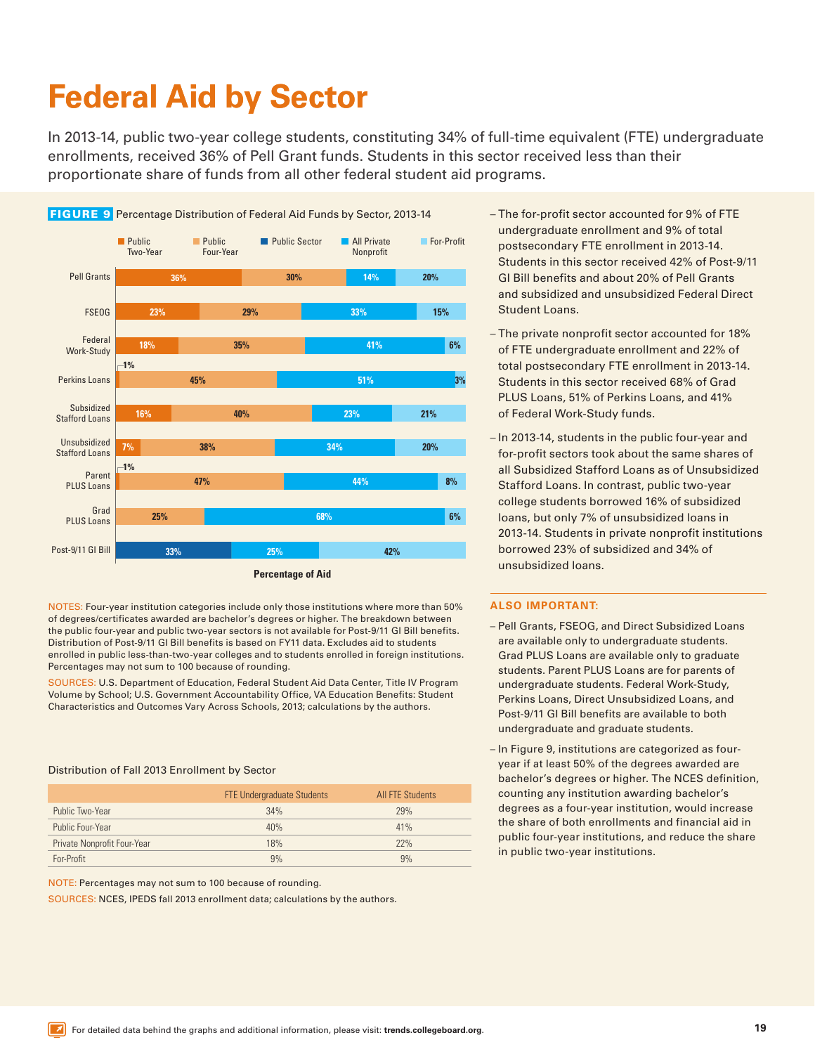# Federal Aid by Sector

In 2013-14, public two-year college students, constituting 34% of full-time equivalent (FTE) undergraduate enrollments, received 36% of Pell Grant funds. Students in this sector received less than their proportionate share of funds from all other federal student aid programs.

**FIGURE 9** Percentage Distribution of Federal Aid Funds by Sector, 2013-14

| | Public Two-Year | Public Four-Year | Public Sector | All Private Nonprofit | For-Profit |
|---|---|---|---|---|---|
| Pell Grants | 36% | 30% | | 14% | 20% |
| FSEOG | 23% | 29% | | 33% | 15% |
| Federal Work-Study | 18% | 35% | | 41% | 6% |
| Perkins Loans | 1% | 45% | | 51% | 3% |
| Subsidized Stafford Loans | 16% | 40% | | 23% | 21% |
| Unsubsidized Stafford Loans | 7% | 38% | | 34% | 20% |
| Parent PLUS Loans | 1% | 47% | | 44% | 8% |
| Grad PLUS Loans | | 25% | | 68% | 6% |
| Post-9/11 GI Bill | | | 33% | 25% | 42% |

Percentage of Aid

NOTES: Four-year institution categories include only those institutions where more than 50% of degrees/certificates awarded are bachelor's degrees or higher. The breakdown between the public four-year and public two-year sectors is not available for Post-9/11 GI Bill benefits. Distribution of Post-9/11 GI Bill benefits is based on FY11 data. Excludes aid to students enrolled in public less-than-two-year colleges and to students enrolled in foreign institutions. Percentages may not sum to 100 because of rounding.

SOURCES: U.S. Department of Education, Federal Student Aid Data Center, Title IV Program Volume by School; U.S. Government Accountability Office, VA Education Benefits: Student Characteristics and Outcomes Vary Across Schools, 2013; calculations by the authors.

Distribution of Fall 2013 Enrollment by Sector

| | FTE Undergraduate Students | All FTE Students |
|---|---|---|
| Public Two-Year | 34% | 29% |
| Public Four-Year | 40% | 41% |
| Private Nonprofit Four-Year | 18% | 22% |
| For-Profit | 9% | 9% |

NOTE: Percentages may not sum to 100 because of rounding.

SOURCES: NCES, IPEDS fall 2013 enrollment data; calculations by the authors.

- The for-profit sector accounted for 9% of FTE undergraduate enrollment and 9% of total postsecondary FTE enrollment in 2013-14. Students in this sector received 42% of Post-9/11 GI Bill benefits and about 20% of Pell Grants and subsidized and unsubsidized Federal Direct Student Loans.
- The private nonprofit sector accounted for 18% of FTE undergraduate enrollment and 22% of total postsecondary FTE enrollment in 2013-14. Students in this sector received 68% of Grad PLUS Loans, 51% of Perkins Loans, and 41% of Federal Work-Study funds.
- In 2013-14, students in the public four-year and for-profit sectors took about the same shares of all Subsidized Stafford Loans as of Unsubsidized Stafford Loans. In contrast, public two-year college students borrowed 16% of subsidized loans, but only 7% of unsubsidized loans in 2013-14. Students in private nonprofit institutions borrowed 23% of subsidized and 34% of unsubsidized loans.

### ALSO IMPORTANT:

- Pell Grants, FSEOG, and Direct Subsidized Loans are available only to undergraduate students. Grad PLUS Loans are available only to graduate students. Parent PLUS Loans are for parents of undergraduate students. Federal Work-Study, Perkins Loans, Direct Unsubsidized Loans, and Post-9/11 GI Bill benefits are available to both undergraduate and graduate students.
- In Figure 9, institutions are categorized as four-year if at least 50% of the degrees awarded are bachelor's degrees or higher. The NCES definition, counting any institution awarding bachelor's degrees as a four-year institution, would increase the share of both enrollments and financial aid in public four-year institutions, and reduce the share in public two-year institutions.

For detailed data behind the graphs and additional information, please visit: **trends.collegeboard.org**.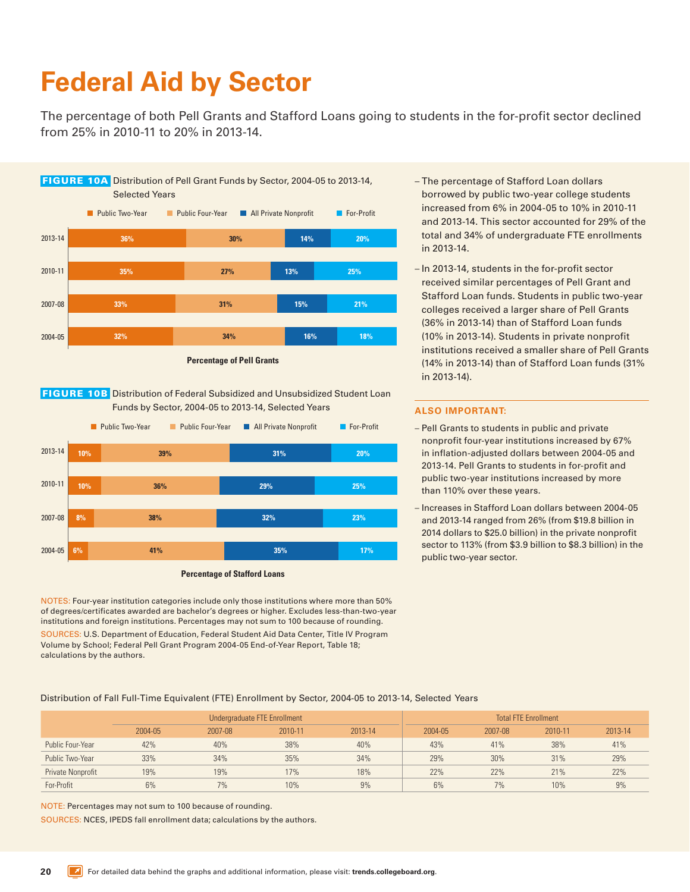# Federal Aid by Sector

The percentage of both Pell Grants and Stafford Loans going to students in the for-profit sector declined from 25% in 2010-11 to 20% in 2013-14.

**FIGURE 10A** Distribution of Pell Grant Funds by Sector, 2004-05 to 2013-14, Selected Years

Percentage of Pell Grants

| | Public Two-Year | Public Four-Year | All Private Nonprofit | For-Profit |
|---|---|---|---|---|
| 2013-14 | 36% | 30% | 14% | 20% |
| 2010-11 | 35% | 27% | 13% | 25% |
| 2007-08 | 33% | 31% | 15% | 21% |
| 2004-05 | 32% | 34% | 16% | 18% |

**FIGURE 10B** Distribution of Federal Subsidized and Unsubsidized Student Loan Funds by Sector, 2004-05 to 2013-14, Selected Years

Percentage of Stafford Loans

| | Public Two-Year | Public Four-Year | All Private Nonprofit | For-Profit |
|---|---|---|---|---|
| 2013-14 | 10% | 39% | 31% | 20% |
| 2010-11 | 10% | 36% | 29% | 25% |
| 2007-08 | 8% | 38% | 32% | 23% |
| 2004-05 | 6% | 41% | 35% | 17% |

NOTES: Four-year institution categories include only those institutions where more than 50% of degrees/certificates awarded are bachelor's degrees or higher. Excludes less-than-two-year institutions and foreign institutions. Percentages may not sum to 100 because of rounding.

SOURCES: U.S. Department of Education, Federal Student Aid Data Center, Title IV Program Volume by School; Federal Pell Grant Program 2004-05 End-of-Year Report, Table 18; calculations by the authors.

- The percentage of Stafford Loan dollars borrowed by public two-year college students increased from 6% in 2004-05 to 10% in 2010-11 and 2013-14. This sector accounted for 29% of the total and 34% of undergraduate FTE enrollments in 2013-14.
- In 2013-14, students in the for-profit sector received similar percentages of Pell Grant and Stafford Loan funds. Students in public two-year colleges received a larger share of Pell Grants (36% in 2013-14) than of Stafford Loan funds (10% in 2013-14). Students in private nonprofit institutions received a smaller share of Pell Grants (14% in 2013-14) than of Stafford Loan funds (31% in 2013-14).

### ALSO IMPORTANT:

- Pell Grants to students in public and private nonprofit four-year institutions increased by 67% in inflation-adjusted dollars between 2004-05 and 2013-14. Pell Grants to students in for-profit and public two-year institutions increased by more than 110% over these years.
- Increases in Stafford Loan dollars between 2004-05 and 2013-14 ranged from 26% (from $19.8 billion in 2014 dollars to $25.0 billion) in the private nonprofit sector to 113% (from $3.9 billion to $8.3 billion) in the public two-year sector.

Distribution of Fall Full-Time Equivalent (FTE) Enrollment by Sector, 2004-05 to 2013-14, Selected Years

| | Undergraduate FTE Enrollment | | | | Total FTE Enrollment | | | |
|---|---|---|---|---|---|---|---|---|
| | 2004-05 | 2007-08 | 2010-11 | 2013-14 | 2004-05 | 2007-08 | 2010-11 | 2013-14 |
| Public Four-Year | 42% | 40% | 38% | 40% | 43% | 41% | 38% | 41% |
| Public Two-Year | 33% | 34% | 35% | 34% | 29% | 30% | 31% | 29% |
| Private Nonprofit | 19% | 19% | 17% | 18% | 22% | 22% | 21% | 22% |
| For-Profit | 6% | 7% | 10% | 9% | 6% | 7% | 10% | 9% |

NOTE: Percentages may not sum to 100 because of rounding.

SOURCES: NCES, IPEDS fall enrollment data; calculations by the authors.

For detailed data behind the graphs and additional information, please visit: **trends.collegeboard.org**.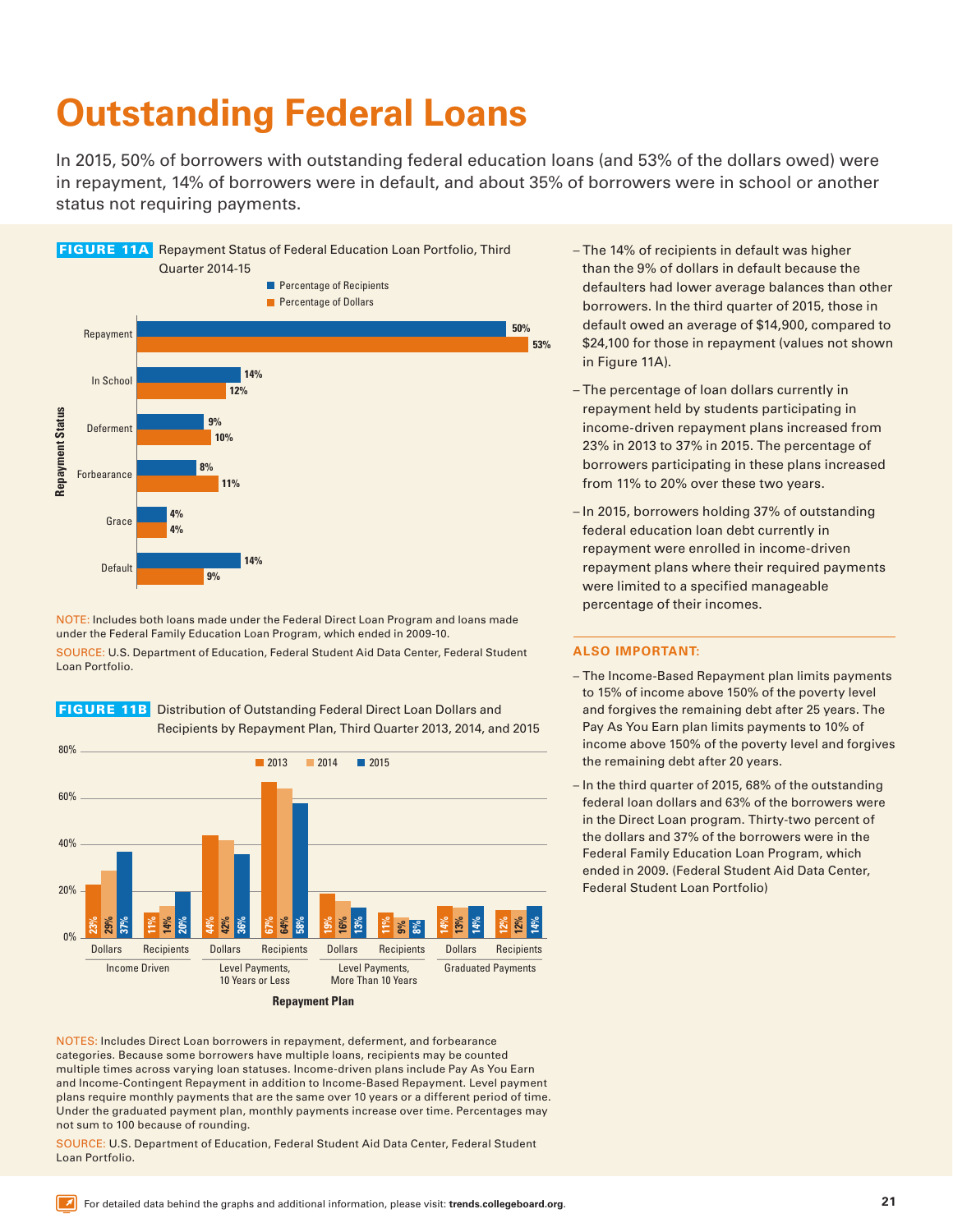# Outstanding Federal Loans

In 2015, 50% of borrowers with outstanding federal education loans (and 53% of the dollars owed) were in repayment, 14% of borrowers were in default, and about 35% of borrowers were in school or another status not requiring payments.

**FIGURE 11A** Repayment Status of Federal Education Loan Portfolio, Third Quarter 2014-15

| Repayment Status | Percentage of Recipients | Percentage of Dollars |
|---|---|---|
| Repayment | 50% | 53% |
| In School | 14% | 12% |
| Deferment | 9% | 10% |
| Forbearance | 8% | 11% |
| Grace | 4% | 4% |
| Default | 14% | 9% |

NOTE: Includes both loans made under the Federal Direct Loan Program and loans made under the Federal Family Education Loan Program, which ended in 2009-10.

SOURCE: U.S. Department of Education, Federal Student Aid Data Center, Federal Student Loan Portfolio.

**FIGURE 11B** Distribution of Outstanding Federal Direct Loan Dollars and Recipients by Repayment Plan, Third Quarter 2013, 2014, and 2015

| Repayment Plan | | 2013 | 2014 | 2015 |
|---|---|---|---|---|
| Income Driven | Dollars | 23% | 29% | 37% |
| | Recipients | 11% | 14% | 20% |
| Level Payments, 10 Years or Less | Dollars | 44% | 42% | 36% |
| | Recipients | 67% | 64% | 58% |
| Level Payments, More Than 10 Years | Dollars | 19% | 16% | 13% |
| | Recipients | 11% | 9% | 8% |
| Graduated Payments | Dollars | 14% | 13% | 14% |
| | Recipients | 12% | 12% | 14% |

NOTES: Includes Direct Loan borrowers in repayment, deferment, and forbearance categories. Because some borrowers have multiple loans, recipients may be counted multiple times across varying loan statuses. Income-driven plans include Pay As You Earn and Income-Contingent Repayment in addition to Income-Based Repayment. Level payment plans require monthly payments that are the same over 10 years or a different period of time. Under the graduated payment plan, monthly payments increase over time. Percentages may not sum to 100 because of rounding.

SOURCE: U.S. Department of Education, Federal Student Aid Data Center, Federal Student Loan Portfolio.

- The 14% of recipients in default was higher than the 9% of dollars in default because the defaulters had lower average balances than other borrowers. In the third quarter of 2015, those in default owed an average of $14,900, compared to $24,100 for those in repayment (values not shown in Figure 11A).
- The percentage of loan dollars currently in repayment held by students participating in income-driven repayment plans increased from 23% in 2013 to 37% in 2015. The percentage of borrowers participating in these plans increased from 11% to 20% over these two years.
- In 2015, borrowers holding 37% of outstanding federal education loan debt currently in repayment were enrolled in income-driven repayment plans where their required payments were limited to a specified manageable percentage of their incomes.

## ALSO IMPORTANT:

- The Income-Based Repayment plan limits payments to 15% of income above 150% of the poverty level and forgives the remaining debt after 25 years. The Pay As You Earn plan limits payments to 10% of income above 150% of the poverty level and forgives the remaining debt after 20 years.
- In the third quarter of 2015, 68% of the outstanding federal loan dollars and 63% of the borrowers were in the Direct Loan program. Thirty-two percent of the dollars and 37% of the borrowers were in the Federal Family Education Loan Program, which ended in 2009. (Federal Student Aid Data Center, Federal Student Loan Portfolio)

For detailed data behind the graphs and additional information, please visit: **trends.collegeboard.org**.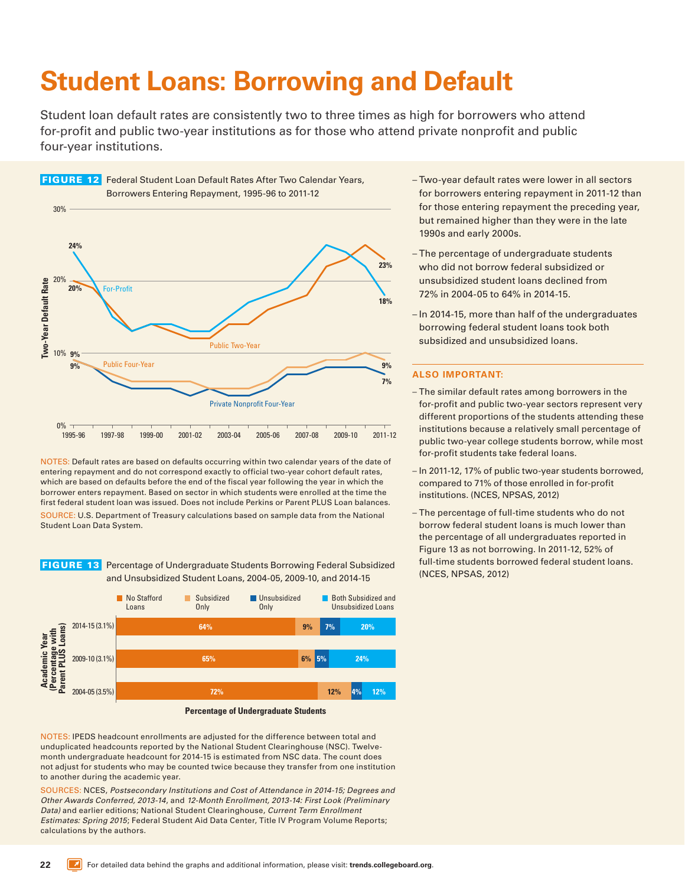# Student Loans: Borrowing and Default

Student loan default rates are consistently two to three times as high for borrowers who attend for-profit and public two-year institutions as for those who attend private nonprofit and public four-year institutions.

**FIGURE 12** Federal Student Loan Default Rates After Two Calendar Years, Borrowers Entering Repayment, 1995-96 to 2011-12

NOTES: Default rates are based on defaults occurring within two calendar years of the date of entering repayment and do not correspond exactly to official two-year cohort default rates, which are based on defaults before the end of the fiscal year following the year in which the borrower enters repayment. Based on sector in which students were enrolled at the time the first federal student loan was issued. Does not include Perkins or Parent PLUS Loan balances.

SOURCE: U.S. Department of Treasury calculations based on sample data from the National Student Loan Data System.

**FIGURE 13** Percentage of Undergraduate Students Borrowing Federal Subsidized and Unsubsidized Student Loans, 2004-05, 2009-10, and 2014-15

| Academic Year (Percentage with Parent PLUS Loans) | No Stafford Loans | Subsidized Only | Unsubsidized Only | Both Subsidized and Unsubsidized Loans |
|---|---|---|---|---|
| 2014-15 (3.1%) | 64% | 9% | 7% | 20% |
| 2009-10 (3.1%) | 65% | 6% | 5% | 24% |
| 2004-05 (3.5%) | 72% | 12% | 4% | 12% |

NOTES: IPEDS headcount enrollments are adjusted for the difference between total and unduplicated headcounts reported by the National Student Clearinghouse (NSC). Twelve-month undergraduate headcount for 2014-15 is estimated from NSC data. The count does not adjust for students who may be counted twice because they transfer from one institution to another during the academic year.

SOURCES: NCES, *Postsecondary Institutions and Cost of Attendance in 2014-15; Degrees and Other Awards Conferred, 2013-14*, and *12-Month Enrollment, 2013-14: First Look (Preliminary Data)* and earlier editions; National Student Clearinghouse, *Current Term Enrollment Estimates: Spring 2015*; Federal Student Aid Data Center, Title IV Program Volume Reports; calculations by the authors.

- Two-year default rates were lower in all sectors for borrowers entering repayment in 2011-12 than for those entering repayment the preceding year, but remained higher than they were in the late 1990s and early 2000s.
- The percentage of undergraduate students who did not borrow federal subsidized or unsubsidized student loans declined from 72% in 2004-05 to 64% in 2014-15.
- In 2014-15, more than half of the undergraduates borrowing federal student loans took both subsidized and unsubsidized loans.

### ALSO IMPORTANT:

- The similar default rates among borrowers in the for-profit and public two-year sectors represent very different proportions of the students attending these institutions because a relatively small percentage of public two-year college students borrow, while most for-profit students take federal loans.
- In 2011-12, 17% of public two-year students borrowed, compared to 71% of those enrolled in for-profit institutions. (NCES, NPSAS, 2012)
- The percentage of full-time students who do not borrow federal student loans is much lower than the percentage of all undergraduates reported in Figure 13 as not borrowing. In 2011-12, 52% of full-time students borrowed federal student loans. (NCES, NPSAS, 2012)

For detailed data behind the graphs and additional information, please visit: **trends.collegeboard.org**.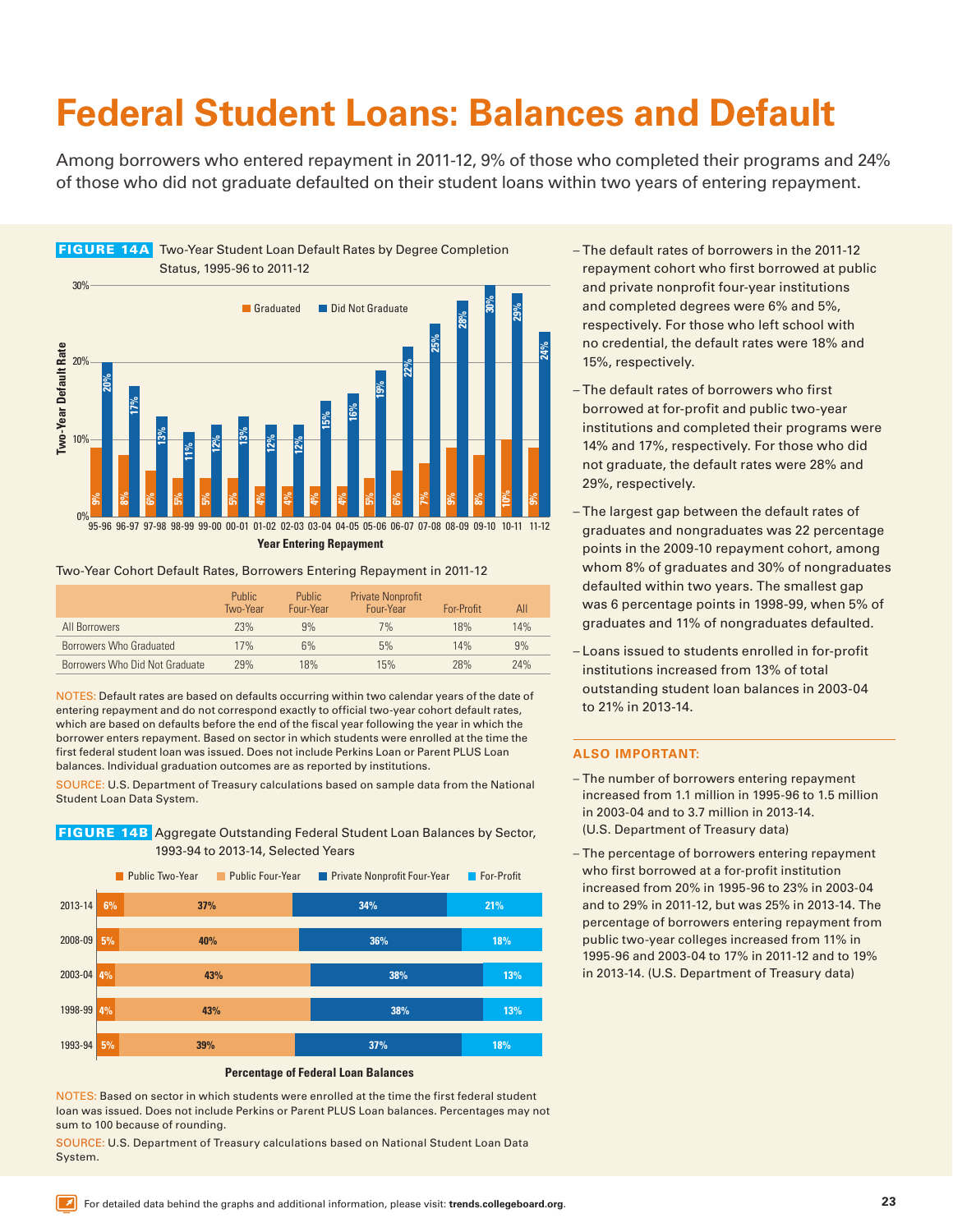# Federal Student Loans: Balances and Default

Among borrowers who entered repayment in 2011-12, 9% of those who completed their programs and 24% of those who did not graduate defaulted on their student loans within two years of entering repayment.

**FIGURE 14A** Two-Year Student Loan Default Rates by Degree Completion Status, 1995-96 to 2011-12

| Year Entering Repayment | Graduated | Did Not Graduate |
|---|---|---|
| 95-96 | 9% | 20% |
| 96-97 | 8% | 17% |
| 97-98 | 6% | 13% |
| 98-99 | 5% | 11% |
| 99-00 | 5% | 12% |
| 00-01 | 5% | 13% |
| 01-02 | 4% | 12% |
| 02-03 | 4% | 12% |
| 03-04 | 4% | 15% |
| 04-05 | 4% | 16% |
| 05-06 | 5% | 19% |
| 06-07 | 6% | 22% |
| 07-08 | 7% | 25% |
| 08-09 | 9% | 28% |
| 09-10 | 8% | 30% |
| 10-11 | 10% | 29% |
| 11-12 | 9% | 24% |

Two-Year Cohort Default Rates, Borrowers Entering Repayment in 2011-12

| | Public Two-Year | Public Four-Year | Private Nonprofit Four-Year | For-Profit | All |
|---|---|---|---|---|---|
| All Borrowers | 23% | 9% | 7% | 18% | 14% |
| Borrowers Who Graduated | 17% | 6% | 5% | 14% | 9% |
| Borrowers Who Did Not Graduate | 29% | 18% | 15% | 28% | 24% |

NOTES: Default rates are based on defaults occurring within two calendar years of the date of entering repayment and do not correspond exactly to official two-year cohort default rates, which are based on defaults before the end of the fiscal year following the year in which the borrower enters repayment. Based on sector in which students were enrolled at the time the first federal student loan was issued. Does not include Perkins Loan or Parent PLUS Loan balances. Individual graduation outcomes are as reported by institutions.

SOURCE: U.S. Department of Treasury calculations based on sample data from the National Student Loan Data System.

**FIGURE 14B** Aggregate Outstanding Federal Student Loan Balances by Sector, 1993-94 to 2013-14, Selected Years

| Year | Public Two-Year | Public Four-Year | Private Nonprofit Four-Year | For-Profit |
|---|---|---|---|---|
| 2013-14 | 6% | 37% | 34% | 21% |
| 2008-09 | 5% | 40% | 36% | 18% |
| 2003-04 | 4% | 43% | 38% | 13% |
| 1998-99 | 4% | 43% | 38% | 13% |
| 1993-94 | 5% | 39% | 37% | 18% |

Percentage of Federal Loan Balances

NOTES: Based on sector in which students were enrolled at the time the first federal student loan was issued. Does not include Perkins or Parent PLUS Loan balances. Percentages may not sum to 100 because of rounding.

SOURCE: U.S. Department of Treasury calculations based on National Student Loan Data System.

- The default rates of borrowers in the 2011-12 repayment cohort who first borrowed at public and private nonprofit four-year institutions and completed degrees were 6% and 5%, respectively. For those who left school with no credential, the default rates were 18% and 15%, respectively.
- The default rates of borrowers who first borrowed at for-profit and public two-year institutions and completed their programs were 14% and 17%, respectively. For those who did not graduate, the default rates were 28% and 29%, respectively.
- The largest gap between the default rates of graduates and nongraduates was 22 percentage points in the 2009-10 repayment cohort, among whom 8% of graduates and 30% of nongraduates defaulted within two years. The smallest gap was 6 percentage points in 1998-99, when 5% of graduates and 11% of nongraduates defaulted.
- Loans issued to students enrolled in for-profit institutions increased from 13% of total outstanding student loan balances in 2003-04 to 21% in 2013-14.

### ALSO IMPORTANT:

- The number of borrowers entering repayment increased from 1.1 million in 1995-96 to 1.5 million in 2003-04 and to 3.7 million in 2013-14. (U.S. Department of Treasury data)
- The percentage of borrowers entering repayment who first borrowed at a for-profit institution increased from 20% in 1995-96 to 23% in 2003-04 and to 29% in 2011-12, but was 25% in 2013-14. The percentage of borrowers entering repayment from public two-year colleges increased from 11% in 1995-96 and 2003-04 to 17% in 2011-12 and to 19% in 2013-14. (U.S. Department of Treasury data)

For detailed data behind the graphs and additional information, please visit: **trends.collegeboard.org**.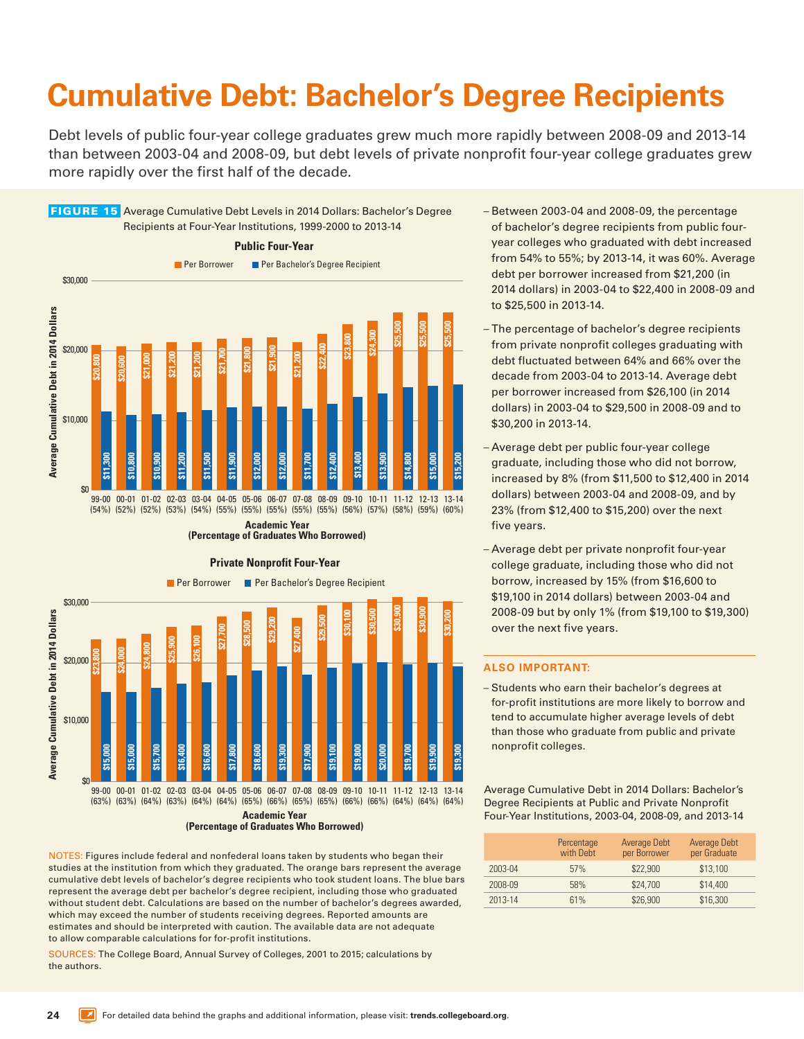# Cumulative Debt: Bachelor's Degree Recipients

Debt levels of public four-year college graduates grew much more rapidly between 2008-09 and 2013-14 than between 2003-04 and 2008-09, but debt levels of private nonprofit four-year college graduates grew more rapidly over the first half of the decade.

**FIGURE 15** Average Cumulative Debt Levels in 2014 Dollars: Bachelor's Degree Recipients at Four-Year Institutions, 1999-2000 to 2013-14

**Public Four-Year**

| Academic Year (Percentage of Graduates Who Borrowed) | Per Borrower | Per Bachelor's Degree Recipient |
|---|---|---|
| 99-00 (54%) | $20,800 | $11,300 |
| 00-01 (52%) | $20,600 | $10,800 |
| 01-02 (52%) | $21,000 | $10,900 |
| 02-03 (53%) | $21,200 | $11,200 |
| 03-04 (54%) | $21,200 | $11,500 |
| 04-05 (55%) | $21,700 | $11,900 |
| 05-06 (55%) | $21,800 | $12,000 |
| 06-07 (55%) | $21,900 | $12,000 |
| 07-08 (55%) | $21,200 | $11,700 |
| 08-09 (55%) | $22,400 | $12,400 |
| 09-10 (56%) | $23,800 | $13,400 |
| 10-11 (57%) | $24,300 | $13,900 |
| 11-12 (58%) | $25,500 | $14,800 |
| 12-13 (59%) | $25,500 | $15,000 |
| 13-14 (60%) | $25,500 | $15,200 |

**Private Nonprofit Four-Year**

| Academic Year (Percentage of Graduates Who Borrowed) | Per Borrower | Per Bachelor's Degree Recipient |
|---|---|---|
| 99-00 (63%) | $23,800 | $15,000 |
| 00-01 (63%) | $24,000 | $15,000 |
| 01-02 (64%) | $24,800 | $15,700 |
| 02-03 (63%) | $25,900 | $16,400 |
| 03-04 (64%) | $26,100 | $16,600 |
| 04-05 (64%) | $27,700 | $17,800 |
| 05-06 (65%) | $28,500 | $18,600 |
| 06-07 (66%) | $29,200 | $19,300 |
| 07-08 (65%) | $27,400 | $17,900 |
| 08-09 (65%) | $29,500 | $19,100 |
| 09-10 (66%) | $30,100 | $19,800 |
| 10-11 (66%) | $30,500 | $20,000 |
| 11-12 (64%) | $30,900 | $19,700 |
| 12-13 (64%) | $30,900 | $19,900 |
| 13-14 (64%) | $30,200 | $19,300 |

NOTES: Figures include federal and nonfederal loans taken by students who began their studies at the institution from which they graduated. The orange bars represent the average cumulative debt levels of bachelor's degree recipients who took student loans. The blue bars represent the average debt per bachelor's degree recipient, including those who graduated without student debt. Calculations are based on the number of bachelor's degrees awarded, which may exceed the number of students receiving degrees. Reported amounts are estimates and should be interpreted with caution. The available data are not adequate to allow comparable calculations for for-profit institutions.

SOURCES: The College Board, Annual Survey of Colleges, 2001 to 2015; calculations by the authors.

- Between 2003-04 and 2008-09, the percentage of bachelor's degree recipients from public four-year colleges who graduated with debt increased from 54% to 55%; by 2013-14, it was 60%. Average debt per borrower increased from $21,200 (in 2014 dollars) in 2003-04 to $22,400 in 2008-09 and to $25,500 in 2013-14.
- The percentage of bachelor's degree recipients from private nonprofit colleges graduating with debt fluctuated between 64% and 66% over the decade from 2003-04 to 2013-14. Average debt per borrower increased from $26,100 (in 2014 dollars) in 2003-04 to $29,500 in 2008-09 and to $30,200 in 2013-14.
- Average debt per public four-year college graduate, including those who did not borrow, increased by 8% (from $11,500 to $12,400 in 2014 dollars) between 2003-04 and 2008-09, and by 23% (from $12,400 to $15,200) over the next five years.
- Average debt per private nonprofit four-year college graduate, including those who did not borrow, increased by 15% (from $16,600 to $19,100 in 2014 dollars) between 2003-04 and 2008-09 but by only 1% (from $19,100 to $19,300) over the next five years.

### ALSO IMPORTANT:

- Students who earn their bachelor's degrees at for-profit institutions are more likely to borrow and tend to accumulate higher average levels of debt than those who graduate from public and private nonprofit colleges.

Average Cumulative Debt in 2014 Dollars: Bachelor's Degree Recipients at Public and Private Nonprofit Four-Year Institutions, 2003-04, 2008-09, and 2013-14

| | Percentage with Debt | Average Debt per Borrower | Average Debt per Graduate |
|---|---|---|---|
| 2003-04 | 57% | $22,900 | $13,100 |
| 2008-09 | 58% | $24,700 | $14,400 |
| 2013-14 | 61% | $26,900 | $16,300 |

For detailed data behind the graphs and additional information, please visit: **trends.collegeboard.org**.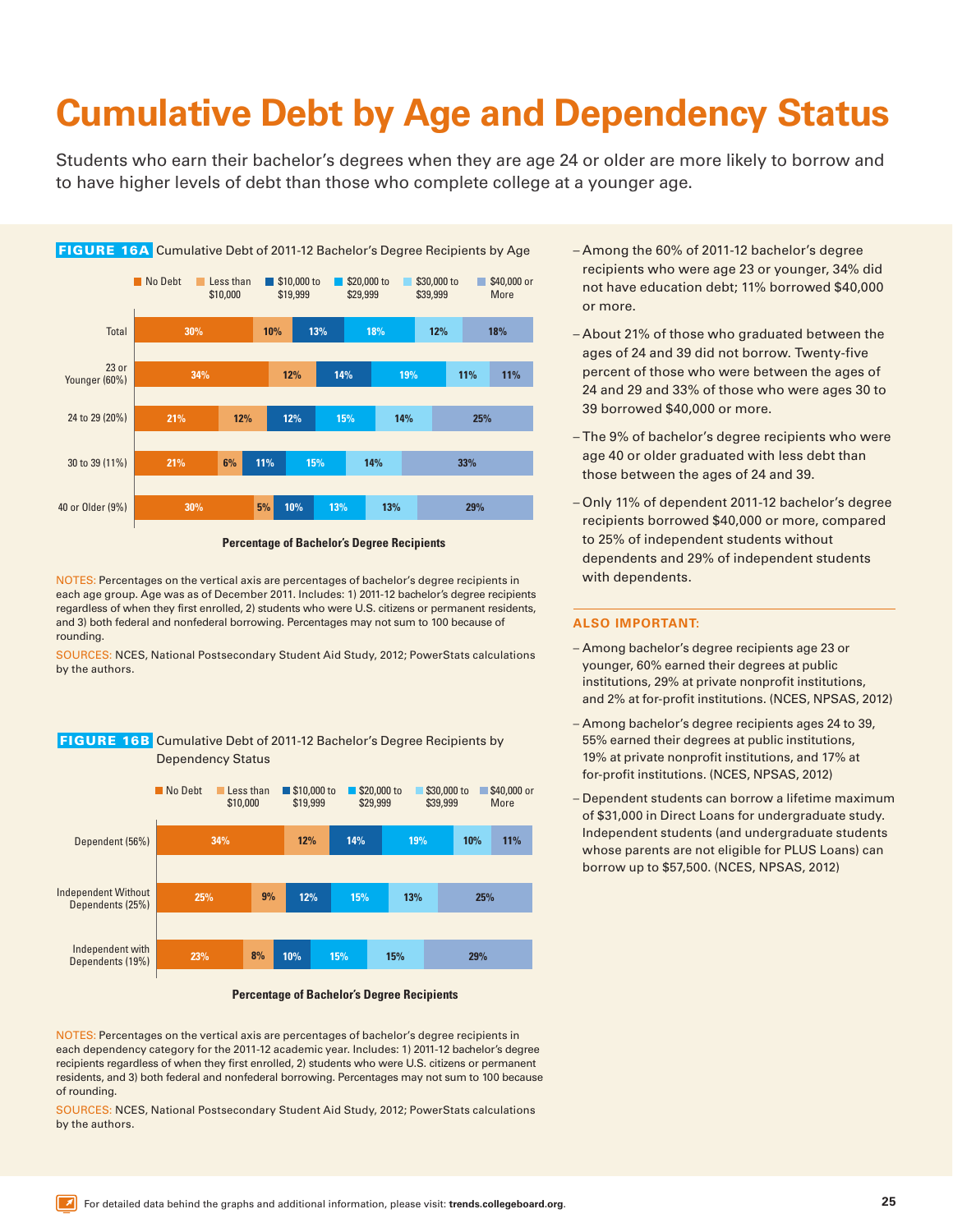# Cumulative Debt by Age and Dependency Status

Students who earn their bachelor's degrees when they are age 24 or older are more likely to borrow and to have higher levels of debt than those who complete college at a younger age.

**FIGURE 16A** Cumulative Debt of 2011-12 Bachelor's Degree Recipients by Age

| | No Debt | Less than $10,000 | $10,000 to $19,999 | $20,000 to $29,999 | $30,000 to $39,999 | $40,000 or More |
|---|---|---|---|---|---|---|
| Total | 30% | 10% | 13% | 18% | 12% | 18% |
| 23 or Younger (60%) | 34% | 12% | 14% | 19% | 11% | 11% |
| 24 to 29 (20%) | 21% | 12% | 12% | 15% | 14% | 25% |
| 30 to 39 (11%) | 21% | 6% | 11% | 15% | 14% | 33% |
| 40 or Older (9%) | 30% | 5% | 10% | 13% | 13% | 29% |

Percentage of Bachelor's Degree Recipients

NOTES: Percentages on the vertical axis are percentages of bachelor's degree recipients in each age group. Age was as of December 2011. Includes: 1) 2011-12 bachelor's degree recipients regardless of when they first enrolled, 2) students who were U.S. citizens or permanent residents, and 3) both federal and nonfederal borrowing. Percentages may not sum to 100 because of rounding.

SOURCES: NCES, National Postsecondary Student Aid Study, 2012; PowerStats calculations by the authors.

**FIGURE 16B** Cumulative Debt of 2011-12 Bachelor's Degree Recipients by Dependency Status

| | No Debt | Less than $10,000 | $10,000 to $19,999 | $20,000 to $29,999 | $30,000 to $39,999 | $40,000 or More |
|---|---|---|---|---|---|---|
| Dependent (56%) | 34% | 12% | 14% | 19% | 10% | 11% |
| Independent Without Dependents (25%) | 25% | 9% | 12% | 15% | 13% | 25% |
| Independent with Dependents (19%) | 23% | 8% | 10% | 15% | 15% | 29% |

Percentage of Bachelor's Degree Recipients

NOTES: Percentages on the vertical axis are percentages of bachelor's degree recipients in each dependency category for the 2011-12 academic year. Includes: 1) 2011-12 bachelor's degree recipients regardless of when they first enrolled, 2) students who were U.S. citizens or permanent residents, and 3) both federal and nonfederal borrowing. Percentages may not sum to 100 because of rounding.

SOURCES: NCES, National Postsecondary Student Aid Study, 2012; PowerStats calculations by the authors.

- Among the 60% of 2011-12 bachelor's degree recipients who were age 23 or younger, 34% did not have education debt; 11% borrowed $40,000 or more.
- About 21% of those who graduated between the ages of 24 and 39 did not borrow. Twenty-five percent of those who were between the ages of 24 and 29 and 33% of those who were ages 30 to 39 borrowed $40,000 or more.
- The 9% of bachelor's degree recipients who were age 40 or older graduated with less debt than those between the ages of 24 and 39.
- Only 11% of dependent 2011-12 bachelor's degree recipients borrowed $40,000 or more, compared to 25% of independent students without dependents and 29% of independent students with dependents.

### ALSO IMPORTANT:

- Among bachelor's degree recipients age 23 or younger, 60% earned their degrees at public institutions, 29% at private nonprofit institutions, and 2% at for-profit institutions. (NCES, NPSAS, 2012)
- Among bachelor's degree recipients ages 24 to 39, 55% earned their degrees at public institutions, 19% at private nonprofit institutions, and 17% at for-profit institutions. (NCES, NPSAS, 2012)
- Dependent students can borrow a lifetime maximum of $31,000 in Direct Loans for undergraduate study. Independent students (and undergraduate students whose parents are not eligible for PLUS Loans) can borrow up to $57,500. (NCES, NPSAS, 2012)

For detailed data behind the graphs and additional information, please visit: **trends.collegeboard.org**.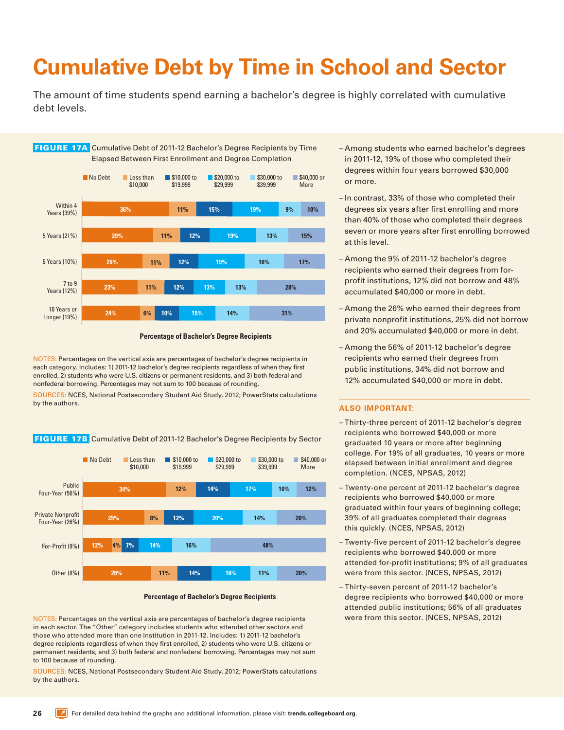# Cumulative Debt by Time in School and Sector

The amount of time students spend earning a bachelor's degree is highly correlated with cumulative debt levels.

**FIGURE 17A** Cumulative Debt of 2011-12 Bachelor's Degree Recipients by Time Elapsed Between First Enrollment and Degree Completion

| | No Debt | Less than $10,000 | $10,000 to $19,999 | $20,000 to $29,999 | $30,000 to $39,999 | $40,000 or More |
|---|---|---|---|---|---|---|
| Within 4 Years (39%) | 36% | 11% | 15% | 19% | 9% | 10% |
| 5 Years (21%) | 29% | 11% | 12% | 19% | 13% | 15% |
| 6 Years (10%) | 25% | 11% | 12% | 19% | 16% | 17% |
| 7 to 9 Years (12%) | 23% | 11% | 12% | 13% | 13% | 28% |
| 10 Years or Longer (19%) | 24% | 6% | 10% | 15% | 14% | 31% |

Percentage of Bachelor's Degree Recipients

NOTES: Percentages on the vertical axis are percentages of bachelor's degree recipients in each category. Includes: 1) 2011-12 bachelor's degree recipients regardless of when they first enrolled, 2) students who were U.S. citizens or permanent residents, and 3) both federal and nonfederal borrowing. Percentages may not sum to 100 because of rounding.

SOURCES: NCES, National Postsecondary Student Aid Study, 2012; PowerStats calculations by the authors.

**FIGURE 17B** Cumulative Debt of 2011-12 Bachelor's Degree Recipients by Sector

| | No Debt | Less than $10,000 | $10,000 to $19,999 | $20,000 to $29,999 | $30,000 to $39,999 | $40,000 or More |
|---|---|---|---|---|---|---|
| Public Four-Year (56%) | 34% | 12% | 14% | 17% | 10% | 12% |
| Private Nonprofit Four-Year (26%) | 25% | 8% | 12% | 20% | 14% | 20% |
| For-Profit (9%) | 12% | 4% | 7% | 14% | 16% | 48% |
| Other (8%) | 28% | 11% | 14% | 16% | 11% | 20% |

Percentage of Bachelor's Degree Recipients

NOTES: Percentages on the vertical axis are percentages of bachelor's degree recipients in each sector. The "Other" category includes students who attended other sectors and those who attended more than one institution in 2011-12. Includes: 1) 2011-12 bachelor's degree recipients regardless of when they first enrolled, 2) students who were U.S. citizens or permanent residents, and 3) both federal and nonfederal borrowing. Percentages may not sum to 100 because of rounding.

SOURCES: NCES, National Postsecondary Student Aid Study, 2012; PowerStats calculations by the authors.

- Among students who earned bachelor's degrees in 2011-12, 19% of those who completed their degrees within four years borrowed $30,000 or more.
- In contrast, 33% of those who completed their degrees six years after first enrolling and more than 40% of those who completed their degrees seven or more years after first enrolling borrowed at this level.
- Among the 9% of 2011-12 bachelor's degree recipients who earned their degrees from for-profit institutions, 12% did not borrow and 48% accumulated $40,000 or more in debt.
- Among the 26% who earned their degrees from private nonprofit institutions, 25% did not borrow and 20% accumulated $40,000 or more in debt.
- Among the 56% of 2011-12 bachelor's degree recipients who earned their degrees from public institutions, 34% did not borrow and 12% accumulated $40,000 or more in debt.

**ALSO IMPORTANT:**

- Thirty-three percent of 2011-12 bachelor's degree recipients who borrowed $40,000 or more graduated 10 years or more after beginning college. For 19% of all graduates, 10 years or more elapsed between initial enrollment and degree completion. (NCES, NPSAS, 2012)
- Twenty-one percent of 2011-12 bachelor's degree recipients who borrowed $40,000 or more graduated within four years of beginning college; 39% of all graduates completed their degrees this quickly. (NCES, NPSAS, 2012)
- Twenty-five percent of 2011-12 bachelor's degree recipients who borrowed $40,000 or more attended for-profit institutions; 9% of all graduates were from this sector. (NCES, NPSAS, 2012)
- Thirty-seven percent of 2011-12 bachelor's degree recipients who borrowed $40,000 or more attended public institutions; 56% of all graduates were from this sector. (NCES, NPSAS, 2012)

For detailed data behind the graphs and additional information, please visit: **trends.collegeboard.org**.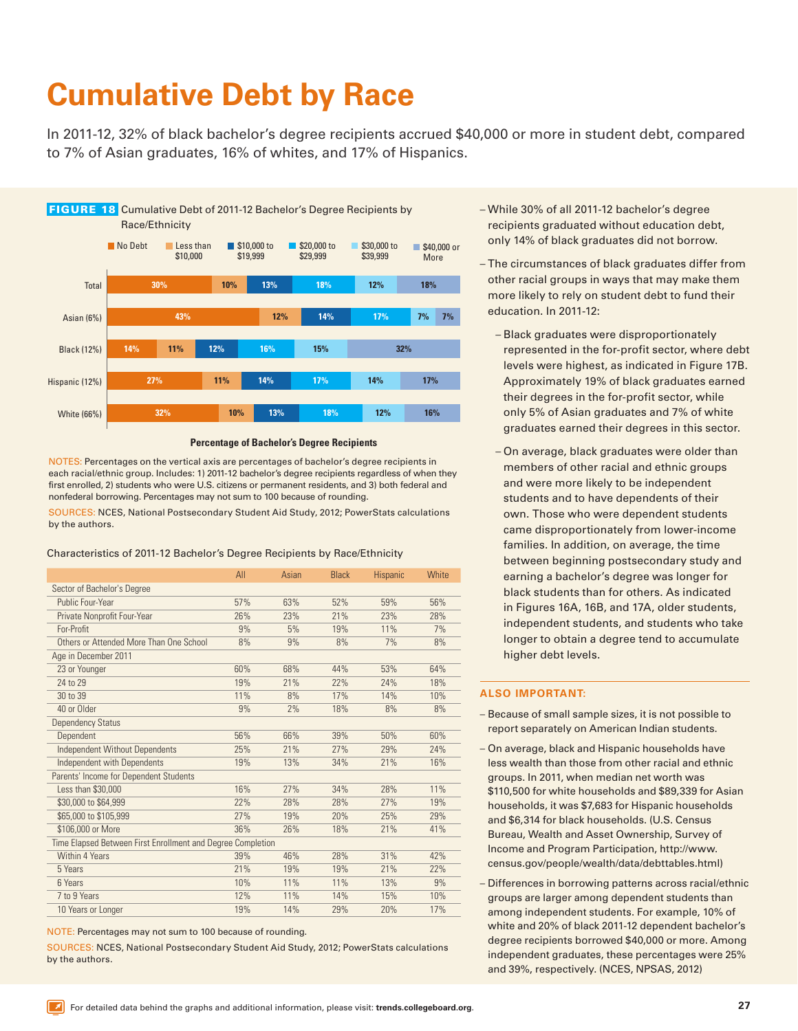# Cumulative Debt by Race

In 2011-12, 32% of black bachelor's degree recipients accrued $40,000 or more in student debt, compared to 7% of Asian graduates, 16% of whites, and 17% of Hispanics.

**FIGURE 18** Cumulative Debt of 2011-12 Bachelor's Degree Recipients by Race/Ethnicity

| | No Debt | Less than $10,000 | $10,000 to $19,999 | $20,000 to $29,999 | $30,000 to $39,999 | $40,000 or More |
|---|---|---|---|---|---|---|
| Total | 30% | 10% | 13% | 18% | 12% | 18% |
| Asian (6%) | 43% | 12% | 14% | 17% | 7% | 7% |
| Black (12%) | 14% | 11% | 12% | 16% | 15% | 32% |
| Hispanic (12%) | 27% | 11% | 14% | 17% | 14% | 17% |
| White (66%) | 32% | 10% | 13% | 18% | 12% | 16% |

Percentage of Bachelor's Degree Recipients

NOTES: Percentages on the vertical axis are percentages of bachelor's degree recipients in each racial/ethnic group. Includes: 1) 2011-12 bachelor's degree recipients regardless of when they first enrolled, 2) students who were U.S. citizens or permanent residents, and 3) both federal and nonfederal borrowing. Percentages may not sum to 100 because of rounding.

SOURCES: NCES, National Postsecondary Student Aid Study, 2012; PowerStats calculations by the authors.

Characteristics of 2011-12 Bachelor's Degree Recipients by Race/Ethnicity

| | All | Asian | Black | Hispanic | White |
|---|---|---|---|---|---|
| **Sector of Bachelor's Degree** | | | | | |
| Public Four-Year | 57% | 63% | 52% | 59% | 56% |
| Private Nonprofit Four-Year | 26% | 23% | 21% | 23% | 28% |
| For-Profit | 9% | 5% | 19% | 11% | 7% |
| Others or Attended More Than One School | 8% | 9% | 8% | 7% | 8% |
| **Age in December 2011** | | | | | |
| 23 or Younger | 60% | 68% | 44% | 53% | 64% |
| 24 to 29 | 19% | 21% | 22% | 24% | 18% |
| 30 to 39 | 11% | 8% | 17% | 14% | 10% |
| 40 or Older | 9% | 2% | 18% | 8% | 8% |
| **Dependency Status** | | | | | |
| Dependent | 56% | 66% | 39% | 50% | 60% |
| Independent Without Dependents | 25% | 21% | 27% | 29% | 24% |
| Independent with Dependents | 19% | 13% | 34% | 21% | 16% |
| **Parents' Income for Dependent Students** | | | | | |
| Less than $30,000 | 16% | 27% | 34% | 28% | 11% |
| $30,000 to $64,999 | 22% | 28% | 28% | 27% | 19% |
| $65,000 to $105,999 | 27% | 19% | 20% | 25% | 29% |
| $106,000 or More | 36% | 26% | 18% | 21% | 41% |
| **Time Elapsed Between First Enrollment and Degree Completion** | | | | | |
| Within 4 Years | 39% | 46% | 28% | 31% | 42% |
| 5 Years | 21% | 19% | 19% | 21% | 22% |
| 6 Years | 10% | 11% | 11% | 13% | 9% |
| 7 to 9 Years | 12% | 11% | 14% | 15% | 10% |
| 10 Years or Longer | 19% | 14% | 29% | 20% | 17% |

NOTE: Percentages may not sum to 100 because of rounding.

SOURCES: NCES, National Postsecondary Student Aid Study, 2012; PowerStats calculations by the authors.

- While 30% of all 2011-12 bachelor's degree recipients graduated without education debt, only 14% of black graduates did not borrow.
- The circumstances of black graduates differ from other racial groups in ways that may make them more likely to rely on student debt to fund their education. In 2011-12:
  - Black graduates were disproportionately represented in the for-profit sector, where debt levels were highest, as indicated in Figure 17B. Approximately 19% of black graduates earned their degrees in the for-profit sector, while only 5% of Asian graduates and 7% of white graduates earned their degrees in this sector.
  - On average, black graduates were older than members of other racial and ethnic groups and were more likely to be independent students and to have dependents of their own. Those who were dependent students came disproportionately from lower-income families. In addition, on average, the time between beginning postsecondary study and earning a bachelor's degree was longer for black students than for others. As indicated in Figures 16A, 16B, and 17A, older students, independent students, and students who take longer to obtain a degree tend to accumulate higher debt levels.

## ALSO IMPORTANT:

- Because of small sample sizes, it is not possible to report separately on American Indian students.
- On average, black and Hispanic households have less wealth than those from other racial and ethnic groups. In 2011, when median net worth was $110,500 for white households and $89,339 for Asian households, it was $7,683 for Hispanic households and $6,314 for black households. (U.S. Census Bureau, Wealth and Asset Ownership, Survey of Income and Program Participation, http://www.census.gov/people/wealth/data/debttables.html)
- Differences in borrowing patterns across racial/ethnic groups are larger among dependent students than among independent students. For example, 10% of white and 20% of black 2011-12 dependent bachelor's degree recipients borrowed $40,000 or more. Among independent graduates, these percentages were 25% and 39%, respectively. (NCES, NPSAS, 2012)

For detailed data behind the graphs and additional information, please visit: **trends.collegeboard.org**.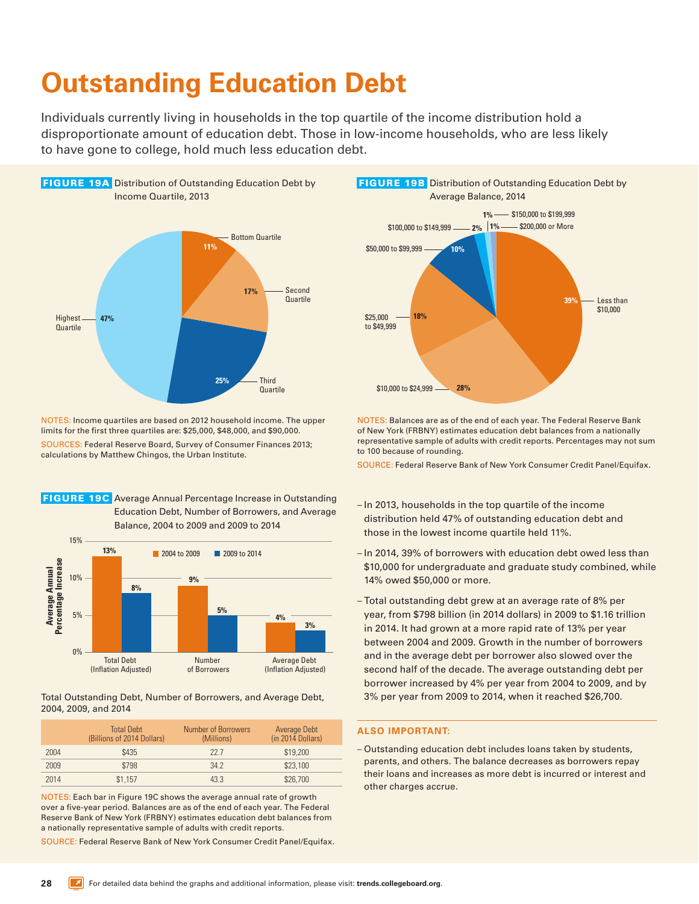# Outstanding Education Debt

Individuals currently living in households in the top quartile of the income distribution hold a disproportionate amount of education debt. Those in low-income households, who are less likely to have gone to college, hold much less education debt.

**FIGURE 19A** Distribution of Outstanding Education Debt by Income Quartile, 2013

| Income Quartile | Share |
|---|---|
| Bottom Quartile | 11% |
| Second Quartile | 17% |
| Third Quartile | 25% |
| Highest Quartile | 47% |

NOTES: Income quartiles are based on 2012 household income. The upper limits for the first three quartiles are: $25,000, $48,000, and $90,000.

SOURCES: Federal Reserve Board, Survey of Consumer Finances 2013; calculations by Matthew Chingos, the Urban Institute.

**FIGURE 19B** Distribution of Outstanding Education Debt by Average Balance, 2014

| Balance | Share |
|---|---|
| Less than $10,000 | 39% |
| $10,000 to $24,999 | 28% |
| $25,000 to $49,999 | 18% |
| $50,000 to $99,999 | 10% |
| $100,000 to $149,999 | 2% |
| $150,000 to $199,999 | 1% |
| $200,000 or More | 1% |

NOTES: Balances are as of the end of each year. The Federal Reserve Bank of New York (FRBNY) estimates education debt balances from a nationally representative sample of adults with credit reports. Percentages may not sum to 100 because of rounding.

SOURCE: Federal Reserve Bank of New York Consumer Credit Panel/Equifax.

**FIGURE 19C** Average Annual Percentage Increase in Outstanding Education Debt, Number of Borrowers, and Average Balance, 2004 to 2009 and 2009 to 2014

| | 2004 to 2009 | 2009 to 2014 |
|---|---|---|
| Total Debt (Inflation Adjusted) | 13% | 8% |
| Number of Borrowers | 9% | 5% |
| Average Debt (Inflation Adjusted) | 4% | 3% |

Total Outstanding Debt, Number of Borrowers, and Average Debt, 2004, 2009, and 2014

| | Total Debt (Billions of 2014 Dollars) | Number of Borrowers (Millions) | Average Debt (in 2014 Dollars) |
|---|---|---|---|
| 2004 | $435 | 22.7 | $19,200 |
| 2009 | $798 | 34.2 | $23,100 |
| 2014 | $1,157 | 43.3 | $26,700 |

NOTES: Each bar in Figure 19C shows the average annual rate of growth over a five-year period. Balances are as of the end of each year. The Federal Reserve Bank of New York (FRBNY) estimates education debt balances from a nationally representative sample of adults with credit reports.

SOURCE: Federal Reserve Bank of New York Consumer Credit Panel/Equifax.

- In 2013, households in the top quartile of the income distribution held 47% of outstanding education debt and those in the lowest income quartile held 11%.
- In 2014, 39% of borrowers with education debt owed less than $10,000 for undergraduate and graduate study combined, while 14% owed $50,000 or more.
- Total outstanding debt grew at an average rate of 8% per year, from $798 billion (in 2014 dollars) in 2009 to $1.16 trillion in 2014. It had grown at a more rapid rate of 13% per year between 2004 and 2009. Growth in the number of borrowers and in the average debt per borrower also slowed over the second half of the decade. The average outstanding debt per borrower increased by 4% per year from 2004 to 2009, and by 3% per year from 2009 to 2014, when it reached $26,700.

**ALSO IMPORTANT:**

- Outstanding education debt includes loans taken by students, parents, and others. The balance decreases as borrowers repay their loans and increases as more debt is incurred or interest and other charges accrue.

For detailed data behind the graphs and additional information, please visit: **trends.collegeboard.org**.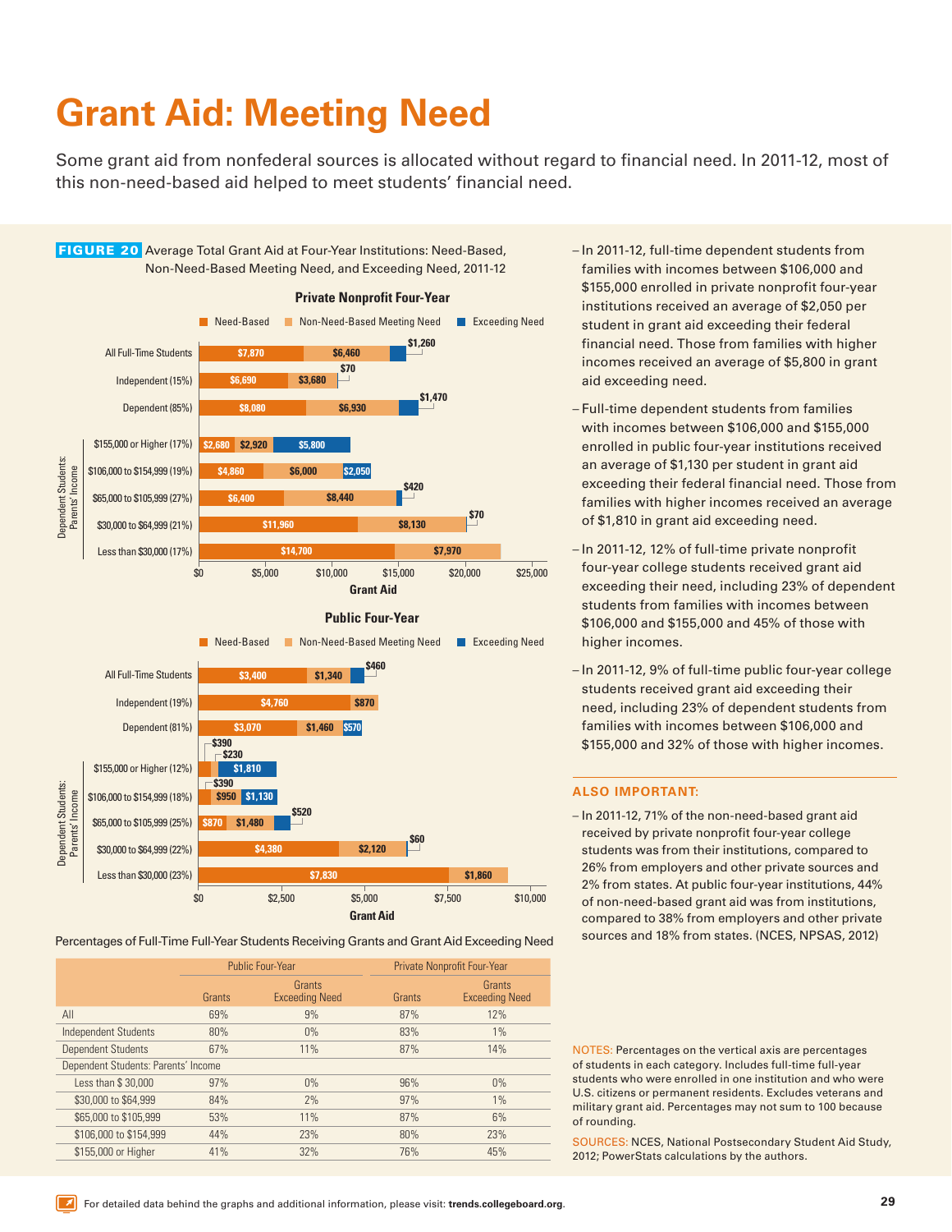# Grant Aid: Meeting Need

Some grant aid from nonfederal sources is allocated without regard to financial need. In 2011-12, most of this non-need-based aid helped to meet students' financial need.

**FIGURE 20** Average Total Grant Aid at Four-Year Institutions: Need-Based, Non-Need-Based Meeting Need, and Exceeding Need, 2011-12

**Private Nonprofit Four-Year**

| | Need-Based | Non-Need-Based Meeting Need | Exceeding Need |
|---|---|---|---|
| All Full-Time Students | $7,870 | $6,460 | $1,260 |
| Independent (15%) | $6,690 | $3,680 | $70 |
| Dependent (85%) | $8,080 | $6,930 | $1,470 |
| Dependent Students: Parents' Income | | | |
| $155,000 or Higher (17%) | $2,680 | $2,920 | $5,800 |
| $106,000 to $154,999 (19%) | $4,860 | $6,000 | $2,050 |
| $65,000 to $105,999 (27%) | $6,400 | $8,440 | $420 |
| $30,000 to $64,999 (21%) | $11,960 | $8,130 | $70 |
| Less than $30,000 (17%) | $14,700 | $7,970 | |

**Public Four-Year**

| | Need-Based | Non-Need-Based Meeting Need | Exceeding Need |
|---|---|---|---|
| All Full-Time Students | $3,400 | $1,340 | $460 |
| Independent (19%) | $4,760 | $870 | |
| Dependent (81%) | $3,070 | $1,460 | $570 |
| Dependent Students: Parents' Income | | | |
| $155,000 or Higher (12%) | $390 | $230 | $1,810 |
| $106,000 to $154,999 (18%) | $390 | $950 | $1,130 |
| $65,000 to $105,999 (25%) | $870 | $1,480 | $520 |
| $30,000 to $64,999 (22%) | $4,380 | $2,120 | $60 |
| Less than $30,000 (23%) | $7,830 | $1,860 | |

Percentages of Full-Time Full-Year Students Receiving Grants and Grant Aid Exceeding Need

| | Public Four-Year | | Private Nonprofit Four-Year | |
|---|---|---|---|---|
| | Grants | Grants Exceeding Need | Grants | Grants Exceeding Need |
| All | 69% | 9% | 87% | 12% |
| Independent Students | 80% | 0% | 83% | 1% |
| Dependent Students | 67% | 11% | 87% | 14% |
| Dependent Students: Parents' Income | | | | |
| Less than $ 30,000 | 97% | 0% | 96% | 0% |
| $30,000 to $64,999 | 84% | 2% | 97% | 1% |
| $65,000 to $105,999 | 53% | 11% | 87% | 6% |
| $106,000 to $154,999 | 44% | 23% | 80% | 23% |
| $155,000 or Higher | 41% | 32% | 76% | 45% |

- In 2011-12, full-time dependent students from families with incomes between $106,000 and $155,000 enrolled in private nonprofit four-year institutions received an average of $2,050 per student in grant aid exceeding their federal financial need. Those from families with higher incomes received an average of $5,800 in grant aid exceeding need.
- Full-time dependent students from families with incomes between $106,000 and $155,000 enrolled in public four-year institutions received an average of $1,130 per student in grant aid exceeding their federal financial need. Those from families with higher incomes received an average of $1,810 in grant aid exceeding need.
- In 2011-12, 12% of full-time private nonprofit four-year college students received grant aid exceeding their need, including 23% of dependent students from families with incomes between $106,000 and $155,000 and 45% of those with higher incomes.
- In 2011-12, 9% of full-time public four-year college students received grant aid exceeding their need, including 23% of dependent students from families with incomes between $106,000 and $155,000 and 32% of those with higher incomes.

### ALSO IMPORTANT:

- In 2011-12, 71% of the non-need-based grant aid received by private nonprofit four-year college students was from their institutions, compared to 26% from employers and other private sources and 2% from states. At public four-year institutions, 44% of non-need-based grant aid was from institutions, compared to 38% from employers and other private sources and 18% from states. (NCES, NPSAS, 2012)

NOTES: Percentages on the vertical axis are percentages of students in each category. Includes full-time full-year students who were enrolled in one institution and who were U.S. citizens or permanent residents. Excludes veterans and military grant aid. Percentages may not sum to 100 because of rounding.

SOURCES: NCES, National Postsecondary Student Aid Study, 2012; PowerStats calculations by the authors.

For detailed data behind the graphs and additional information, please visit: **trends.collegeboard.org**.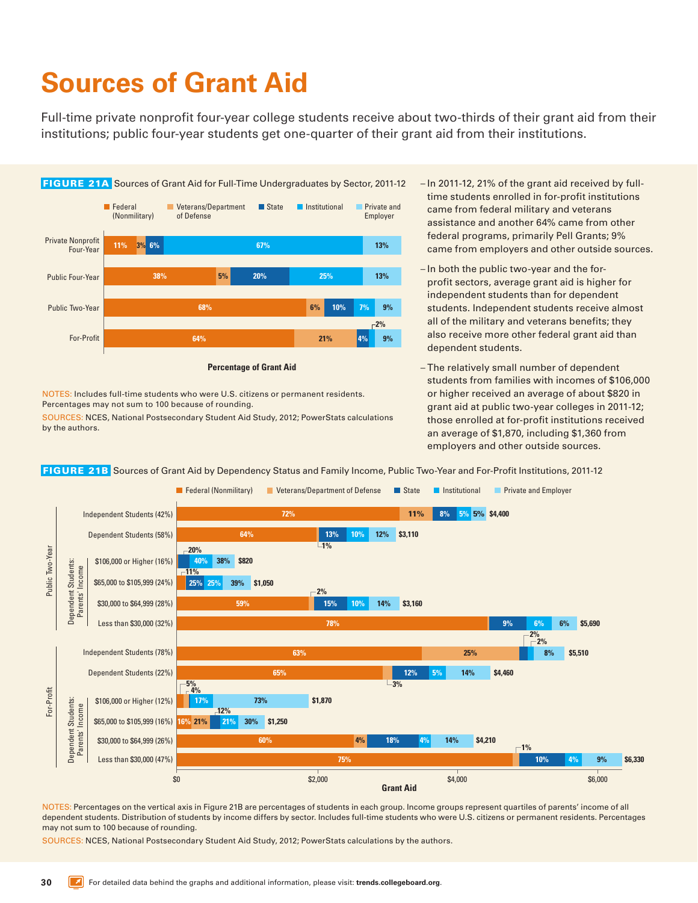# Sources of Grant Aid

Full-time private nonprofit four-year college students receive about two-thirds of their grant aid from their institutions; public four-year students get one-quarter of their grant aid from their institutions.

**FIGURE 21A** Sources of Grant Aid for Full-Time Undergraduates by Sector, 2011-12

| Sector | Federal (Nonmilitary) | Veterans/Department of Defense | State | Institutional | Private and Employer |
|---|---|---|---|---|---|
| Private Nonprofit Four-Year | 11% | 3% | 6% | 67% | 13% |
| Public Four-Year | 38% | 5% | 20% | 25% | 13% |
| Public Two-Year | 68% | 6% | 10% | 7% | 9% |
| For-Profit | 64% | 21% | 4% | 2% | 9% |

Percentage of Grant Aid

NOTES: Includes full-time students who were U.S. citizens or permanent residents. Percentages may not sum to 100 because of rounding.

SOURCES: NCES, National Postsecondary Student Aid Study, 2012; PowerStats calculations by the authors.

- In 2011-12, 21% of the grant aid received by full-time students enrolled in for-profit institutions came from federal military and veterans assistance and another 64% came from other federal programs, primarily Pell Grants; 9% came from employers and other outside sources.
- In both the public two-year and the for-profit sectors, average grant aid is higher for independent students than for dependent students. Independent students receive almost all of the military and veterans benefits; they also receive more other federal grant aid than dependent students.
- The relatively small number of dependent students from families with incomes of $106,000 or higher received an average of about $820 in grant aid at public two-year colleges in 2011-12; those enrolled at for-profit institutions received an average of $1,870, including $1,360 from employers and other outside sources.

**FIGURE 21B** Sources of Grant Aid by Dependency Status and Family Income, Public Two-Year and For-Profit Institutions, 2011-12

| Sector | Group | Federal (Nonmilitary) | Veterans/Department of Defense | State | Institutional | Private and Employer | Total Grant Aid |
|---|---|---|---|---|---|---|---|
| Public Two-Year | Independent Students (42%) | 72% | 11% | 8% | 5% | 5% | $4,400 |
| Public Two-Year | Dependent Students (58%) | 64% | 1% | 13% | 10% | 12% | $3,110 |
| Public Two-Year | Dependent Students: Parents' Income $106,000 or Higher (16%) | | | 20% | 40% | 38% | $820 |
| Public Two-Year | Dependent Students: Parents' Income $65,000 to $105,999 (24%) | 11% | | 25% | 25% | 39% | $1,050 |
| Public Two-Year | Dependent Students: Parents' Income $30,000 to $64,999 (28%) | 59% | 2% | 15% | 10% | 14% | $3,160 |
| Public Two-Year | Dependent Students: Parents' Income Less than $30,000 (32%) | 78% | | 9% | 6% | 6% | $5,690 |
| For-Profit | Independent Students (78%) | 63% | 25% | 2% | 2% | 8% | $5,510 |
| For-Profit | Dependent Students (22%) | 65% | 3% | 12% | 5% | 14% | $4,460 |
| For-Profit | Dependent Students: Parents' Income $106,000 or Higher (12%) | 5% | 4% | | 17% | 73% | $1,870 |
| For-Profit | Dependent Students: Parents' Income $65,000 to $105,999 (16%) | 16% | 21% | 12% | 21% | 30% | $1,250 |
| For-Profit | Dependent Students: Parents' Income $30,000 to $64,999 (26%) | 60% | 4% | 18% | 4% | 14% | $4,210 |
| For-Profit | Dependent Students: Parents' Income Less than $30,000 (47%) | 75% | 1% | 10% | 4% | 9% | $6,330 |

Grant Aid

NOTES: Percentages on the vertical axis in Figure 21B are percentages of students in each group. Income groups represent quartiles of parents' income of all dependent students. Distribution of students by income differs by sector. Includes full-time students who were U.S. citizens or permanent residents. Percentages may not sum to 100 because of rounding.

SOURCES: NCES, National Postsecondary Student Aid Study, 2012; PowerStats calculations by the authors.

For detailed data behind the graphs and additional information, please visit: **trends.collegeboard.org**.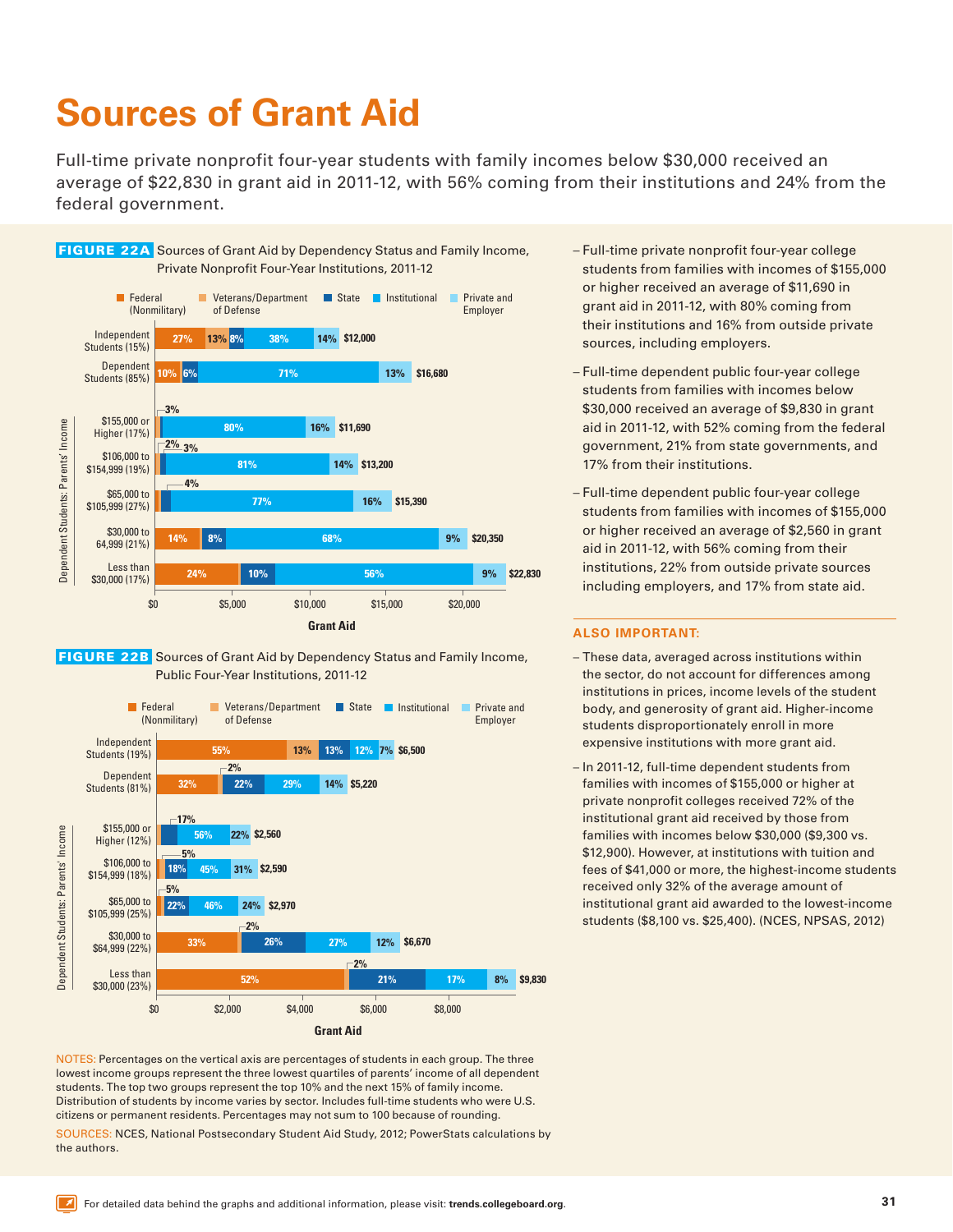# Sources of Grant Aid

Full-time private nonprofit four-year students with family incomes below $30,000 received an average of $22,830 in grant aid in 2011-12, with 56% coming from their institutions and 24% from the federal government.

**FIGURE 22A** Sources of Grant Aid by Dependency Status and Family Income, Private Nonprofit Four-Year Institutions, 2011-12

| | Federal (Nonmilitary) | Veterans/Department of Defense | State | Institutional | Private and Employer | Total Grant Aid |
|---|---|---|---|---|---|---|
| Independent Students (15%) | 27% | 13% | 8% | 38% | 14% | $12,000 |
| Dependent Students (85%) | 10% | | 6% | 71% | 13% | $16,680 |
| **Dependent Students: Parents' Income** | | | | | | |
| $155,000 or Higher (17%) | | | 3% | 80% | 16% | $11,690 |
| $106,000 to $154,999 (19%) | 2% | | 3% | 81% | 14% | $13,200 |
| $65,000 to $105,999 (27%) | | | 4% | 77% | 16% | $15,390 |
| $30,000 to 64,999 (21%) | 14% | | 8% | 68% | 9% | $20,350 |
| Less than $30,000 (17%) | 24% | | 10% | 56% | 9% | $22,830 |

**FIGURE 22B** Sources of Grant Aid by Dependency Status and Family Income, Public Four-Year Institutions, 2011-12

| | Federal (Nonmilitary) | Veterans/Department of Defense | State | Institutional | Private and Employer | Total Grant Aid |
|---|---|---|---|---|---|---|
| Independent Students (19%) | 55% | 13% | 13% | 12% | 7% | $6,500 |
| Dependent Students (81%) | 32% | 2% | 22% | 29% | 14% | $5,220 |
| **Dependent Students: Parents' Income** | | | | | | |
| $155,000 or Higher (12%) | | | 17% | 56% | 22% | $2,560 |
| $106,000 to $154,999 (18%) | | 5% | 18% | 45% | 31% | $2,590 |
| $65,000 to $105,999 (25%) | | 5% | 22% | 46% | 24% | $2,970 |
| $30,000 to $64,999 (22%) | 33% | 2% | 26% | 27% | 12% | $6,670 |
| Less than $30,000 (23%) | 52% | 2% | 21% | 17% | 8% | $9,830 |

NOTES: Percentages on the vertical axis are percentages of students in each group. The three lowest income groups represent the three lowest quartiles of parents' income of all dependent students. The top two groups represent the top 10% and the next 15% of family income. Distribution of students by income varies by sector. Includes full-time students who were U.S. citizens or permanent residents. Percentages may not sum to 100 because of rounding.

SOURCES: NCES, National Postsecondary Student Aid Study, 2012; PowerStats calculations by the authors.

- Full-time private nonprofit four-year college students from families with incomes of $155,000 or higher received an average of $11,690 in grant aid in 2011-12, with 80% coming from their institutions and 16% from outside private sources, including employers.
- Full-time dependent public four-year college students from families with incomes below $30,000 received an average of $9,830 in grant aid in 2011-12, with 52% coming from the federal government, 21% from state governments, and 17% from their institutions.
- Full-time dependent public four-year college students from families with incomes of $155,000 or higher received an average of $2,560 in grant aid in 2011-12, with 56% coming from their institutions, 22% from outside private sources including employers, and 17% from state aid.

### ALSO IMPORTANT:

- These data, averaged across institutions within the sector, do not account for differences among institutions in prices, income levels of the student body, and generosity of grant aid. Higher-income students disproportionately enroll in more expensive institutions with more grant aid.
- In 2011-12, full-time dependent students from families with incomes of $155,000 or higher at private nonprofit colleges received 72% of the institutional grant aid received by those from families with incomes below $30,000 ($9,300 vs. $12,900). However, at institutions with tuition and fees of $41,000 or more, the highest-income students received only 32% of the average amount of institutional grant aid awarded to the lowest-income students ($8,100 vs. $25,400). (NCES, NPSAS, 2012)

For detailed data behind the graphs and additional information, please visit: **trends.collegeboard.org**.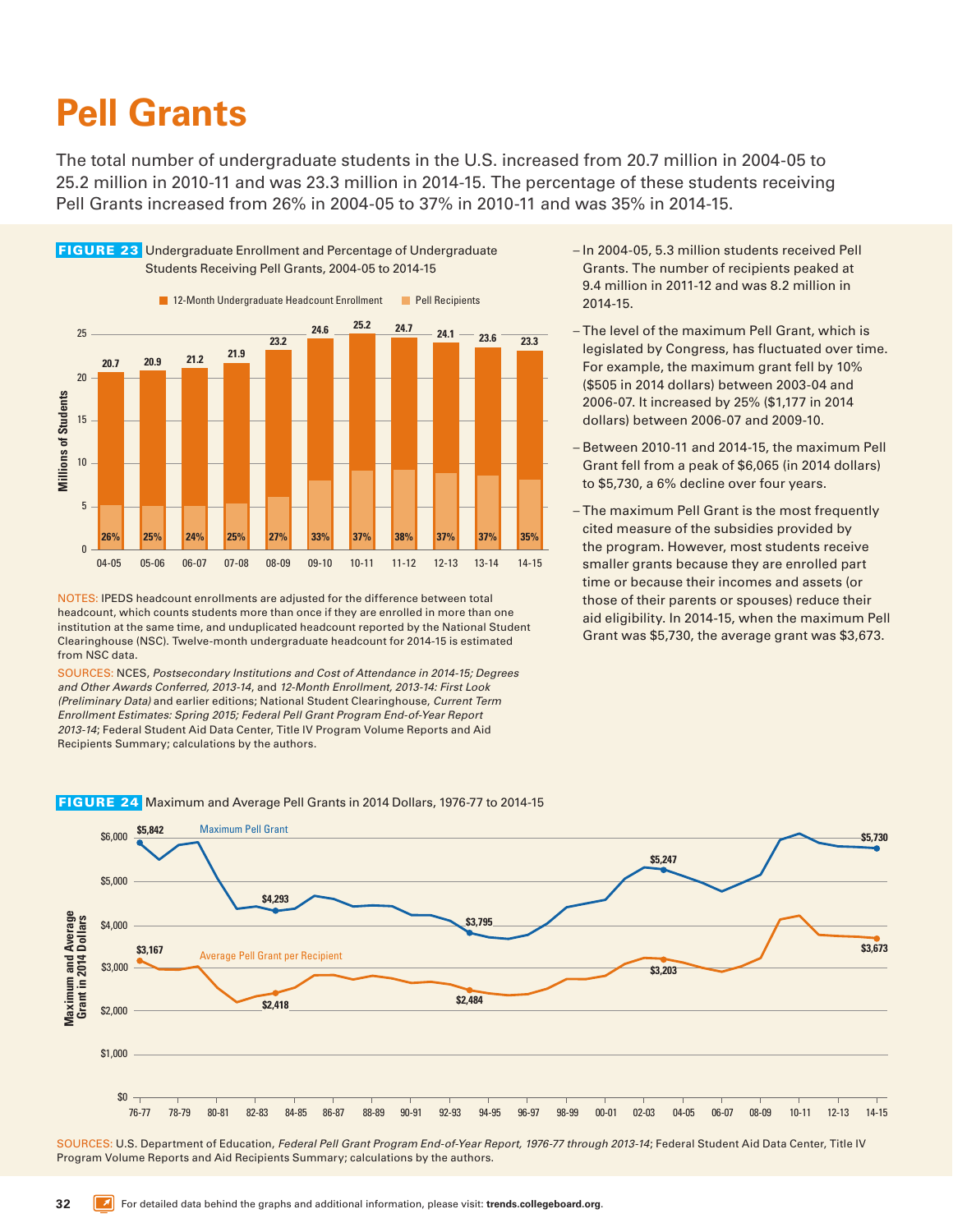# Pell Grants

The total number of undergraduate students in the U.S. increased from 20.7 million in 2004-05 to 25.2 million in 2010-11 and was 23.3 million in 2014-15. The percentage of these students receiving Pell Grants increased from 26% in 2004-05 to 37% in 2010-11 and was 35% in 2014-15.

**FIGURE 23** Undergraduate Enrollment and Percentage of Undergraduate Students Receiving Pell Grants, 2004-05 to 2014-15

| Year | 12-Month Undergraduate Headcount Enrollment (Millions) | Pell Recipients (%) |
|---|---|---|
| 04-05 | 20.7 | 26% |
| 05-06 | 20.9 | 25% |
| 06-07 | 21.2 | 24% |
| 07-08 | 21.9 | 25% |
| 08-09 | 23.2 | 27% |
| 09-10 | 24.6 | 33% |
| 10-11 | 25.2 | 37% |
| 11-12 | 24.7 | 38% |
| 12-13 | 24.1 | 37% |
| 13-14 | 23.6 | 37% |
| 14-15 | 23.3 | 35% |

NOTES: IPEDS headcount enrollments are adjusted for the difference between total headcount, which counts students more than once if they are enrolled in more than one institution at the same time, and unduplicated headcount reported by the National Student Clearinghouse (NSC). Twelve-month undergraduate headcount for 2014-15 is estimated from NSC data.

SOURCES: NCES, *Postsecondary Institutions and Cost of Attendance in 2014-15; Degrees and Other Awards Conferred, 2013-14*, and *12-Month Enrollment, 2013-14: First Look (Preliminary Data)* and earlier editions; National Student Clearinghouse, *Current Term Enrollment Estimates: Spring 2015; Federal Pell Grant Program End-of-Year Report 2013-14*; Federal Student Aid Data Center, Title IV Program Volume Reports and Aid Recipients Summary; calculations by the authors.

- In 2004-05, 5.3 million students received Pell Grants. The number of recipients peaked at 9.4 million in 2011-12 and was 8.2 million in 2014-15.
- The level of the maximum Pell Grant, which is legislated by Congress, has fluctuated over time. For example, the maximum grant fell by 10% ($505 in 2014 dollars) between 2003-04 and 2006-07. It increased by 25% ($1,177 in 2014 dollars) between 2006-07 and 2009-10.
- Between 2010-11 and 2014-15, the maximum Pell Grant fell from a peak of $6,065 (in 2014 dollars) to $5,730, a 6% decline over four years.
- The maximum Pell Grant is the most frequently cited measure of the subsidies provided by the program. However, most students receive smaller grants because they are enrolled part time or because their incomes and assets (or those of their parents or spouses) reduce their aid eligibility. In 2014-15, when the maximum Pell Grant was $5,730, the average grant was $3,673.

**FIGURE 24** Maximum and Average Pell Grants in 2014 Dollars, 1976-77 to 2014-15

| Year | Maximum Pell Grant | Average Pell Grant per Recipient |
|---|---|---|
| 76-77 | $5,842 | $3,167 |
| 83-84 | $4,293 | $2,418 |
| 93-94 | $3,795 | $2,484 |
| 03-04 | $5,247 | $3,203 |
| 14-15 | $5,730 | $3,673 |

SOURCES: U.S. Department of Education, *Federal Pell Grant Program End-of-Year Report, 1976-77 through 2013-14*; Federal Student Aid Data Center, Title IV Program Volume Reports and Aid Recipients Summary; calculations by the authors.

For detailed data behind the graphs and additional information, please visit: **trends.collegeboard.org**.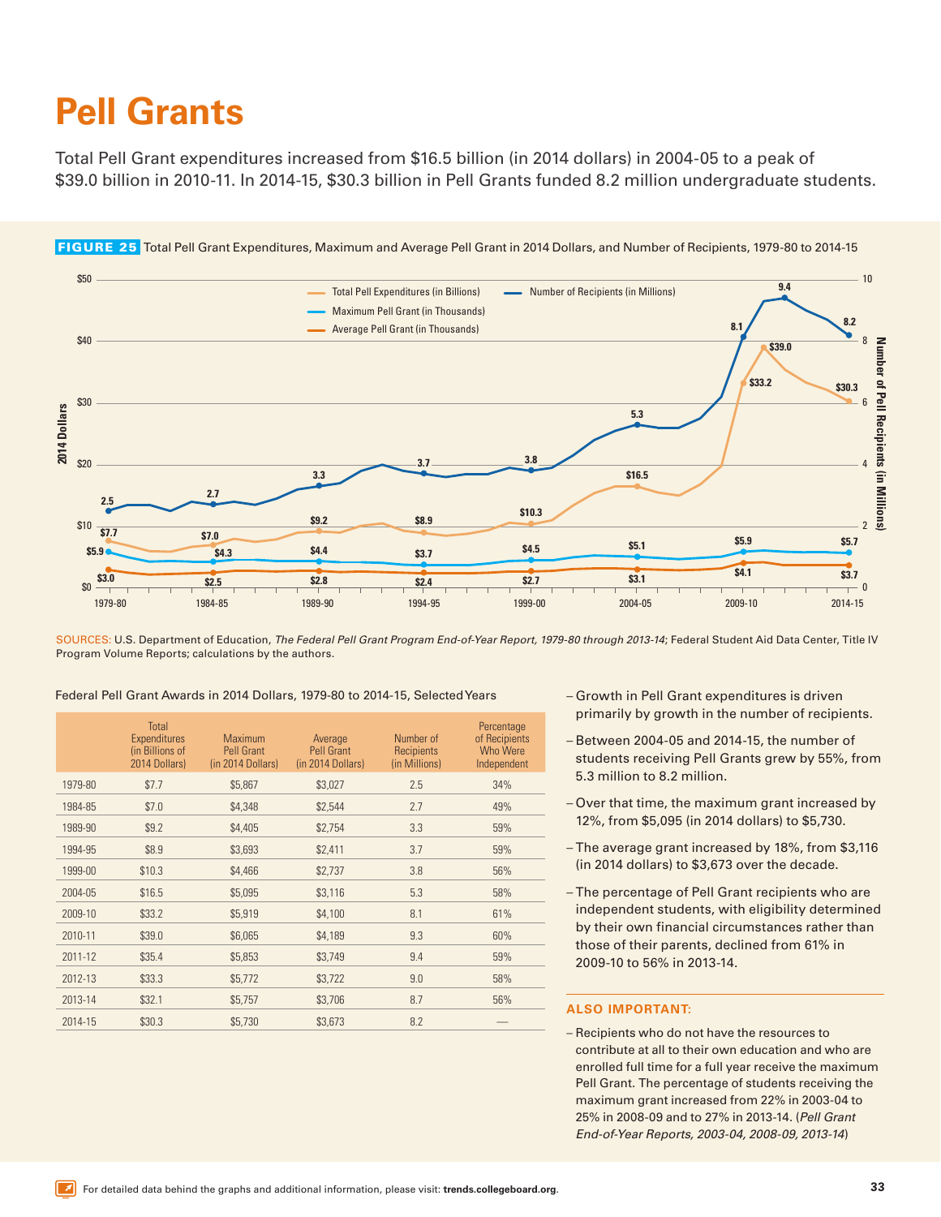# Pell Grants

Total Pell Grant expenditures increased from $16.5 billion (in 2014 dollars) in 2004-05 to a peak of $39.0 billion in 2010-11. In 2014-15, $30.3 billion in Pell Grants funded 8.2 million undergraduate students.

**FIGURE 25** Total Pell Grant Expenditures, Maximum and Average Pell Grant in 2014 Dollars, and Number of Recipients, 1979-80 to 2014-15

SOURCES: U.S. Department of Education, *The Federal Pell Grant Program End-of-Year Report, 1979-80 through 2013-14*; Federal Student Aid Data Center, Title IV Program Volume Reports; calculations by the authors.

Federal Pell Grant Awards in 2014 Dollars, 1979-80 to 2014-15, Selected Years

| | Total Expenditures (in Billions of 2014 Dollars) | Maximum Pell Grant (in 2014 Dollars) | Average Pell Grant (in 2014 Dollars) | Number of Recipients (in Millions) | Percentage of Recipients Who Were Independent |
|---|---|---|---|---|---|
| 1979-80 | $7.7 | $5,867 | $3,027 | 2.5 | 34% |
| 1984-85 | $7.0 | $4,348 | $2,544 | 2.7 | 49% |
| 1989-90 | $9.2 | $4,405 | $2,754 | 3.3 | 59% |
| 1994-95 | $8.9 | $3,693 | $2,411 | 3.7 | 59% |
| 1999-00 | $10.3 | $4,466 | $2,737 | 3.8 | 56% |
| 2004-05 | $16.5 | $5,095 | $3,116 | 5.3 | 58% |
| 2009-10 | $33.2 | $5,919 | $4,100 | 8.1 | 61% |
| 2010-11 | $39.0 | $6,065 | $4,189 | 9.3 | 60% |
| 2011-12 | $35.4 | $5,853 | $3,749 | 9.4 | 59% |
| 2012-13 | $33.3 | $5,772 | $3,722 | 9.0 | 58% |
| 2013-14 | $32.1 | $5,757 | $3,706 | 8.7 | 56% |
| 2014-15 | $30.3 | $5,730 | $3,673 | 8.2 | — |

- Growth in Pell Grant expenditures is driven primarily by growth in the number of recipients.
- Between 2004-05 and 2014-15, the number of students receiving Pell Grants grew by 55%, from 5.3 million to 8.2 million.
- Over that time, the maximum grant increased by 12%, from $5,095 (in 2014 dollars) to $5,730.
- The average grant increased by 18%, from $3,116 (in 2014 dollars) to $3,673 over the decade.
- The percentage of Pell Grant recipients who are independent students, with eligibility determined by their own financial circumstances rather than those of their parents, declined from 61% in 2009-10 to 56% in 2013-14.

**ALSO IMPORTANT:**

- Recipients who do not have the resources to contribute at all to their own education and who are enrolled full time for a full year receive the maximum Pell Grant. The percentage of students receiving the maximum grant increased from 22% in 2003-04 to 25% in 2008-09 and to 27% in 2013-14. (*Pell Grant End-of-Year Reports, 2003-04, 2008-09, 2013-14*)

For detailed data behind the graphs and additional information, please visit: **trends.collegeboard.org**.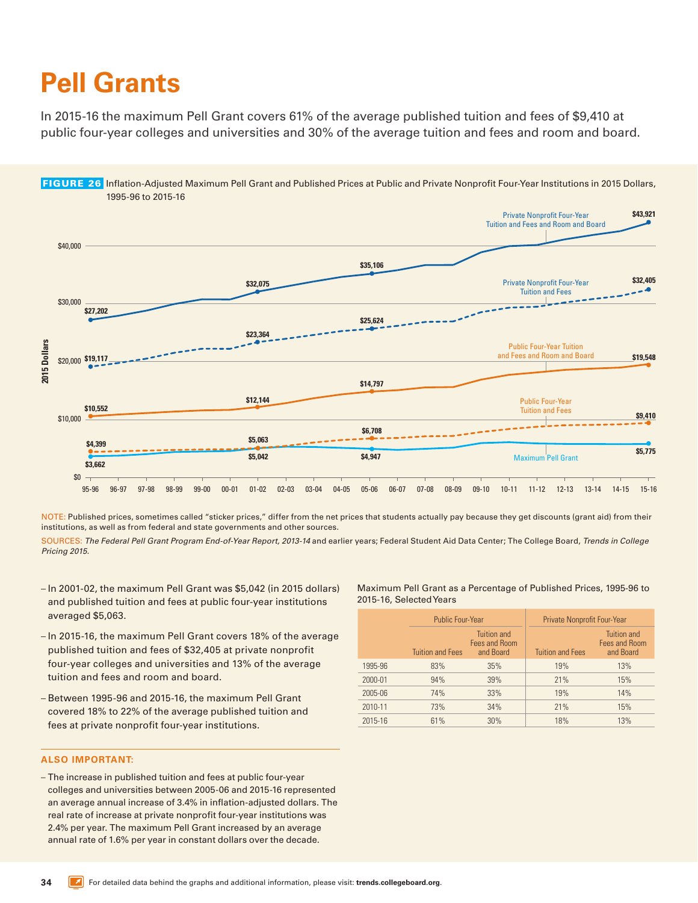# Pell Grants

In 2015-16 the maximum Pell Grant covers 61% of the average published tuition and fees of $9,410 at public four-year colleges and universities and 30% of the average tuition and fees and room and board.

**FIGURE 26** Inflation-Adjusted Maximum Pell Grant and Published Prices at Public and Private Nonprofit Four-Year Institutions in 2015 Dollars, 1995-96 to 2015-16

| | 95-96 | 00-01 | 01-02 | 05-06 | 15-16 |
|---|---|---|---|---|---|
| Private Nonprofit Four-Year Tuition and Fees and Room and Board | $27,202 | | $32,075 | $35,106 | $43,921 |
| Private Nonprofit Four-Year Tuition and Fees | $19,117 | | $23,364 | $25,624 | $32,405 |
| Public Four-Year Tuition and Fees and Room and Board | $10,552 | | $12,144 | $14,797 | $19,548 |
| Public Four-Year Tuition and Fees | $4,399 | | $5,063 | $6,708 | $9,410 |
| Maximum Pell Grant | $3,662 | | $5,042 | $4,947 | $5,775 |

NOTE: Published prices, sometimes called "sticker prices," differ from the net prices that students actually pay because they get discounts (grant aid) from their institutions, as well as from federal and state governments and other sources.

SOURCES: *The Federal Pell Grant Program End-of-Year Report, 2013-14* and earlier years; Federal Student Aid Data Center; The College Board, *Trends in College Pricing 2015*.

- In 2001-02, the maximum Pell Grant was $5,042 (in 2015 dollars) and published tuition and fees at public four-year institutions averaged $5,063.
- In 2015-16, the maximum Pell Grant covers 18% of the average published tuition and fees of $32,405 at private nonprofit four-year colleges and universities and 13% of the average tuition and fees and room and board.
- Between 1995-96 and 2015-16, the maximum Pell Grant covered 18% to 22% of the average published tuition and fees at private nonprofit four-year institutions.

Maximum Pell Grant as a Percentage of Published Prices, 1995-96 to 2015-16, Selected Years

| | Public Four-Year | | Private Nonprofit Four-Year | |
|---|---|---|---|---|
| | Tuition and Fees | Tuition and Fees and Room and Board | Tuition and Fees | Tuition and Fees and Room and Board |
| 1995-96 | 83% | 35% | 19% | 13% |
| 2000-01 | 94% | 39% | 21% | 15% |
| 2005-06 | 74% | 33% | 19% | 14% |
| 2010-11 | 73% | 34% | 21% | 15% |
| 2015-16 | 61% | 30% | 18% | 13% |

**ALSO IMPORTANT:**

- The increase in published tuition and fees at public four-year colleges and universities between 2005-06 and 2015-16 represented an average annual increase of 3.4% in inflation-adjusted dollars. The real rate of increase at private nonprofit four-year institutions was 2.4% per year. The maximum Pell Grant increased by an average annual rate of 1.6% per year in constant dollars over the decade.

For detailed data behind the graphs and additional information, please visit: **trends.collegeboard.org**.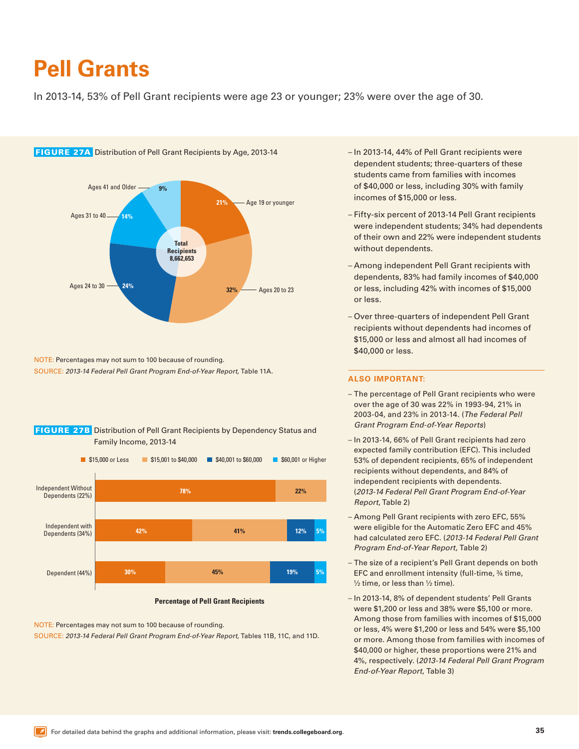# Pell Grants

In 2013-14, 53% of Pell Grant recipients were age 23 or younger; 23% were over the age of 30.

**FIGURE 27A** Distribution of Pell Grant Recipients by Age, 2013-14

Total Recipients 8,662,653

| Age Group | Percentage |
|---|---|
| Age 19 or younger | 21% |
| Ages 20 to 23 | 32% |
| Ages 24 to 30 | 24% |
| Ages 31 to 40 | 14% |
| Ages 41 and Older | 9% |

NOTE: Percentages may not sum to 100 because of rounding.
SOURCE: *2013-14 Federal Pell Grant Program End-of-Year Report,* Table 11A.

**FIGURE 27B** Distribution of Pell Grant Recipients by Dependency Status and Family Income, 2013-14

| | $15,000 or Less | $15,001 to $40,000 | $40,001 to $60,000 | $60,001 or Higher |
|---|---|---|---|---|
| Independent Without Dependents (22%) | 78% | 22% | | |
| Independent with Dependents (34%) | 42% | 41% | 12% | 5% |
| Dependent (44%) | 30% | 45% | 19% | 5% |

Percentage of Pell Grant Recipients

NOTE: Percentages may not sum to 100 because of rounding.
SOURCE: *2013-14 Federal Pell Grant Program End-of-Year Report,* Tables 11B, 11C, and 11D.

- In 2013-14, 44% of Pell Grant recipients were dependent students; three-quarters of these students came from families with incomes of $40,000 or less, including 30% with family incomes of $15,000 or less.
- Fifty-six percent of 2013-14 Pell Grant recipients were independent students; 34% had dependents of their own and 22% were independent students without dependents.
- Among independent Pell Grant recipients with dependents, 83% had family incomes of $40,000 or less, including 42% with incomes of $15,000 or less.
- Over three-quarters of independent Pell Grant recipients without dependents had incomes of $15,000 or less and almost all had incomes of $40,000 or less.

**ALSO IMPORTANT:**

- The percentage of Pell Grant recipients who were over the age of 30 was 22% in 1993-94, 21% in 2003-04, and 23% in 2013-14. (*The Federal Pell Grant Program End-of-Year Reports*)
- In 2013-14, 66% of Pell Grant recipients had zero expected family contribution (EFC). This included 53% of dependent recipients, 65% of independent recipients without dependents, and 84% of independent recipients with dependents. (*2013-14 Federal Pell Grant Program End-of-Year Report*, Table 2)
- Among Pell Grant recipients with zero EFC, 55% were eligible for the Automatic Zero EFC and 45% had calculated zero EFC. (*2013-14 Federal Pell Grant Program End-of-Year Report*, Table 2)
- The size of a recipient's Pell Grant depends on both EFC and enrollment intensity (full-time, ¾ time, ½ time, or less than ½ time).
- In 2013-14, 8% of dependent students' Pell Grants were $1,200 or less and 38% were $5,100 or more. Among those from families with incomes of $15,000 or less, 4% were $1,200 or less and 54% were $5,100 or more. Among those from families with incomes of $40,000 or higher, these proportions were 21% and 4%, respectively. (*2013-14 Federal Pell Grant Program End-of-Year Report*, Table 3)

For detailed data behind the graphs and additional information, please visit: **trends.collegeboard.org**.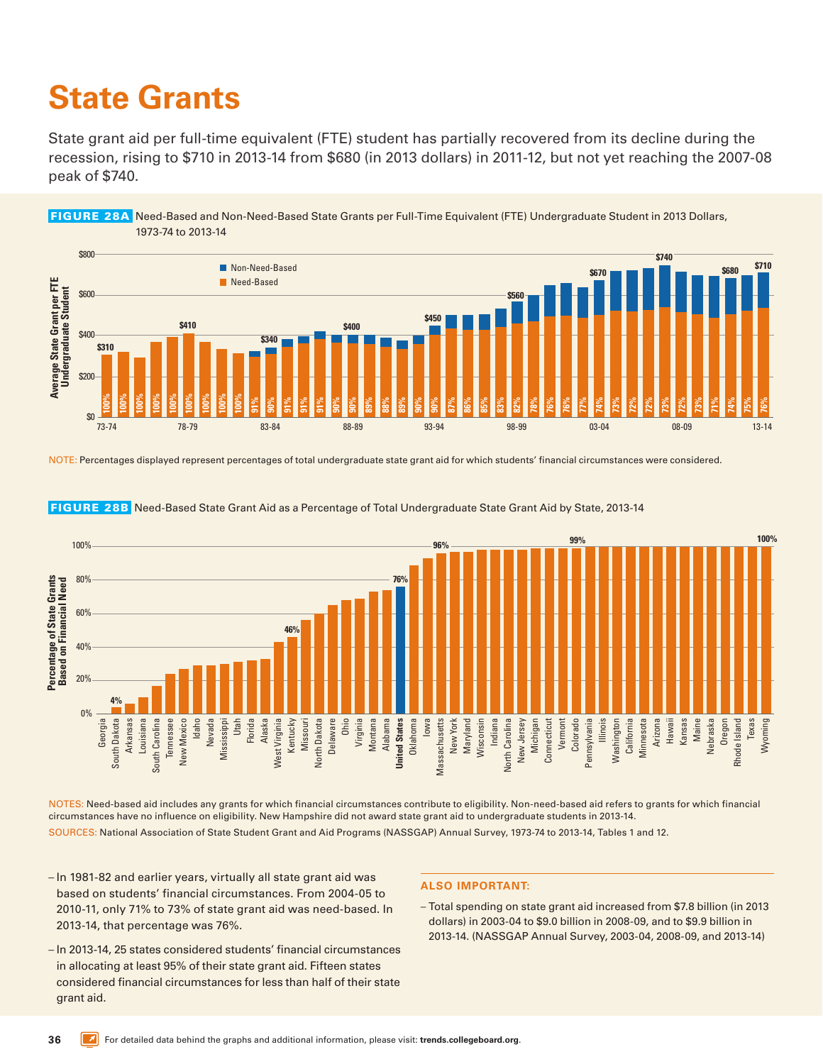# State Grants

State grant aid per full-time equivalent (FTE) student has partially recovered from its decline during the recession, rising to $710 in 2013-14 from $680 (in 2013 dollars) in 2011-12, but not yet reaching the 2007-08 peak of $740.

**FIGURE 28A** Need-Based and Non-Need-Based State Grants per Full-Time Equivalent (FTE) Undergraduate Student in 2013 Dollars, 1973-74 to 2013-14

NOTE: Percentages displayed represent percentages of total undergraduate state grant aid for which students' financial circumstances were considered.

**FIGURE 28B** Need-Based State Grant Aid as a Percentage of Total Undergraduate State Grant Aid by State, 2013-14

NOTES: Need-based aid includes any grants for which financial circumstances contribute to eligibility. Non-need-based aid refers to grants for which financial circumstances have no influence on eligibility. New Hampshire did not award state grant aid to undergraduate students in 2013-14.

SOURCES: National Association of State Student Grant and Aid Programs (NASSGAP) Annual Survey, 1973-74 to 2013-14, Tables 1 and 12.

- In 1981-82 and earlier years, virtually all state grant aid was based on students' financial circumstances. From 2004-05 to 2010-11, only 71% to 73% of state grant aid was need-based. In 2013-14, that percentage was 76%.
- In 2013-14, 25 states considered students' financial circumstances in allocating at least 95% of their state grant aid. Fifteen states considered financial circumstances for less than half of their state grant aid.

### ALSO IMPORTANT:

- Total spending on state grant aid increased from $7.8 billion (in 2013 dollars) in 2003-04 to $9.0 billion in 2008-09, and to $9.9 billion in 2013-14. (NASSGAP Annual Survey, 2003-04, 2008-09, and 2013-14)

For detailed data behind the graphs and additional information, please visit: **trends.collegeboard.org**.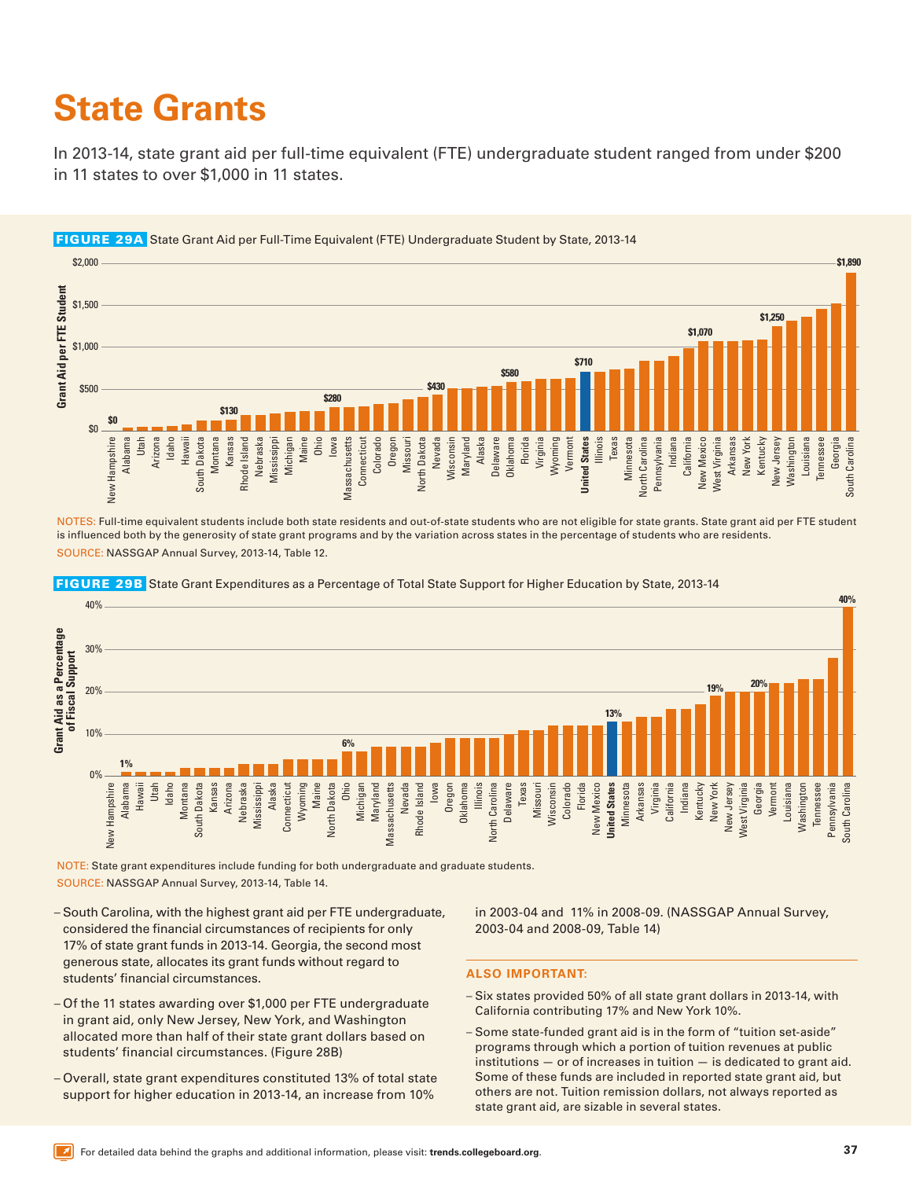# State Grants

In 2013-14, state grant aid per full-time equivalent (FTE) undergraduate student ranged from under $200 in 11 states to over $1,000 in 11 states.

**FIGURE 29A** State Grant Aid per Full-Time Equivalent (FTE) Undergraduate Student by State, 2013-14

NOTES: Full-time equivalent students include both state residents and out-of-state students who are not eligible for state grants. State grant aid per FTE student is influenced both by the generosity of state grant programs and by the variation across states in the percentage of students who are residents.

SOURCE: NASSGAP Annual Survey, 2013-14, Table 12.

**FIGURE 29B** State Grant Expenditures as a Percentage of Total State Support for Higher Education by State, 2013-14

NOTE: State grant expenditures include funding for both undergraduate and graduate students.

SOURCE: NASSGAP Annual Survey, 2013-14, Table 14.

- South Carolina, with the highest grant aid per FTE undergraduate, considered the financial circumstances of recipients for only 17% of state grant funds in 2013-14. Georgia, the second most generous state, allocates its grant funds without regard to students' financial circumstances.
- Of the 11 states awarding over $1,000 per FTE undergraduate in grant aid, only New Jersey, New York, and Washington allocated more than half of their state grant dollars based on students' financial circumstances. (Figure 28B)
- Overall, state grant expenditures constituted 13% of total state support for higher education in 2013-14, an increase from 10% in 2003-04 and 11% in 2008-09. (NASSGAP Annual Survey, 2003-04 and 2008-09, Table 14)

### ALSO IMPORTANT:

- Six states provided 50% of all state grant dollars in 2013-14, with California contributing 17% and New York 10%.
- Some state-funded grant aid is in the form of "tuition set-aside" programs through which a portion of tuition revenues at public institutions — or of increases in tuition — is dedicated to grant aid. Some of these funds are included in reported state grant aid, but others are not. Tuition remission dollars, not always reported as state grant aid, are sizable in several states.

For detailed data behind the graphs and additional information, please visit: **trends.collegeboard.org**.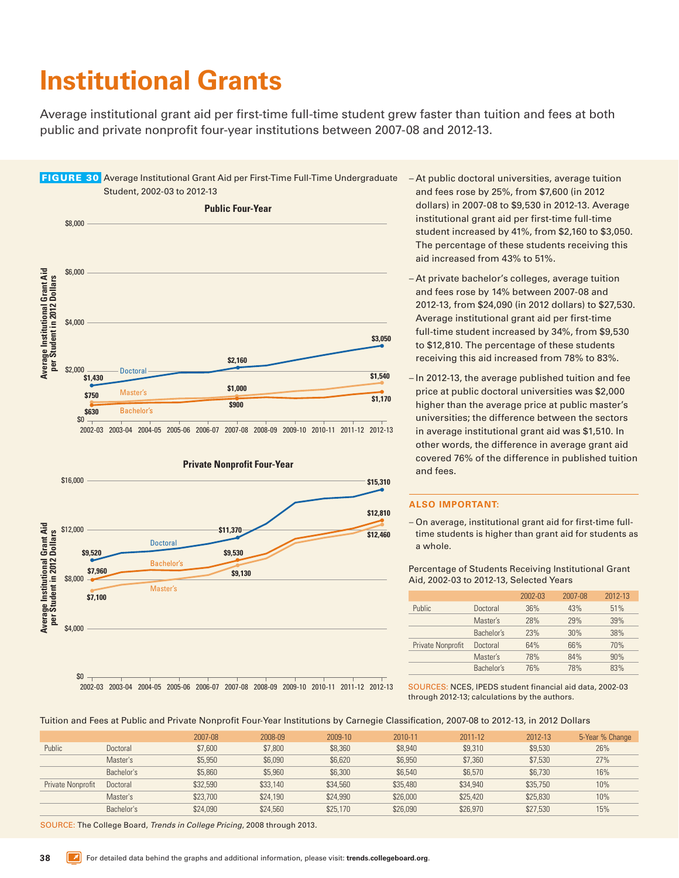# Institutional Grants

Average institutional grant aid per first-time full-time student grew faster than tuition and fees at both public and private nonprofit four-year institutions between 2007-08 and 2012-13.

**FIGURE 30** Average Institutional Grant Aid per First-Time Full-Time Undergraduate Student, 2002-03 to 2012-13

**Public Four-Year**

Average Institutional Grant Aid per Student in 2012 Dollars

| | 2002-03 | 2007-08 | 2012-13 |
|---|---|---|---|
| Doctoral | $1,430 | $2,160 | $3,050 |
| Master's | $750 | $1,000 | $1,540 |
| Bachelor's | $630 | $900 | $1,170 |

**Private Nonprofit Four-Year**

Average Institutional Grant Aid per Student in 2012 Dollars

| | 2002-03 | 2007-08 | 2012-13 |
|---|---|---|---|
| Doctoral | $9,520 | $11,370 | $15,310 |
| Bachelor's | $7,960 | $9,530 | $12,810 |
| Master's | $7,100 | $9,130 | $12,460 |

- At public doctoral universities, average tuition and fees rose by 25%, from $7,600 (in 2012 dollars) in 2007-08 to $9,530 in 2012-13. Average institutional grant aid per first-time full-time student increased by 41%, from $2,160 to $3,050. The percentage of these students receiving this aid increased from 43% to 51%.
- At private bachelor's colleges, average tuition and fees rose by 14% between 2007-08 and 2012-13, from $24,090 (in 2012 dollars) to $27,530. Average institutional grant aid per first-time full-time student increased by 34%, from $9,530 to $12,810. The percentage of these students receiving this aid increased from 78% to 83%.
- In 2012-13, the average published tuition and fee price at public doctoral universities was $2,000 higher than the average price at public master's universities; the difference between the sectors in average institutional grant aid was $1,510. In other words, the difference in average grant aid covered 76% of the difference in published tuition and fees.

**ALSO IMPORTANT:**

- On average, institutional grant aid for first-time full-time students is higher than grant aid for students as a whole.

Percentage of Students Receiving Institutional Grant Aid, 2002-03 to 2012-13, Selected Years

| | | 2002-03 | 2007-08 | 2012-13 |
|---|---|---|---|---|
| Public | Doctoral | 36% | 43% | 51% |
| | Master's | 28% | 29% | 39% |
| | Bachelor's | 23% | 30% | 38% |
| Private Nonprofit | Doctoral | 64% | 66% | 70% |
| | Master's | 78% | 84% | 90% |
| | Bachelor's | 76% | 78% | 83% |

SOURCES: NCES, IPEDS student financial aid data, 2002-03 through 2012-13; calculations by the authors.

Tuition and Fees at Public and Private Nonprofit Four-Year Institutions by Carnegie Classification, 2007-08 to 2012-13, in 2012 Dollars

| | | 2007-08 | 2008-09 | 2009-10 | 2010-11 | 2011-12 | 2012-13 | 5-Year % Change |
|---|---|---|---|---|---|---|---|---|
| Public | Doctoral | $7,600 | $7,800 | $8,360 | $8,940 | $9,310 | $9,530 | 26% |
| | Master's | $5,950 | $6,090 | $6,620 | $6,950 | $7,360 | $7,530 | 27% |
| | Bachelor's | $5,860 | $5,960 | $6,300 | $6,540 | $6,570 | $6,730 | 16% |
| Private Nonprofit | Doctoral | $32,590 | $33,140 | $34,560 | $35,480 | $34,940 | $35,750 | 10% |
| | Master's | $23,700 | $24,190 | $24,990 | $26,000 | $25,420 | $25,830 | 10% |
| | Bachelor's | $24,090 | $24,560 | $25,170 | $26,090 | $26,970 | $27,530 | 15% |

SOURCE: The College Board, *Trends in College Pricing*, 2008 through 2013.

For detailed data behind the graphs and additional information, please visit: **trends.collegeboard.org**.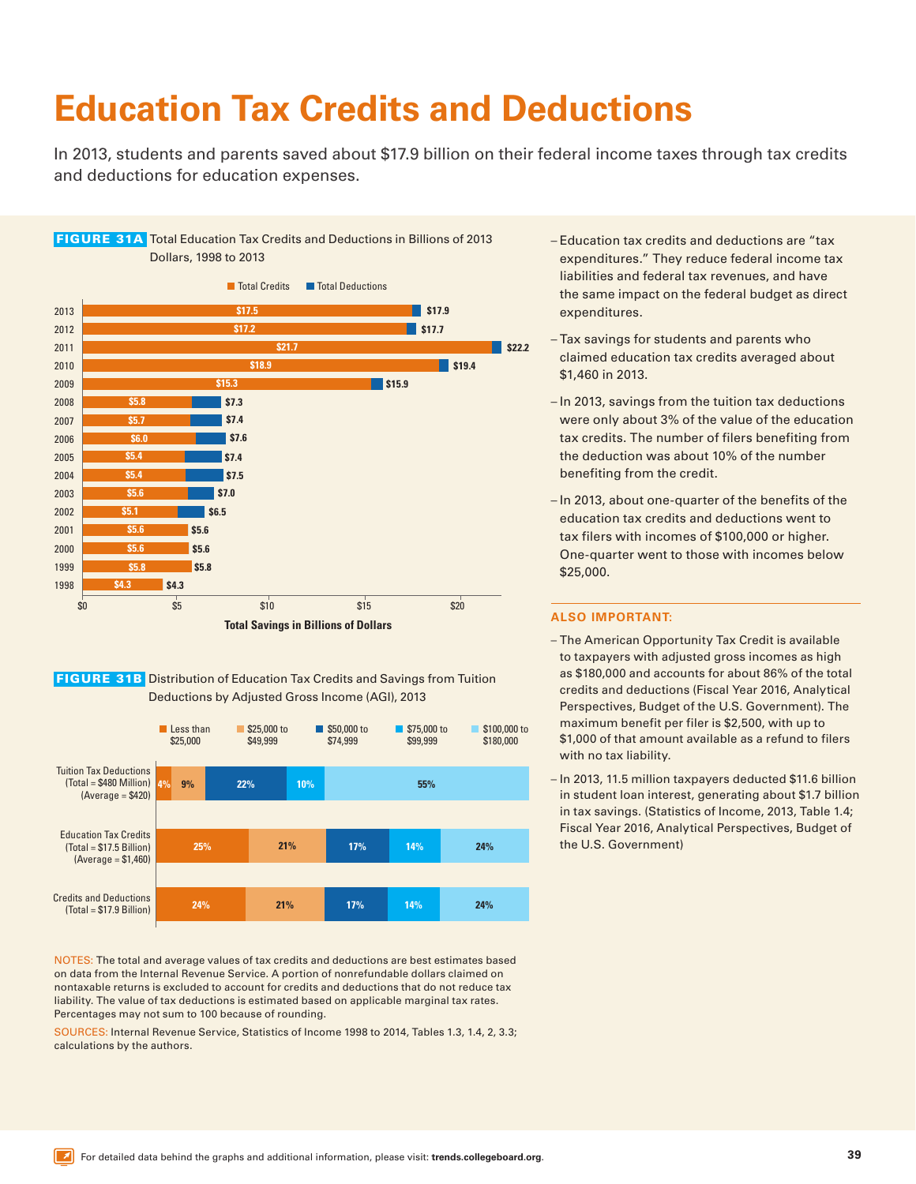# Education Tax Credits and Deductions

In 2013, students and parents saved about $17.9 billion on their federal income taxes through tax credits and deductions for education expenses.

**FIGURE 31A** Total Education Tax Credits and Deductions in Billions of 2013 Dollars, 1998 to 2013

| Year | Total Credits | Total (Credits + Deductions) |
|---|---|---|
| 2013 | $17.5 | $17.9 |
| 2012 | $17.2 | $17.7 |
| 2011 | $21.7 | $22.2 |
| 2010 | $18.9 | $19.4 |
| 2009 | $15.3 | $15.9 |
| 2008 | $5.8 | $7.3 |
| 2007 | $5.7 | $7.4 |
| 2006 | $6.0 | $7.6 |
| 2005 | $5.4 | $7.4 |
| 2004 | $5.4 | $7.5 |
| 2003 | $5.6 | $7.0 |
| 2002 | $5.1 | $6.5 |
| 2001 | $5.6 | $5.6 |
| 2000 | $5.6 | $5.6 |
| 1999 | $5.8 | $5.8 |
| 1998 | $4.3 | $4.3 |

Total Savings in Billions of Dollars

**FIGURE 31B** Distribution of Education Tax Credits and Savings from Tuition Deductions by Adjusted Gross Income (AGI), 2013

| | Less than $25,000 | $25,000 to $49,999 | $50,000 to $74,999 | $75,000 to $99,999 | $100,000 to $180,000 |
|---|---|---|---|---|---|
| Tuition Tax Deductions (Total = $480 Million) (Average = $420) | 4% | 9% | 22% | 10% | 55% |
| Education Tax Credits (Total = $17.5 Billion) (Average = $1,460) | 25% | 21% | 17% | 14% | 24% |
| Credits and Deductions (Total = $17.9 Billion) | 24% | 21% | 17% | 14% | 24% |

NOTES: The total and average values of tax credits and deductions are best estimates based on data from the Internal Revenue Service. A portion of nonrefundable dollars claimed on nontaxable returns is excluded to account for credits and deductions that do not reduce tax liability. The value of tax deductions is estimated based on applicable marginal tax rates. Percentages may not sum to 100 because of rounding.

SOURCES: Internal Revenue Service, Statistics of Income 1998 to 2014, Tables 1.3, 1.4, 2, 3.3; calculations by the authors.

- Education tax credits and deductions are "tax expenditures." They reduce federal income tax liabilities and federal tax revenues, and have the same impact on the federal budget as direct expenditures.
- Tax savings for students and parents who claimed education tax credits averaged about $1,460 in 2013.
- In 2013, savings from the tuition tax deductions were only about 3% of the value of the education tax credits. The number of filers benefiting from the deduction was about 10% of the number benefiting from the credit.
- In 2013, about one-quarter of the benefits of the education tax credits and deductions went to tax filers with incomes of $100,000 or higher. One-quarter went to those with incomes below $25,000.

### ALSO IMPORTANT:

- The American Opportunity Tax Credit is available to taxpayers with adjusted gross incomes as high as $180,000 and accounts for about 86% of the total credits and deductions (Fiscal Year 2016, Analytical Perspectives, Budget of the U.S. Government). The maximum benefit per filer is $2,500, with up to $1,000 of that amount available as a refund to filers with no tax liability.
- In 2013, 11.5 million taxpayers deducted $11.6 billion in student loan interest, generating about $1.7 billion in tax savings. (Statistics of Income, 2013, Table 1.4; Fiscal Year 2016, Analytical Perspectives, Budget of the U.S. Government)

For detailed data behind the graphs and additional information, please visit: **trends.collegeboard.org**.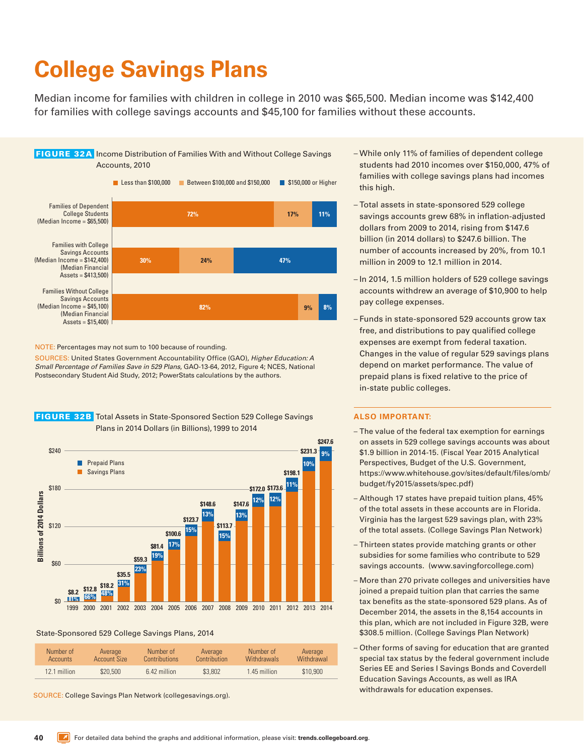# College Savings Plans

Median income for families with children in college in 2010 was $65,500. Median income was $142,400 for families with college savings accounts and $45,100 for families without these accounts.

**FIGURE 32A** Income Distribution of Families With and Without College Savings Accounts, 2010

| | Less than $100,000 | Between $100,000 and $150,000 | $150,000 or Higher |
|---|---|---|---|
| Families of Dependent College Students (Median Income = $65,500) | 72% | 17% | 11% |
| Families with College Savings Accounts (Median Income = $142,400) (Median Financial Assets = $413,500) | 30% | 24% | 47% |
| Families Without College Savings Accounts (Median Income = $45,100) (Median Financial Assets = $15,400) | 82% | 9% | 8% |

NOTE: Percentages may not sum to 100 because of rounding.

SOURCES: United States Government Accountability Office (GAO), *Higher Education: A Small Percentage of Families Save in 529 Plans*, GAO-13-64, 2012, Figure 4; NCES, National Postsecondary Student Aid Study, 2012; PowerStats calculations by the authors.

**FIGURE 32B** Total Assets in State-Sponsored Section 529 College Savings Plans in 2014 Dollars (in Billions), 1999 to 2014

| Year | Total (Billions of 2014 Dollars) | Prepaid Plans Share |
|---|---|---|
| 1999 | $8.2 | 81% |
| 2000 | $12.8 | 66% |
| 2001 | $18.2 | 48% |
| 2002 | $35.5 | 31% |
| 2003 | $59.3 | 23% |
| 2004 | $81.4 | 19% |
| 2005 | $100.6 | 17% |
| 2006 | $123.7 | 15% |
| 2007 | $148.6 | 13% |
| 2008 | $113.7 | 15% |
| 2009 | $147.6 | 13% |
| 2010 | $172.0 | 12% |
| 2011 | $173.6 | 12% |
| 2012 | $198.1 | 11% |
| 2013 | $231.3 | 10% |
| 2014 | $247.6 | 9% |

State-Sponsored 529 College Savings Plans, 2014

| Number of Accounts | Average Account Size | Number of Contributions | Average Contribution | Number of Withdrawals | Average Withdrawal |
|---|---|---|---|---|---|
| 12.1 million | $20,500 | 6.42 million | $3,802 | 1.45 million | $10,900 |

SOURCE: College Savings Plan Network (collegesavings.org).

- While only 11% of families of dependent college students had 2010 incomes over $150,000, 47% of families with college savings plans had incomes this high.
- Total assets in state-sponsored 529 college savings accounts grew 68% in inflation-adjusted dollars from 2009 to 2014, rising from $147.6 billion (in 2014 dollars) to $247.6 billion. The number of accounts increased by 20%, from 10.1 million in 2009 to 12.1 million in 2014.
- In 2014, 1.5 million holders of 529 college savings accounts withdrew an average of $10,900 to help pay college expenses.
- Funds in state-sponsored 529 accounts grow tax free, and distributions to pay qualified college expenses are exempt from federal taxation. Changes in the value of regular 529 savings plans depend on market performance. The value of prepaid plans is fixed relative to the price of in-state public colleges.

## ALSO IMPORTANT:

- The value of the federal tax exemption for earnings on assets in 529 college savings accounts was about $1.9 billion in 2014-15. (Fiscal Year 2015 Analytical Perspectives, Budget of the U.S. Government, https://www.whitehouse.gov/sites/default/files/omb/budget/fy2015/assets/spec.pdf)
- Although 17 states have prepaid tuition plans, 45% of the total assets in these accounts are in Florida. Virginia has the largest 529 savings plan, with 23% of the total assets. (College Savings Plan Network)
- Thirteen states provide matching grants or other subsidies for some families who contribute to 529 savings accounts. (www.savingforcollege.com)
- More than 270 private colleges and universities have joined a prepaid tuition plan that carries the same tax benefits as the state-sponsored 529 plans. As of December 2014, the assets in the 8,154 accounts in this plan, which are not included in Figure 32B, were $308.5 million. (College Savings Plan Network)
- Other forms of saving for education that are granted special tax status by the federal government include Series EE and Series I Savings Bonds and Coverdell Education Savings Accounts, as well as IRA withdrawals for education expenses.

For detailed data behind the graphs and additional information, please visit: **trends.collegeboard.org**.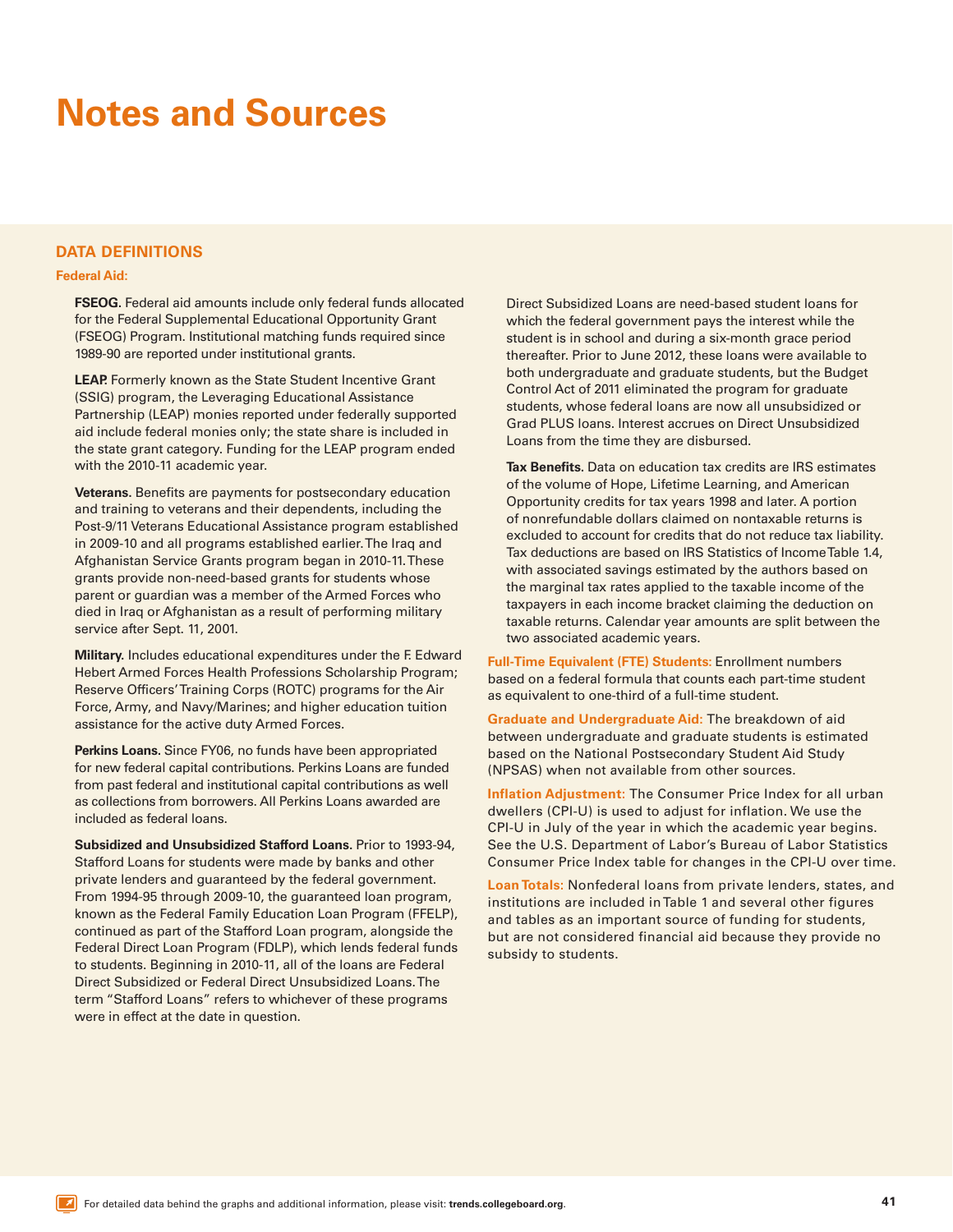# Notes and Sources

## DATA DEFINITIONS

### Federal Aid:

**FSEOG.** Federal aid amounts include only federal funds allocated for the Federal Supplemental Educational Opportunity Grant (FSEOG) Program. Institutional matching funds required since 1989-90 are reported under institutional grants.

**LEAP.** Formerly known as the State Student Incentive Grant (SSIG) program, the Leveraging Educational Assistance Partnership (LEAP) monies reported under federally supported aid include federal monies only; the state share is included in the state grant category. Funding for the LEAP program ended with the 2010-11 academic year.

**Veterans.** Benefits are payments for postsecondary education and training to veterans and their dependents, including the Post-9/11 Veterans Educational Assistance program established in 2009-10 and all programs established earlier. The Iraq and Afghanistan Service Grants program began in 2010-11. These grants provide non-need-based grants for students whose parent or guardian was a member of the Armed Forces who died in Iraq or Afghanistan as a result of performing military service after Sept. 11, 2001.

**Military.** Includes educational expenditures under the F. Edward Hebert Armed Forces Health Professions Scholarship Program; Reserve Officers' Training Corps (ROTC) programs for the Air Force, Army, and Navy/Marines; and higher education tuition assistance for the active duty Armed Forces.

**Perkins Loans.** Since FY06, no funds have been appropriated for new federal capital contributions. Perkins Loans are funded from past federal and institutional capital contributions as well as collections from borrowers. All Perkins Loans awarded are included as federal loans.

**Subsidized and Unsubsidized Stafford Loans.** Prior to 1993-94, Stafford Loans for students were made by banks and other private lenders and guaranteed by the federal government. From 1994-95 through 2009-10, the guaranteed loan program, known as the Federal Family Education Loan Program (FFELP), continued as part of the Stafford Loan program, alongside the Federal Direct Loan Program (FDLP), which lends federal funds to students. Beginning in 2010-11, all of the loans are Federal Direct Subsidized or Federal Direct Unsubsidized Loans. The term "Stafford Loans" refers to whichever of these programs were in effect at the date in question.

Direct Subsidized Loans are need-based student loans for which the federal government pays the interest while the student is in school and during a six-month grace period thereafter. Prior to June 2012, these loans were available to both undergraduate and graduate students, but the Budget Control Act of 2011 eliminated the program for graduate students, whose federal loans are now all unsubsidized or Grad PLUS loans. Interest accrues on Direct Unsubsidized Loans from the time they are disbursed.

**Tax Benefits.** Data on education tax credits are IRS estimates of the volume of Hope, Lifetime Learning, and American Opportunity credits for tax years 1998 and later. A portion of nonrefundable dollars claimed on nontaxable returns is excluded to account for credits that do not reduce tax liability. Tax deductions are based on IRS Statistics of Income Table 1.4, with associated savings estimated by the authors based on the marginal tax rates applied to the taxable income of the taxpayers in each income bracket claiming the deduction on taxable returns. Calendar year amounts are split between the two associated academic years.

**Full-Time Equivalent (FTE) Students:** Enrollment numbers based on a federal formula that counts each part-time student as equivalent to one-third of a full-time student.

**Graduate and Undergraduate Aid:** The breakdown of aid between undergraduate and graduate students is estimated based on the National Postsecondary Student Aid Study (NPSAS) when not available from other sources.

**Inflation Adjustment:** The Consumer Price Index for all urban dwellers (CPI-U) is used to adjust for inflation. We use the CPI-U in July of the year in which the academic year begins. See the U.S. Department of Labor's Bureau of Labor Statistics Consumer Price Index table for changes in the CPI-U over time.

**Loan Totals:** Nonfederal loans from private lenders, states, and institutions are included in Table 1 and several other figures and tables as an important source of funding for students, but are not considered financial aid because they provide no subsidy to students.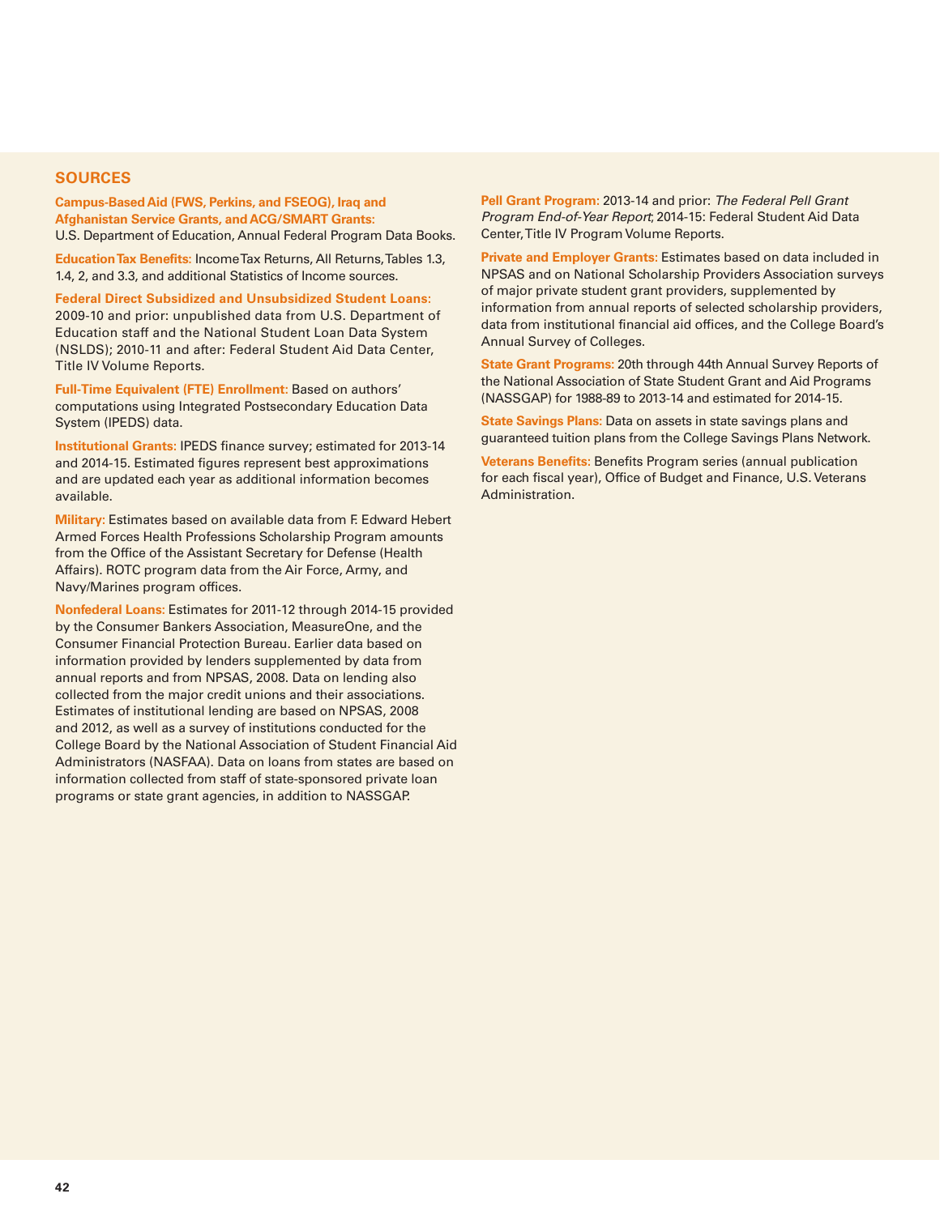## SOURCES

**Campus-Based Aid (FWS, Perkins, and FSEOG), Iraq and Afghanistan Service Grants, and ACG/SMART Grants:** U.S. Department of Education, Annual Federal Program Data Books.

**Education Tax Benefits:** Income Tax Returns, All Returns, Tables 1.3, 1.4, 2, and 3.3, and additional Statistics of Income sources.

**Federal Direct Subsidized and Unsubsidized Student Loans:** 2009-10 and prior: unpublished data from U.S. Department of Education staff and the National Student Loan Data System (NSLDS); 2010-11 and after: Federal Student Aid Data Center, Title IV Volume Reports.

**Full-Time Equivalent (FTE) Enrollment:** Based on authors' computations using Integrated Postsecondary Education Data System (IPEDS) data.

**Institutional Grants:** IPEDS finance survey; estimated for 2013-14 and 2014-15. Estimated figures represent best approximations and are updated each year as additional information becomes available.

**Military:** Estimates based on available data from F. Edward Hebert Armed Forces Health Professions Scholarship Program amounts from the Office of the Assistant Secretary for Defense (Health Affairs). ROTC program data from the Air Force, Army, and Navy/Marines program offices.

**Nonfederal Loans:** Estimates for 2011-12 through 2014-15 provided by the Consumer Bankers Association, MeasureOne, and the Consumer Financial Protection Bureau. Earlier data based on information provided by lenders supplemented by data from annual reports and from NPSAS, 2008. Data on lending also collected from the major credit unions and their associations. Estimates of institutional lending are based on NPSAS, 2008 and 2012, as well as a survey of institutions conducted for the College Board by the National Association of Student Financial Aid Administrators (NASFAA). Data on loans from states are based on information collected from staff of state-sponsored private loan programs or state grant agencies, in addition to NASSGAP.

**Pell Grant Program:** 2013-14 and prior: *The Federal Pell Grant Program End-of-Year Report*; 2014-15: Federal Student Aid Data Center, Title IV Program Volume Reports.

**Private and Employer Grants:** Estimates based on data included in NPSAS and on National Scholarship Providers Association surveys of major private student grant providers, supplemented by information from annual reports of selected scholarship providers, data from institutional financial aid offices, and the College Board's Annual Survey of Colleges.

**State Grant Programs:** 20th through 44th Annual Survey Reports of the National Association of State Student Grant and Aid Programs (NASSGAP) for 1988-89 to 2013-14 and estimated for 2014-15.

**State Savings Plans:** Data on assets in state savings plans and guaranteed tuition plans from the College Savings Plans Network.

**Veterans Benefits:** Benefits Program series (annual publication for each fiscal year), Office of Budget and Finance, U.S. Veterans Administration.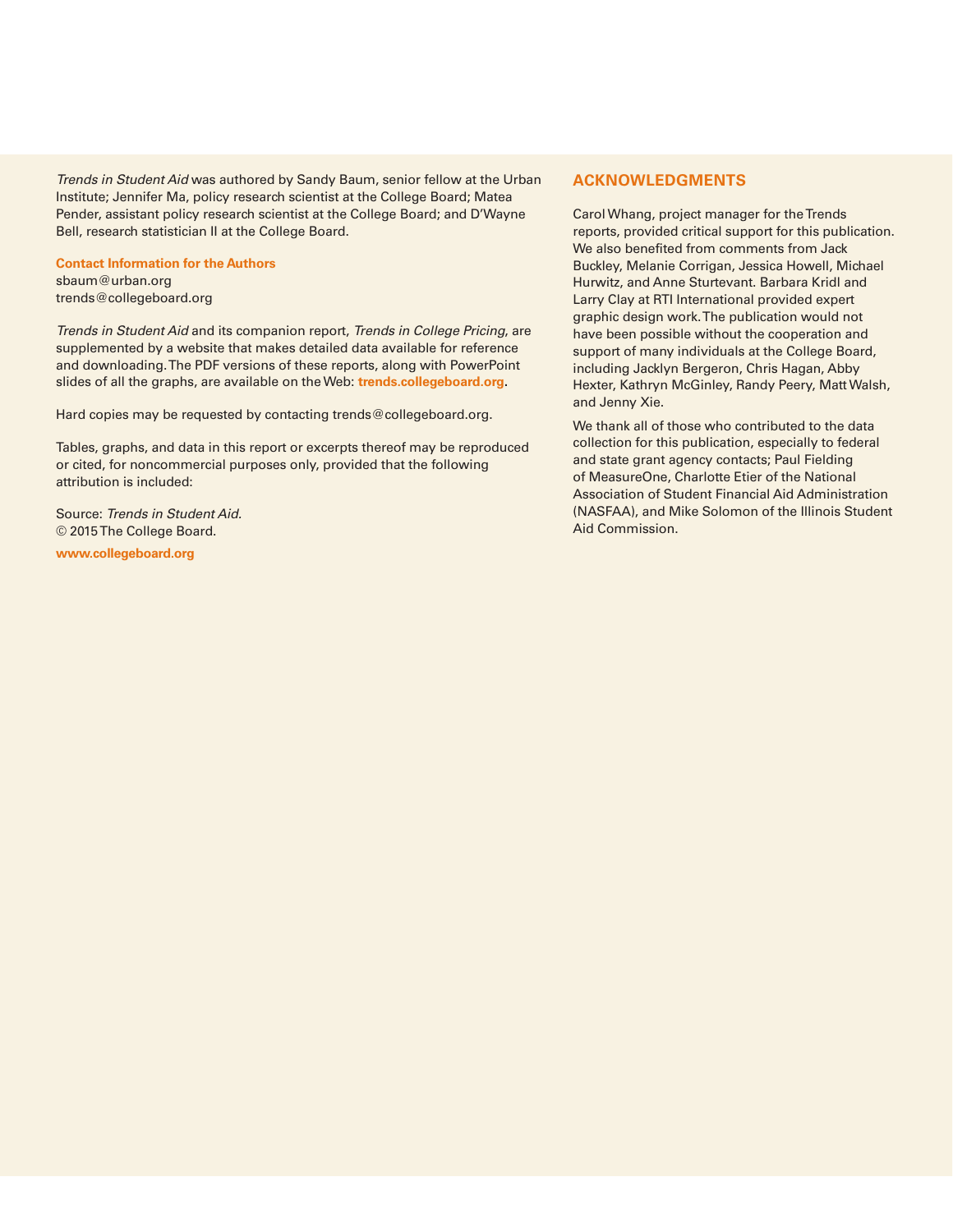*Trends in Student Aid* was authored by Sandy Baum, senior fellow at the Urban Institute; Jennifer Ma, policy research scientist at the College Board; Matea Pender, assistant policy research scientist at the College Board; and D'Wayne Bell, research statistician II at the College Board.

**Contact Information for the Authors**
sbaum@urban.org
trends@collegeboard.org

*Trends in Student Aid* and its companion report, *Trends in College Pricing*, are supplemented by a website that makes detailed data available for reference and downloading. The PDF versions of these reports, along with PowerPoint slides of all the graphs, are available on the Web: **trends.collegeboard.org**.

Hard copies may be requested by contacting trends@collegeboard.org.

Tables, graphs, and data in this report or excerpts thereof may be reproduced or cited, for noncommercial purposes only, provided that the following attribution is included:

Source: *Trends in Student Aid.*
© 2015 The College Board.

**www.collegeboard.org**

## ACKNOWLEDGMENTS

Carol Whang, project manager for the Trends reports, provided critical support for this publication. We also benefited from comments from Jack Buckley, Melanie Corrigan, Jessica Howell, Michael Hurwitz, and Anne Sturtevant. Barbara Kridl and Larry Clay at RTI International provided expert graphic design work. The publication would not have been possible without the cooperation and support of many individuals at the College Board, including Jacklyn Bergeron, Chris Hagan, Abby Hexter, Kathryn McGinley, Randy Peery, Matt Walsh, and Jenny Xie.

We thank all of those who contributed to the data collection for this publication, especially to federal and state grant agency contacts; Paul Fielding of MeasureOne, Charlotte Etier of the National Association of Student Financial Aid Administration (NASFAA), and Mike Solomon of the Illinois Student Aid Commission.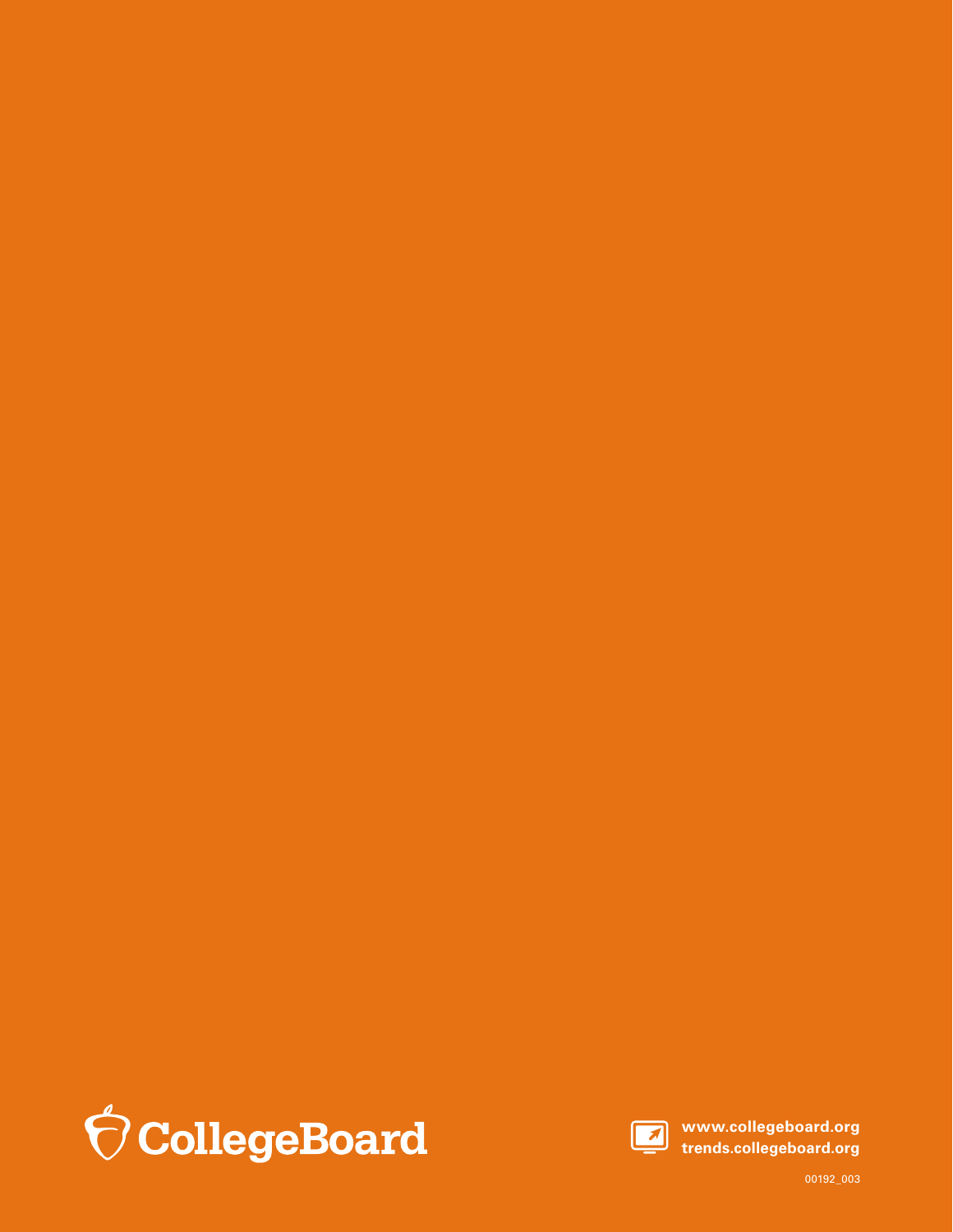CollegeBoard

www.collegeboard.org
trends.collegeboard.org

00192_003